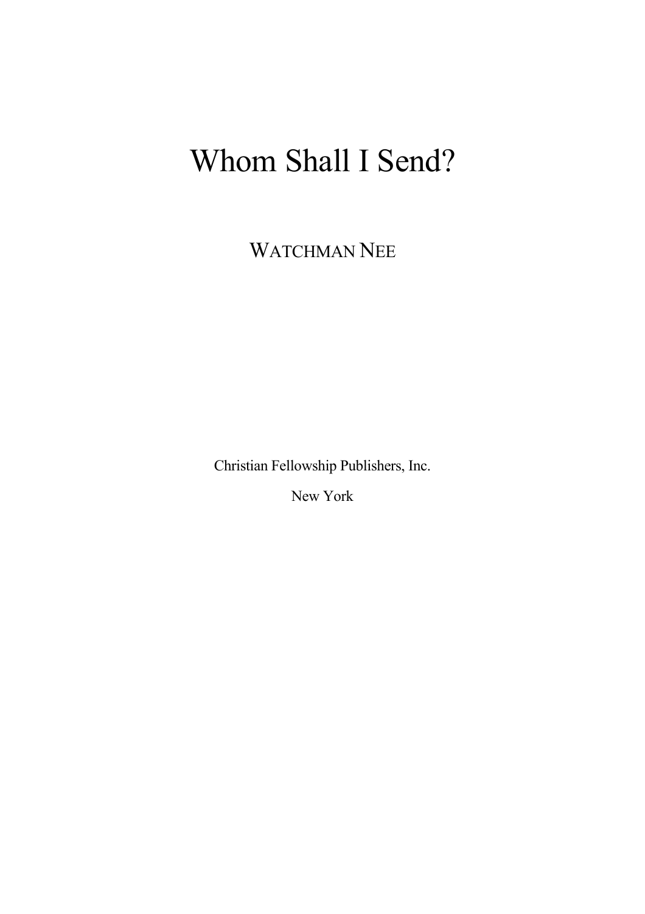# Whom Shall I Send?

WATCHMAN NEE

Christian Fellowship Publishers, Inc.

New York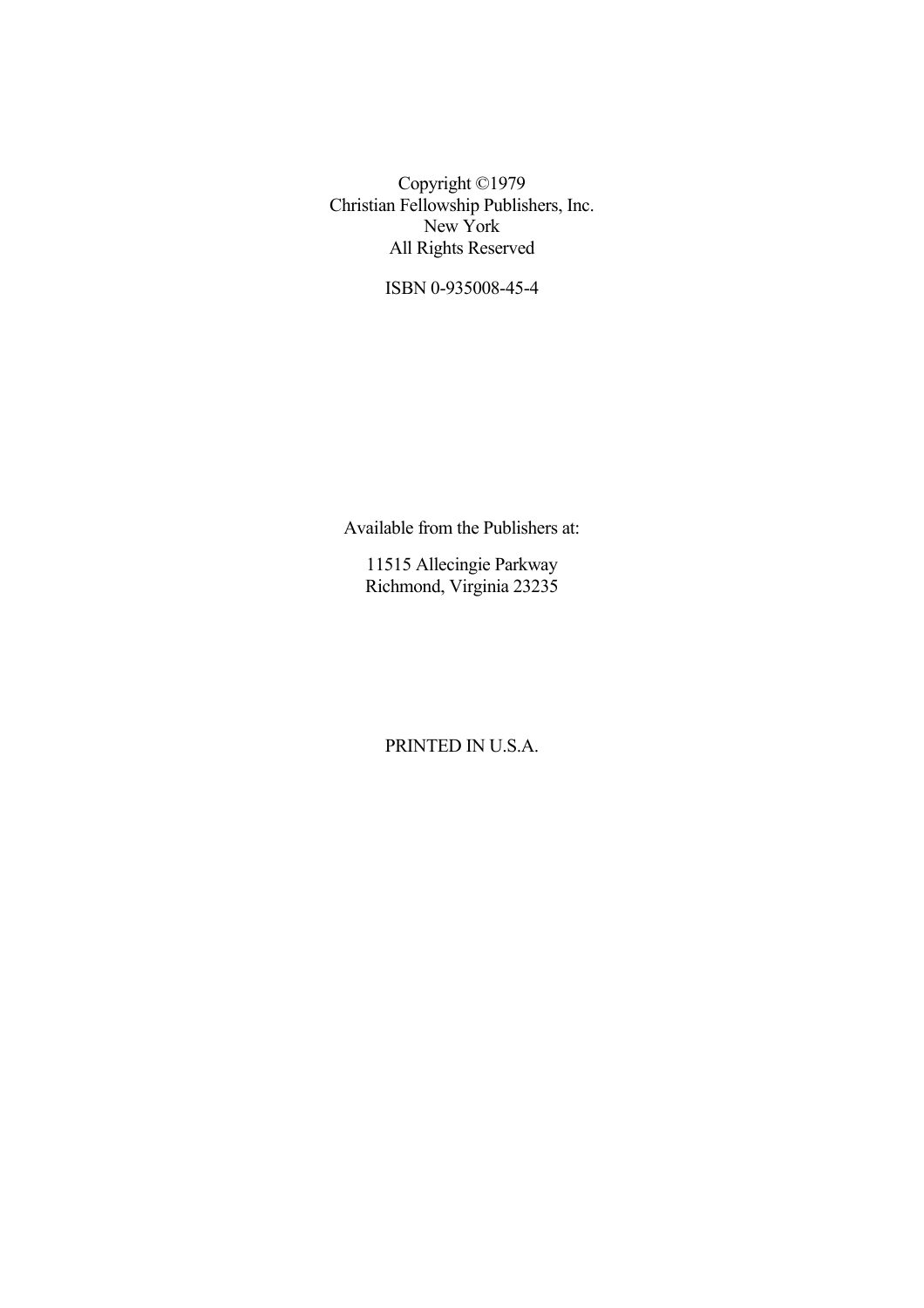Copyright ©1979
Christian Fellowship Publishers, Inc.
New York
All Rights Reserved

ISBN 0-935008-45-4

Available from the Publishers at:

11515 Allecingie Parkway
Richmond, Virginia 23235

PRINTED IN U.S.A.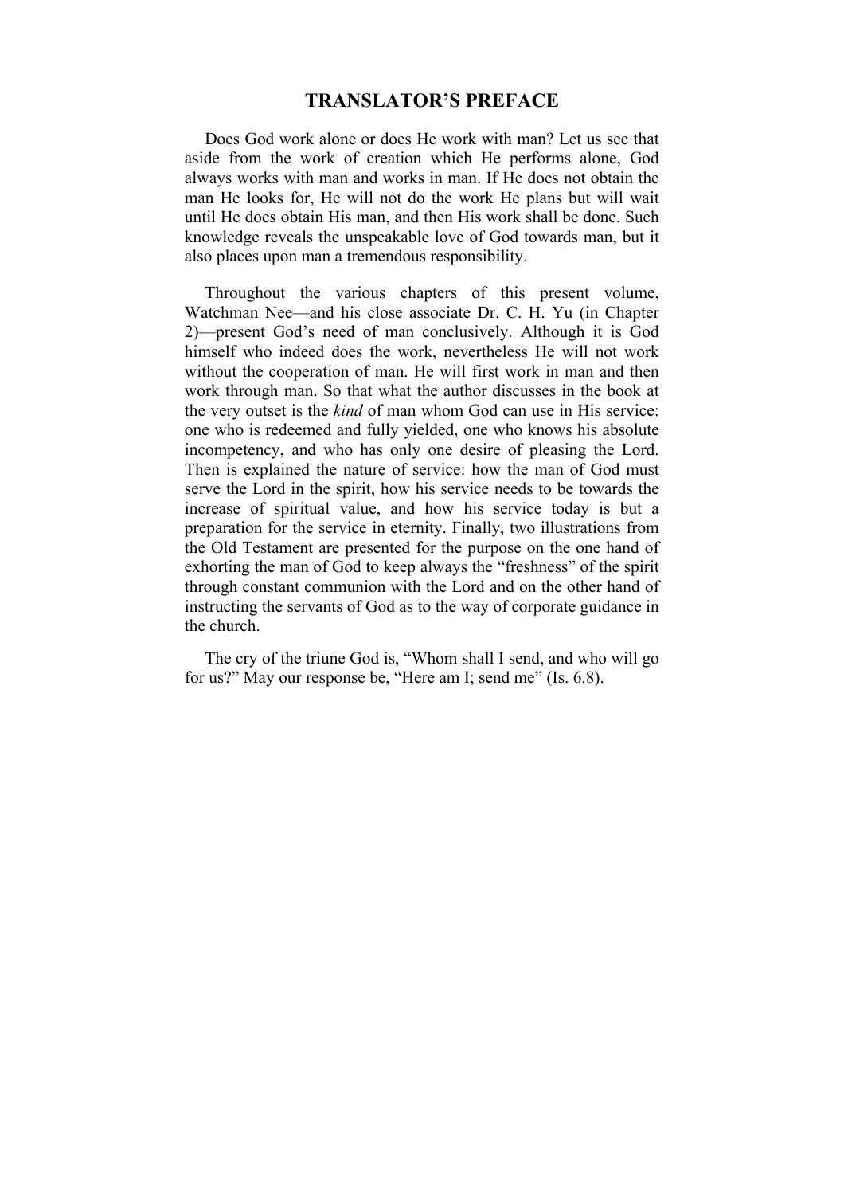# TRANSLATOR'S PREFACE

Does God work alone or does He work with man? Let us see that aside from the work of creation which He performs alone, God always works with man and works in man. If He does not obtain the man He looks for, He will not do the work He plans but will wait until He does obtain His man, and then His work shall be done. Such knowledge reveals the unspeakable love of God towards man, but it also places upon man a tremendous responsibility.

Throughout the various chapters of this present volume, Watchman Nee—and his close associate Dr. C. H. Yu (in Chapter 2)—present God's need of man conclusively. Although it is God himself who indeed does the work, nevertheless He will not work without the cooperation of man. He will first work in man and then work through man. So that what the author discusses in the book at the very outset is the *kind* of man whom God can use in His service: one who is redeemed and fully yielded, one who knows his absolute incompetency, and who has only one desire of pleasing the Lord. Then is explained the nature of service: how the man of God must serve the Lord in the spirit, how his service needs to be towards the increase of spiritual value, and how his service today is but a preparation for the service in eternity. Finally, two illustrations from the Old Testament are presented for the purpose on the one hand of exhorting the man of God to keep always the "freshness" of the spirit through constant communion with the Lord and on the other hand of instructing the servants of God as to the way of corporate guidance in the church.

The cry of the triune God is, "Whom shall I send, and who will go for us?" May our response be, "Here am I; send me" (Is. 6.8).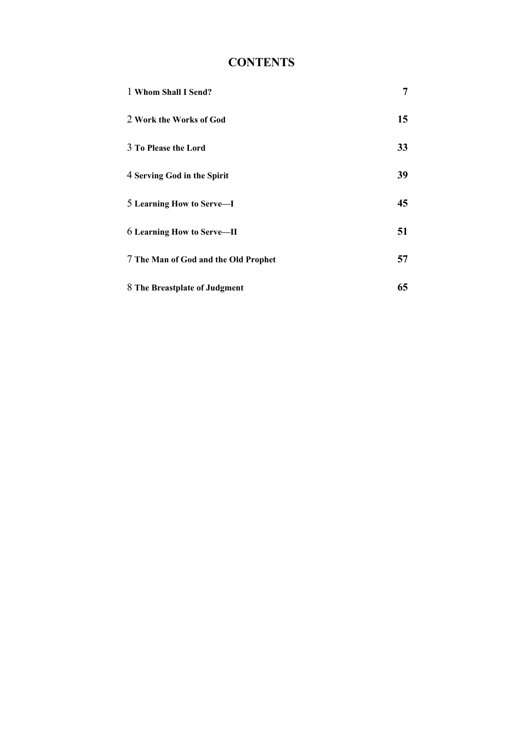# CONTENTS

| | |
|---|---:|
| 1 **Whom Shall I Send?** | **7** |
| 2 **Work the Works of God** | **15** |
| 3 **To Please the Lord** | **33** |
| 4 **Serving God in the Spirit** | **39** |
| 5 **Learning How to Serve—I** | **45** |
| 6 **Learning How to Serve—II** | **51** |
| 7 **The Man of God and the Old Prophet** | **57** |
| 8 **The Breastplate of Judgment** | **65** |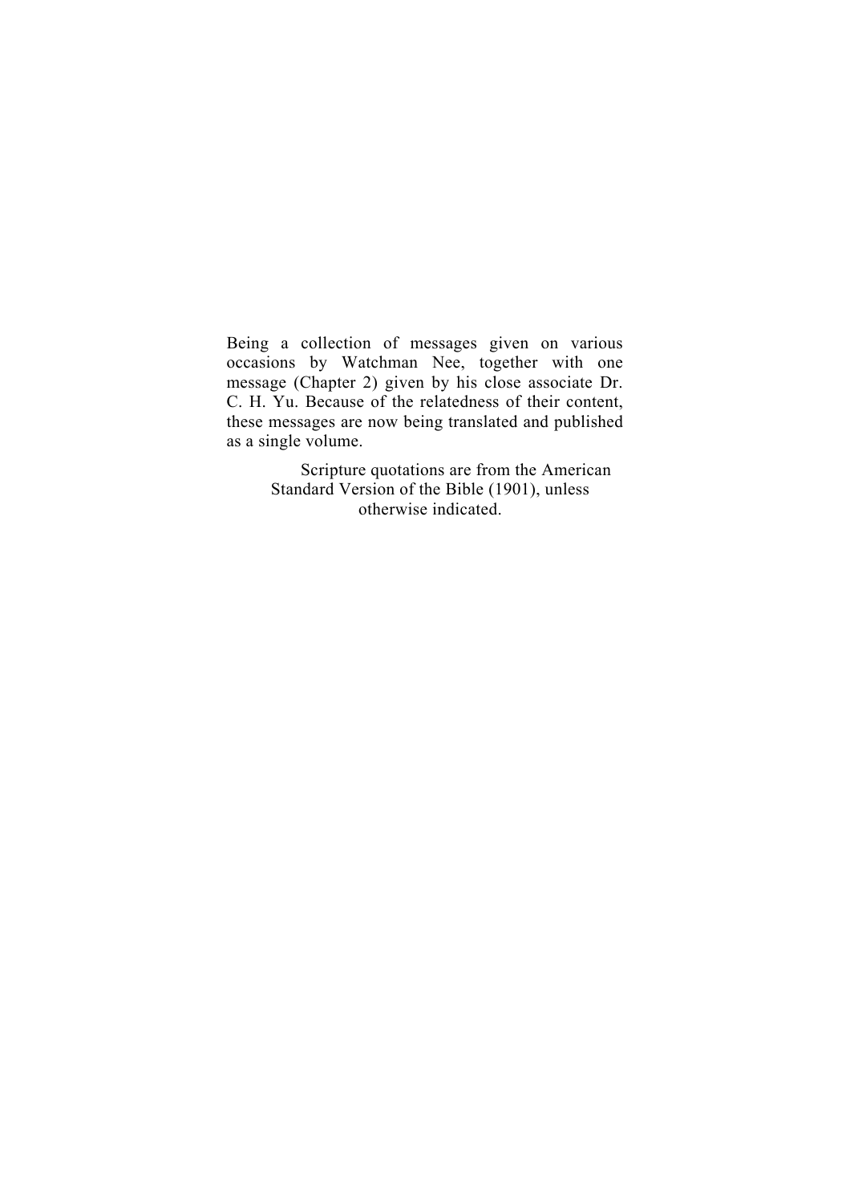Being a collection of messages given on various occasions by Watchman Nee, together with one message (Chapter 2) given by his close associate Dr. C. H. Yu. Because of the relatedness of their content, these messages are now being translated and published as a single volume.

Scripture quotations are from the American Standard Version of the Bible (1901), unless otherwise indicated.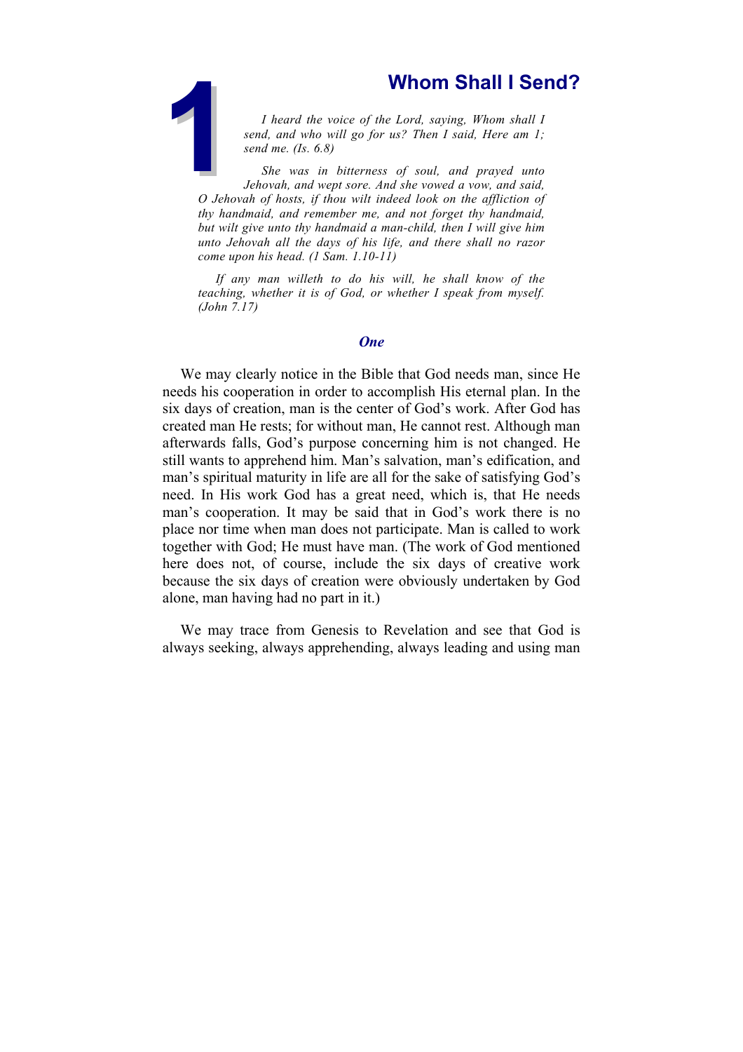# 1 Whom Shall I Send?

*I heard the voice of the Lord, saying, Whom shall I send, and who will go for us? Then I said, Here am 1; send me. (Is. 6.8)*

*She was in bitterness of soul, and prayed unto Jehovah, and wept sore. And she vowed a vow, and said, O Jehovah of hosts, if thou wilt indeed look on the affliction of thy handmaid, and remember me, and not forget thy handmaid, but wilt give unto thy handmaid a man-child, then I will give him unto Jehovah all the days of his life, and there shall no razor come upon his head. (1 Sam. 1.10-11)*

*If any man willeth to do his will, he shall know of the teaching, whether it is of God, or whether I speak from myself. (John 7.17)*

## *One*

We may clearly notice in the Bible that God needs man, since He needs his cooperation in order to accomplish His eternal plan. In the six days of creation, man is the center of God's work. After God has created man He rests; for without man, He cannot rest. Although man afterwards falls, God's purpose concerning him is not changed. He still wants to apprehend him. Man's salvation, man's edification, and man's spiritual maturity in life are all for the sake of satisfying God's need. In His work God has a great need, which is, that He needs man's cooperation. It may be said that in God's work there is no place nor time when man does not participate. Man is called to work together with God; He must have man. (The work of God mentioned here does not, of course, include the six days of creative work because the six days of creation were obviously undertaken by God alone, man having had no part in it.)

We may trace from Genesis to Revelation and see that God is always seeking, always apprehending, always leading and using man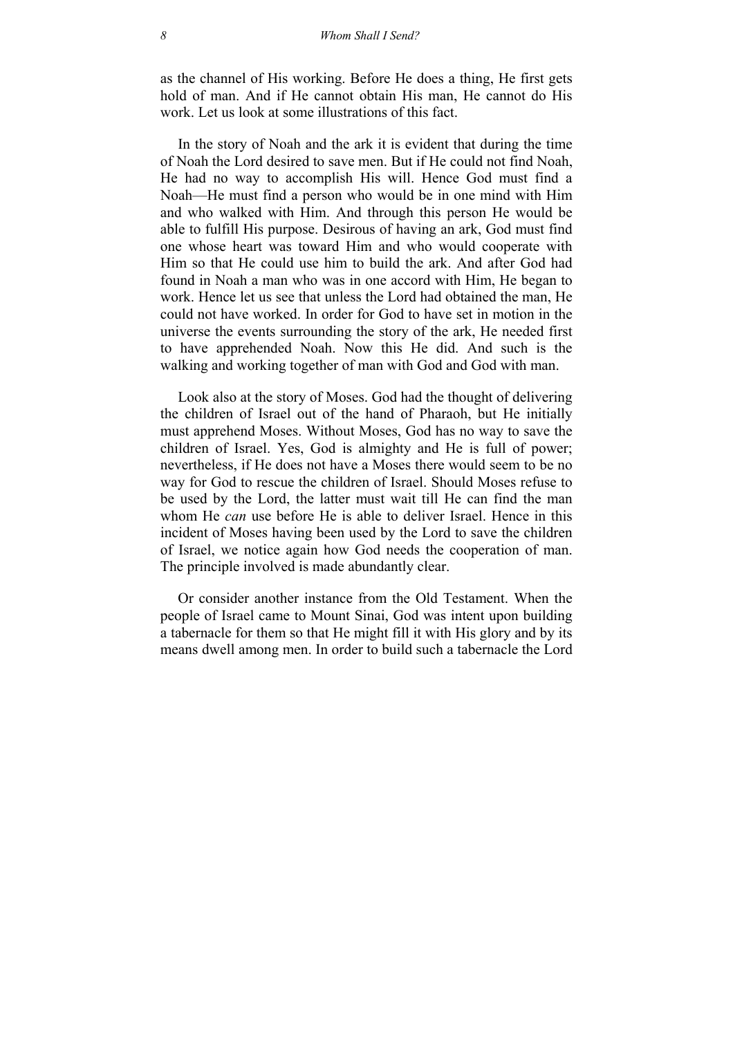as the channel of His working. Before He does a thing, He first gets hold of man. And if He cannot obtain His man, He cannot do His work. Let us look at some illustrations of this fact.

In the story of Noah and the ark it is evident that during the time of Noah the Lord desired to save men. But if He could not find Noah, He had no way to accomplish His will. Hence God must find a Noah—He must find a person who would be in one mind with Him and who walked with Him. And through this person He would be able to fulfill His purpose. Desirous of having an ark, God must find one whose heart was toward Him and who would cooperate with Him so that He could use him to build the ark. And after God had found in Noah a man who was in one accord with Him, He began to work. Hence let us see that unless the Lord had obtained the man, He could not have worked. In order for God to have set in motion in the universe the events surrounding the story of the ark, He needed first to have apprehended Noah. Now this He did. And such is the walking and working together of man with God and God with man.

Look also at the story of Moses. God had the thought of delivering the children of Israel out of the hand of Pharaoh, but He initially must apprehend Moses. Without Moses, God has no way to save the children of Israel. Yes, God is almighty and He is full of power; nevertheless, if He does not have a Moses there would seem to be no way for God to rescue the children of Israel. Should Moses refuse to be used by the Lord, the latter must wait till He can find the man whom He *can* use before He is able to deliver Israel. Hence in this incident of Moses having been used by the Lord to save the children of Israel, we notice again how God needs the cooperation of man. The principle involved is made abundantly clear.

Or consider another instance from the Old Testament. When the people of Israel came to Mount Sinai, God was intent upon building a tabernacle for them so that He might fill it with His glory and by its means dwell among men. In order to build such a tabernacle the Lord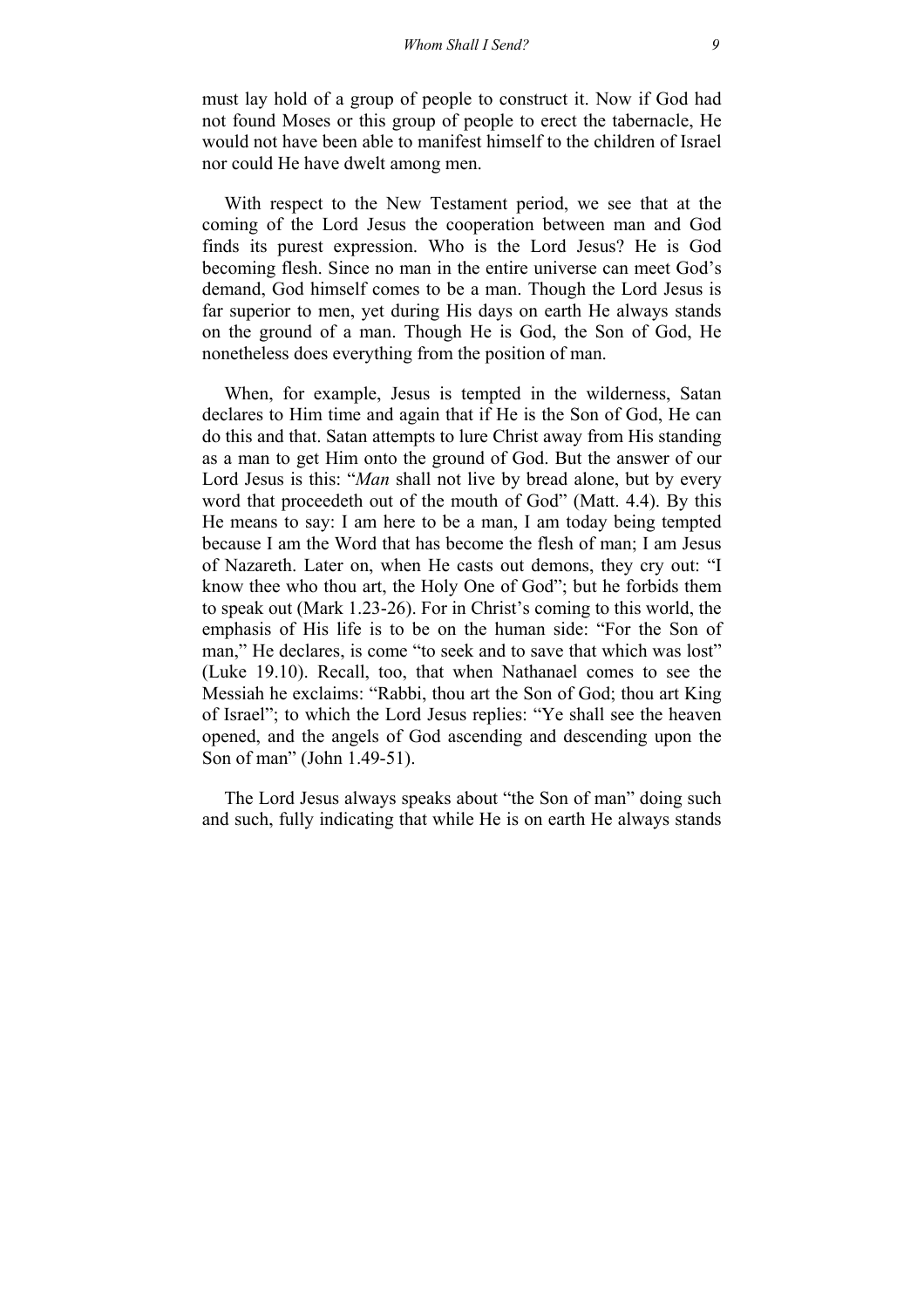must lay hold of a group of people to construct it. Now if God had not found Moses or this group of people to erect the tabernacle, He would not have been able to manifest himself to the children of Israel nor could He have dwelt among men.

With respect to the New Testament period, we see that at the coming of the Lord Jesus the cooperation between man and God finds its purest expression. Who is the Lord Jesus? He is God becoming flesh. Since no man in the entire universe can meet God's demand, God himself comes to be a man. Though the Lord Jesus is far superior to men, yet during His days on earth He always stands on the ground of a man. Though He is God, the Son of God, He nonetheless does everything from the position of man.

When, for example, Jesus is tempted in the wilderness, Satan declares to Him time and again that if He is the Son of God, He can do this and that. Satan attempts to lure Christ away from His standing as a man to get Him onto the ground of God. But the answer of our Lord Jesus is this: "*Man* shall not live by bread alone, but by every word that proceedeth out of the mouth of God" (Matt. 4.4). By this He means to say: I am here to be a man, I am today being tempted because I am the Word that has become the flesh of man; I am Jesus of Nazareth. Later on, when He casts out demons, they cry out: "I know thee who thou art, the Holy One of God"; but he forbids them to speak out (Mark 1.23-26). For in Christ's coming to this world, the emphasis of His life is to be on the human side: "For the Son of man," He declares, is come "to seek and to save that which was lost" (Luke 19.10). Recall, too, that when Nathanael comes to see the Messiah he exclaims: "Rabbi, thou art the Son of God; thou art King of Israel"; to which the Lord Jesus replies: "Ye shall see the heaven opened, and the angels of God ascending and descending upon the Son of man" (John 1.49-51).

The Lord Jesus always speaks about "the Son of man" doing such and such, fully indicating that while He is on earth He always stands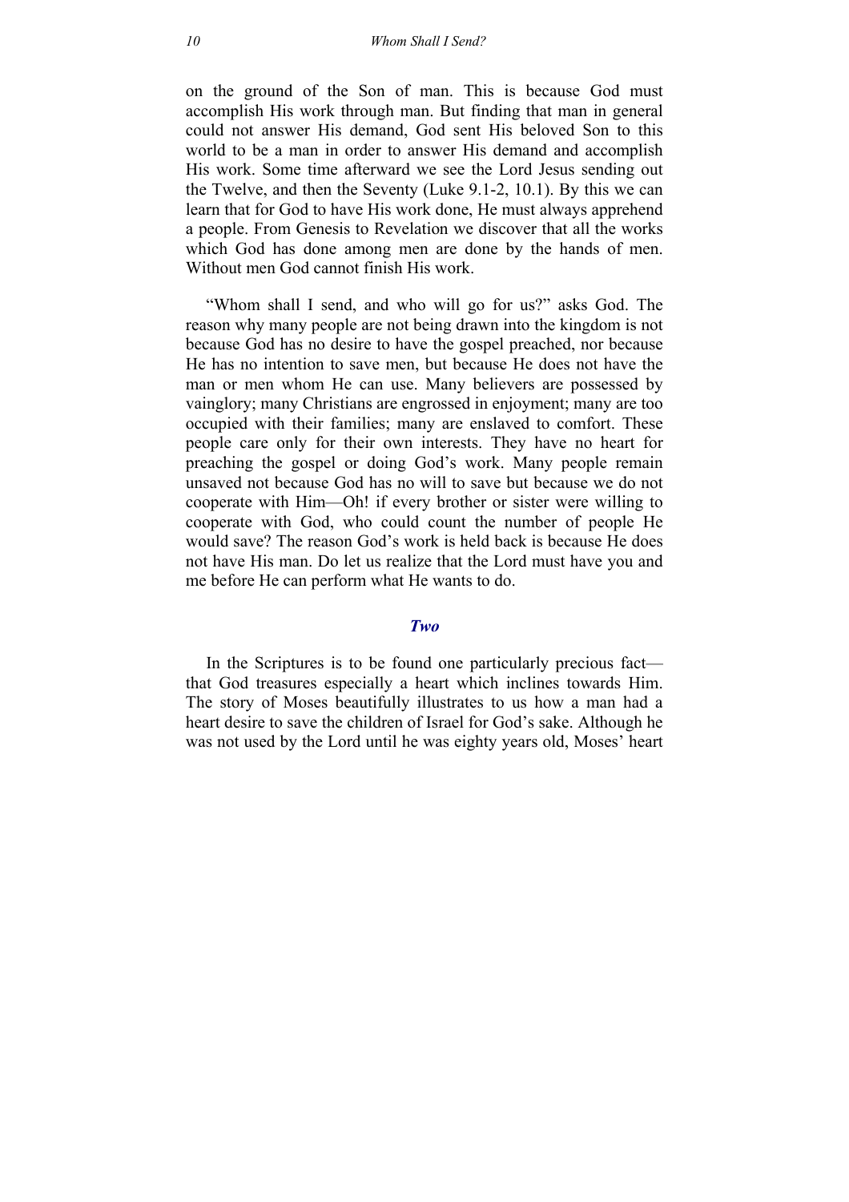on the ground of the Son of man. This is because God must accomplish His work through man. But finding that man in general could not answer His demand, God sent His beloved Son to this world to be a man in order to answer His demand and accomplish His work. Some time afterward we see the Lord Jesus sending out the Twelve, and then the Seventy (Luke 9.1-2, 10.1). By this we can learn that for God to have His work done, He must always apprehend a people. From Genesis to Revelation we discover that all the works which God has done among men are done by the hands of men. Without men God cannot finish His work.

"Whom shall I send, and who will go for us?" asks God. The reason why many people are not being drawn into the kingdom is not because God has no desire to have the gospel preached, nor because He has no intention to save men, but because He does not have the man or men whom He can use. Many believers are possessed by vainglory; many Christians are engrossed in enjoyment; many are too occupied with their families; many are enslaved to comfort. These people care only for their own interests. They have no heart for preaching the gospel or doing God's work. Many people remain unsaved not because God has no will to save but because we do not cooperate with Him—Oh! if every brother or sister were willing to cooperate with God, who could count the number of people He would save? The reason God's work is held back is because He does not have His man. Do let us realize that the Lord must have you and me before He can perform what He wants to do.

## *Two*

In the Scriptures is to be found one particularly precious fact—that God treasures especially a heart which inclines towards Him. The story of Moses beautifully illustrates to us how a man had a heart desire to save the children of Israel for God's sake. Although he was not used by the Lord until he was eighty years old, Moses' heart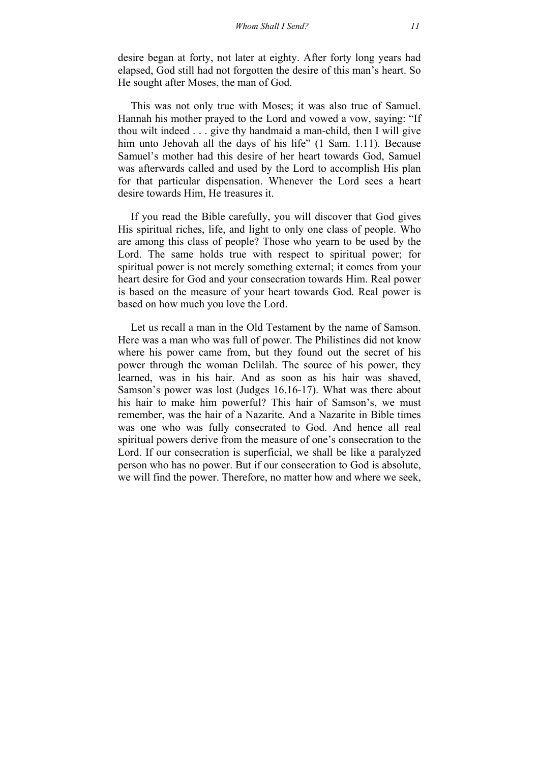desire began at forty, not later at eighty. After forty long years had elapsed, God still had not forgotten the desire of this man's heart. So He sought after Moses, the man of God.

This was not only true with Moses; it was also true of Samuel. Hannah his mother prayed to the Lord and vowed a vow, saying: "If thou wilt indeed . . . give thy handmaid a man-child, then I will give him unto Jehovah all the days of his life" (1 Sam. 1.11). Because Samuel's mother had this desire of her heart towards God, Samuel was afterwards called and used by the Lord to accomplish His plan for that particular dispensation. Whenever the Lord sees a heart desire towards Him, He treasures it.

If you read the Bible carefully, you will discover that God gives His spiritual riches, life, and light to only one class of people. Who are among this class of people? Those who yearn to be used by the Lord. The same holds true with respect to spiritual power; for spiritual power is not merely something external; it comes from your heart desire for God and your consecration towards Him. Real power is based on the measure of your heart towards God. Real power is based on how much you love the Lord.

Let us recall a man in the Old Testament by the name of Samson. Here was a man who was full of power. The Philistines did not know where his power came from, but they found out the secret of his power through the woman Delilah. The source of his power, they learned, was in his hair. And as soon as his hair was shaved, Samson's power was lost (Judges 16.16-17). What was there about his hair to make him powerful? This hair of Samson's, we must remember, was the hair of a Nazarite. And a Nazarite in Bible times was one who was fully consecrated to God. And hence all real spiritual powers derive from the measure of one's consecration to the Lord. If our consecration is superficial, we shall be like a paralyzed person who has no power. But if our consecration to God is absolute, we will find the power. Therefore, no matter how and where we seek,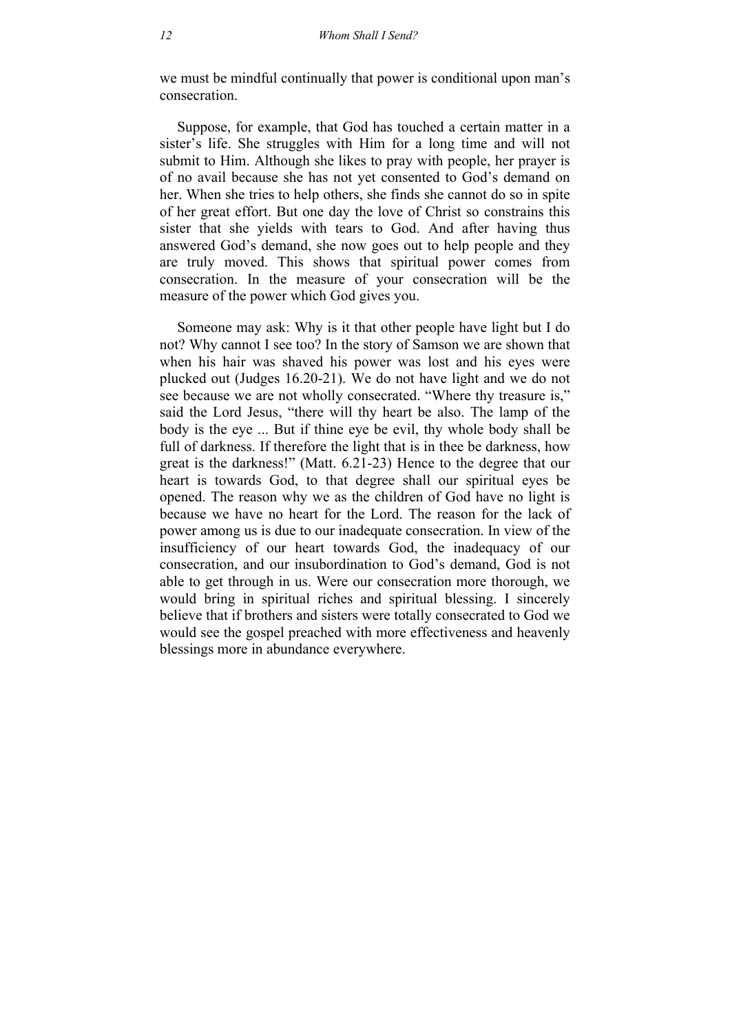we must be mindful continually that power is conditional upon man's consecration.

Suppose, for example, that God has touched a certain matter in a sister's life. She struggles with Him for a long time and will not submit to Him. Although she likes to pray with people, her prayer is of no avail because she has not yet consented to God's demand on her. When she tries to help others, she finds she cannot do so in spite of her great effort. But one day the love of Christ so constrains this sister that she yields with tears to God. And after having thus answered God's demand, she now goes out to help people and they are truly moved. This shows that spiritual power comes from consecration. In the measure of your consecration will be the measure of the power which God gives you.

Someone may ask: Why is it that other people have light but I do not? Why cannot I see too? In the story of Samson we are shown that when his hair was shaved his power was lost and his eyes were plucked out (Judges 16.20-21). We do not have light and we do not see because we are not wholly consecrated. "Where thy treasure is," said the Lord Jesus, "there will thy heart be also. The lamp of the body is the eye ... But if thine eye be evil, thy whole body shall be full of darkness. If therefore the light that is in thee be darkness, how great is the darkness!" (Matt. 6.21-23) Hence to the degree that our heart is towards God, to that degree shall our spiritual eyes be opened. The reason why we as the children of God have no light is because we have no heart for the Lord. The reason for the lack of power among us is due to our inadequate consecration. In view of the insufficiency of our heart towards God, the inadequacy of our consecration, and our insubordination to God's demand, God is not able to get through in us. Were our consecration more thorough, we would bring in spiritual riches and spiritual blessing. I sincerely believe that if brothers and sisters were totally consecrated to God we would see the gospel preached with more effectiveness and heavenly blessings more in abundance everywhere.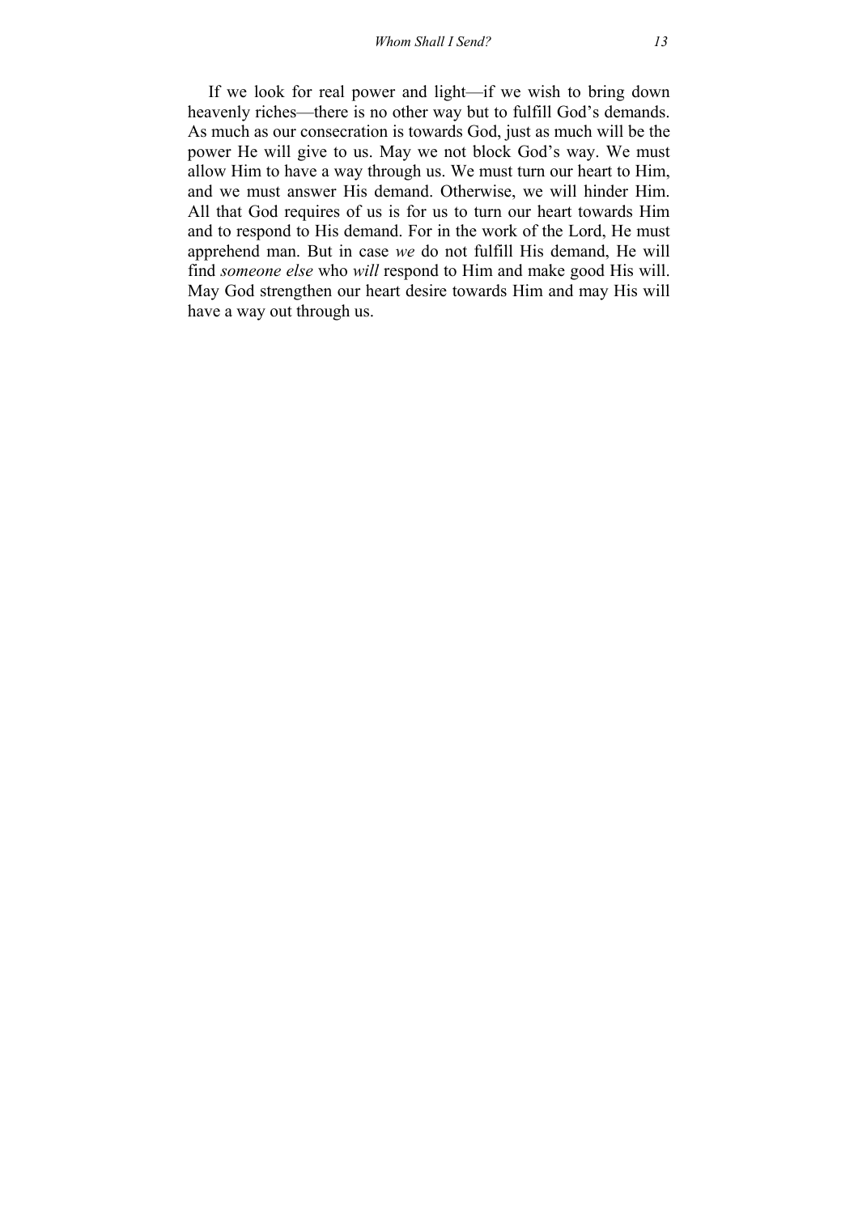If we look for real power and light—if we wish to bring down heavenly riches—there is no other way but to fulfill God's demands. As much as our consecration is towards God, just as much will be the power He will give to us. May we not block God's way. We must allow Him to have a way through us. We must turn our heart to Him, and we must answer His demand. Otherwise, we will hinder Him. All that God requires of us is for us to turn our heart towards Him and to respond to His demand. For in the work of the Lord, He must apprehend man. But in case *we* do not fulfill His demand, He will find *someone else* who *will* respond to Him and make good His will. May God strengthen our heart desire towards Him and may His will have a way out through us.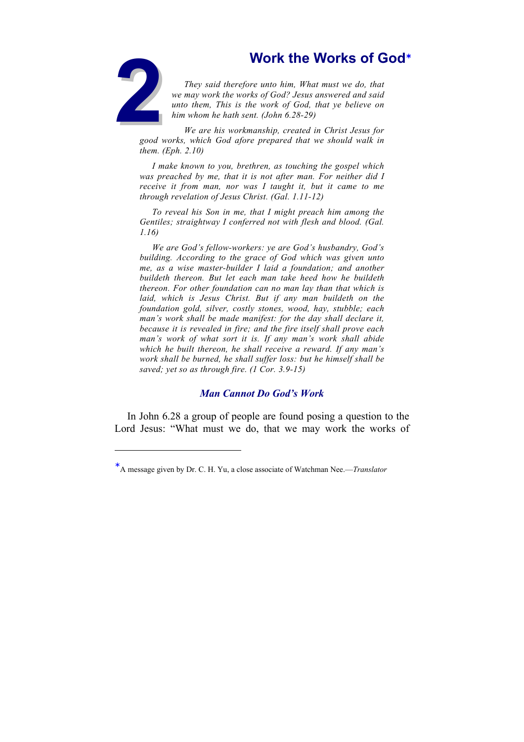# 2 Work the Works of God*

*They said therefore unto him, What must we do, that we may work the works of God? Jesus answered and said unto them, This is the work of God, that ye believe on him whom he hath sent. (John 6.28-29)*

*We are his workmanship, created in Christ Jesus for good works, which God afore prepared that we should walk in them. (Eph. 2.10)*

*I make known to you, brethren, as touching the gospel which was preached by me, that it is not after man. For neither did I receive it from man, nor was I taught it, but it came to me through revelation of Jesus Christ. (Gal. 1.11-12)*

*To reveal his Son in me, that I might preach him among the Gentiles; straightway I conferred not with flesh and blood. (Gal. 1.16)*

*We are God's fellow-workers: ye are God's husbandry, God's building. According to the grace of God which was given unto me, as a wise master-builder I laid a foundation; and another buildeth thereon. But let each man take heed how he buildeth thereon. For other foundation can no man lay than that which is laid, which is Jesus Christ. But if any man buildeth on the foundation gold, silver, costly stones, wood, hay, stubble; each man's work shall be made manifest: for the day shall declare it, because it is revealed in fire; and the fire itself shall prove each man's work of what sort it is. If any man's work shall abide which he built thereon, he shall receive a reward. If any man's work shall be burned, he shall suffer loss: but he himself shall be saved; yet so as through fire. (1 Cor. 3.9-15)*

### *Man Cannot Do God's Work*

In John 6.28 a group of people are found posing a question to the Lord Jesus: "What must we do, that we may work the works of

---

*A message given by Dr. C. H. Yu, a close associate of Watchman Nee.—*Translator*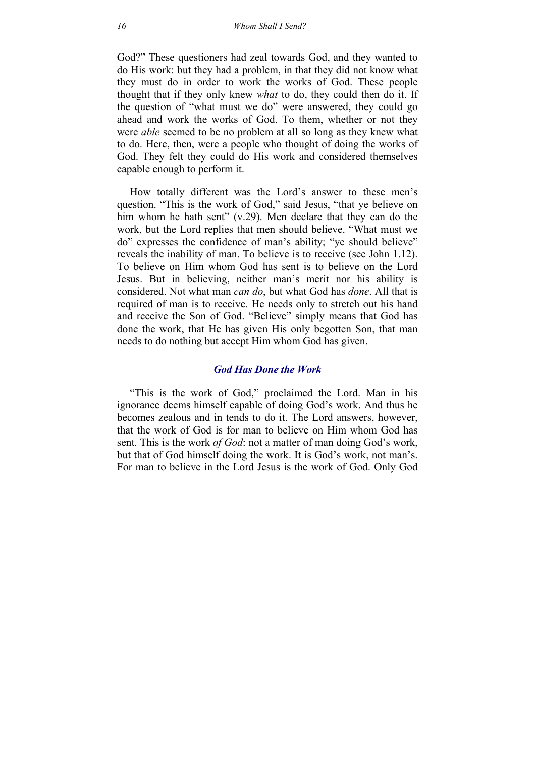God?" These questioners had zeal towards God, and they wanted to do His work: but they had a problem, in that they did not know what they must do in order to work the works of God. These people thought that if they only knew *what* to do, they could then do it. If the question of "what must we do" were answered, they could go ahead and work the works of God. To them, whether or not they were *able* seemed to be no problem at all so long as they knew what to do. Here, then, were a people who thought of doing the works of God. They felt they could do His work and considered themselves capable enough to perform it.

How totally different was the Lord's answer to these men's question. "This is the work of God," said Jesus, "that ye believe on him whom he hath sent" (v.29). Men declare that they can do the work, but the Lord replies that men should believe. "What must we do" expresses the confidence of man's ability; "ye should believe" reveals the inability of man. To believe is to receive (see John 1.12). To believe on Him whom God has sent is to believe on the Lord Jesus. But in believing, neither man's merit nor his ability is considered. Not what man *can do*, but what God has *done*. All that is required of man is to receive. He needs only to stretch out his hand and receive the Son of God. "Believe" simply means that God has done the work, that He has given His only begotten Son, that man needs to do nothing but accept Him whom God has given.

### *God Has Done the Work*

"This is the work of God," proclaimed the Lord. Man in his ignorance deems himself capable of doing God's work. And thus he becomes zealous and in tends to do it. The Lord answers, however, that the work of God is for man to believe on Him whom God has sent. This is the work *of God*: not a matter of man doing God's work, but that of God himself doing the work. It is God's work, not man's. For man to believe in the Lord Jesus is the work of God. Only God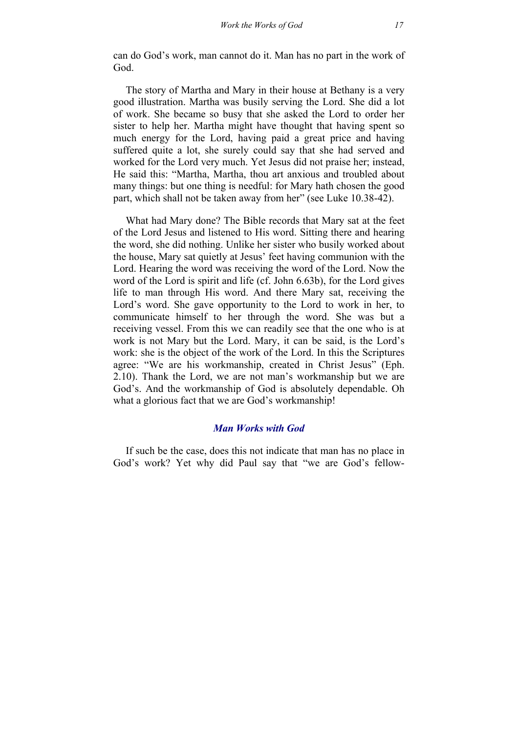can do God's work, man cannot do it. Man has no part in the work of God.

The story of Martha and Mary in their house at Bethany is a very good illustration. Martha was busily serving the Lord. She did a lot of work. She became so busy that she asked the Lord to order her sister to help her. Martha might have thought that having spent so much energy for the Lord, having paid a great price and having suffered quite a lot, she surely could say that she had served and worked for the Lord very much. Yet Jesus did not praise her; instead, He said this: "Martha, Martha, thou art anxious and troubled about many things: but one thing is needful: for Mary hath chosen the good part, which shall not be taken away from her" (see Luke 10.38-42).

What had Mary done? The Bible records that Mary sat at the feet of the Lord Jesus and listened to His word. Sitting there and hearing the word, she did nothing. Unlike her sister who busily worked about the house, Mary sat quietly at Jesus' feet having communion with the Lord. Hearing the word was receiving the word of the Lord. Now the word of the Lord is spirit and life (cf. John 6.63b), for the Lord gives life to man through His word. And there Mary sat, receiving the Lord's word. She gave opportunity to the Lord to work in her, to communicate himself to her through the word. She was but a receiving vessel. From this we can readily see that the one who is at work is not Mary but the Lord. Mary, it can be said, is the Lord's work: she is the object of the work of the Lord. In this the Scriptures agree: "We are his workmanship, created in Christ Jesus" (Eph. 2.10). Thank the Lord, we are not man's workmanship but we are God's. And the workmanship of God is absolutely dependable. Oh what a glorious fact that we are God's workmanship!

### *Man Works with God*

If such be the case, does this not indicate that man has no place in God's work? Yet why did Paul say that "we are God's fellow-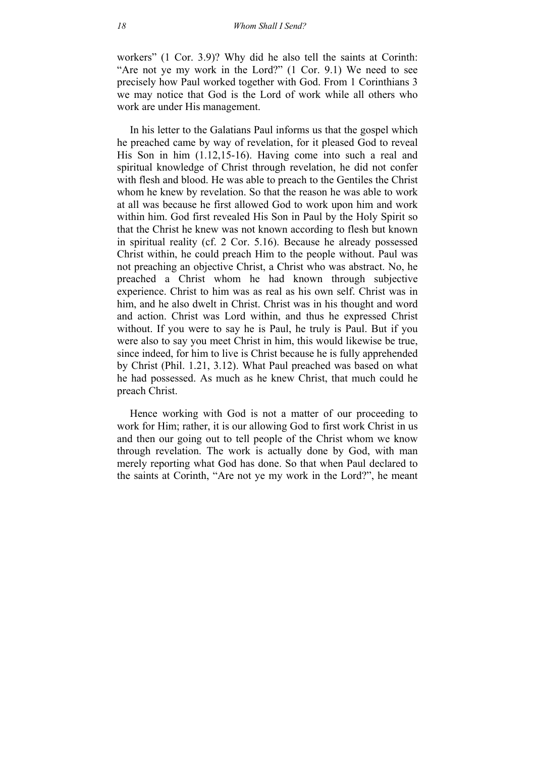workers" (1 Cor. 3.9)? Why did he also tell the saints at Corinth: "Are not ye my work in the Lord?" (1 Cor. 9.1) We need to see precisely how Paul worked together with God. From 1 Corinthians 3 we may notice that God is the Lord of work while all others who work are under His management.

In his letter to the Galatians Paul informs us that the gospel which he preached came by way of revelation, for it pleased God to reveal His Son in him (1.12,15-16). Having come into such a real and spiritual knowledge of Christ through revelation, he did not confer with flesh and blood. He was able to preach to the Gentiles the Christ whom he knew by revelation. So that the reason he was able to work at all was because he first allowed God to work upon him and work within him. God first revealed His Son in Paul by the Holy Spirit so that the Christ he knew was not known according to flesh but known in spiritual reality (cf. 2 Cor. 5.16). Because he already possessed Christ within, he could preach Him to the people without. Paul was not preaching an objective Christ, a Christ who was abstract. No, he preached a Christ whom he had known through subjective experience. Christ to him was as real as his own self. Christ was in him, and he also dwelt in Christ. Christ was in his thought and word and action. Christ was Lord within, and thus he expressed Christ without. If you were to say he is Paul, he truly is Paul. But if you were also to say you meet Christ in him, this would likewise be true, since indeed, for him to live is Christ because he is fully apprehended by Christ (Phil. 1.21, 3.12). What Paul preached was based on what he had possessed. As much as he knew Christ, that much could he preach Christ.

Hence working with God is not a matter of our proceeding to work for Him; rather, it is our allowing God to first work Christ in us and then our going out to tell people of the Christ whom we know through revelation. The work is actually done by God, with man merely reporting what God has done. So that when Paul declared to the saints at Corinth, "Are not ye my work in the Lord?", he meant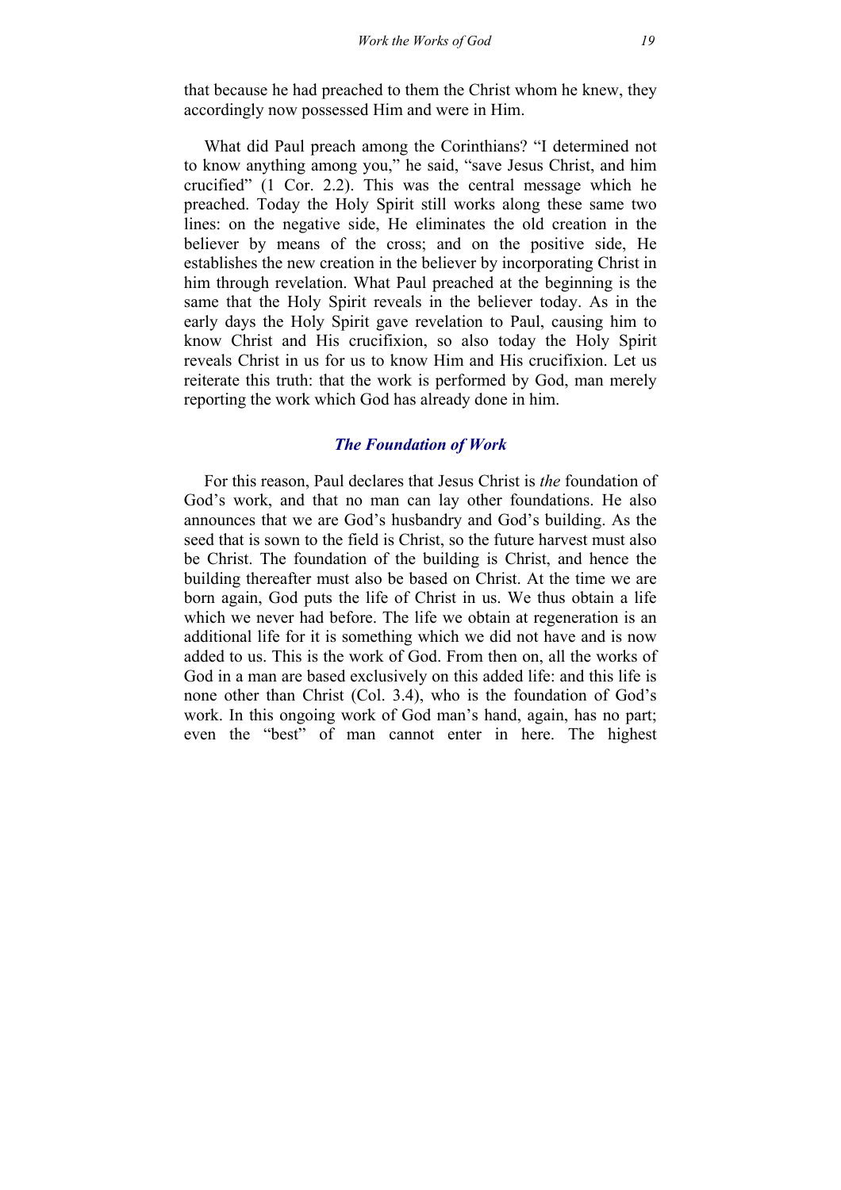that because he had preached to them the Christ whom he knew, they accordingly now possessed Him and were in Him.

What did Paul preach among the Corinthians? "I determined not to know anything among you," he said, "save Jesus Christ, and him crucified" (1 Cor. 2.2). This was the central message which he preached. Today the Holy Spirit still works along these same two lines: on the negative side, He eliminates the old creation in the believer by means of the cross; and on the positive side, He establishes the new creation in the believer by incorporating Christ in him through revelation. What Paul preached at the beginning is the same that the Holy Spirit reveals in the believer today. As in the early days the Holy Spirit gave revelation to Paul, causing him to know Christ and His crucifixion, so also today the Holy Spirit reveals Christ in us for us to know Him and His crucifixion. Let us reiterate this truth: that the work is performed by God, man merely reporting the work which God has already done in him.

### *The Foundation of Work*

For this reason, Paul declares that Jesus Christ is *the* foundation of God's work, and that no man can lay other foundations. He also announces that we are God's husbandry and God's building. As the seed that is sown to the field is Christ, so the future harvest must also be Christ. The foundation of the building is Christ, and hence the building thereafter must also be based on Christ. At the time we are born again, God puts the life of Christ in us. We thus obtain a life which we never had before. The life we obtain at regeneration is an additional life for it is something which we did not have and is now added to us. This is the work of God. From then on, all the works of God in a man are based exclusively on this added life: and this life is none other than Christ (Col. 3.4), who is the foundation of God's work. In this ongoing work of God man's hand, again, has no part; even the "best" of man cannot enter in here. The highest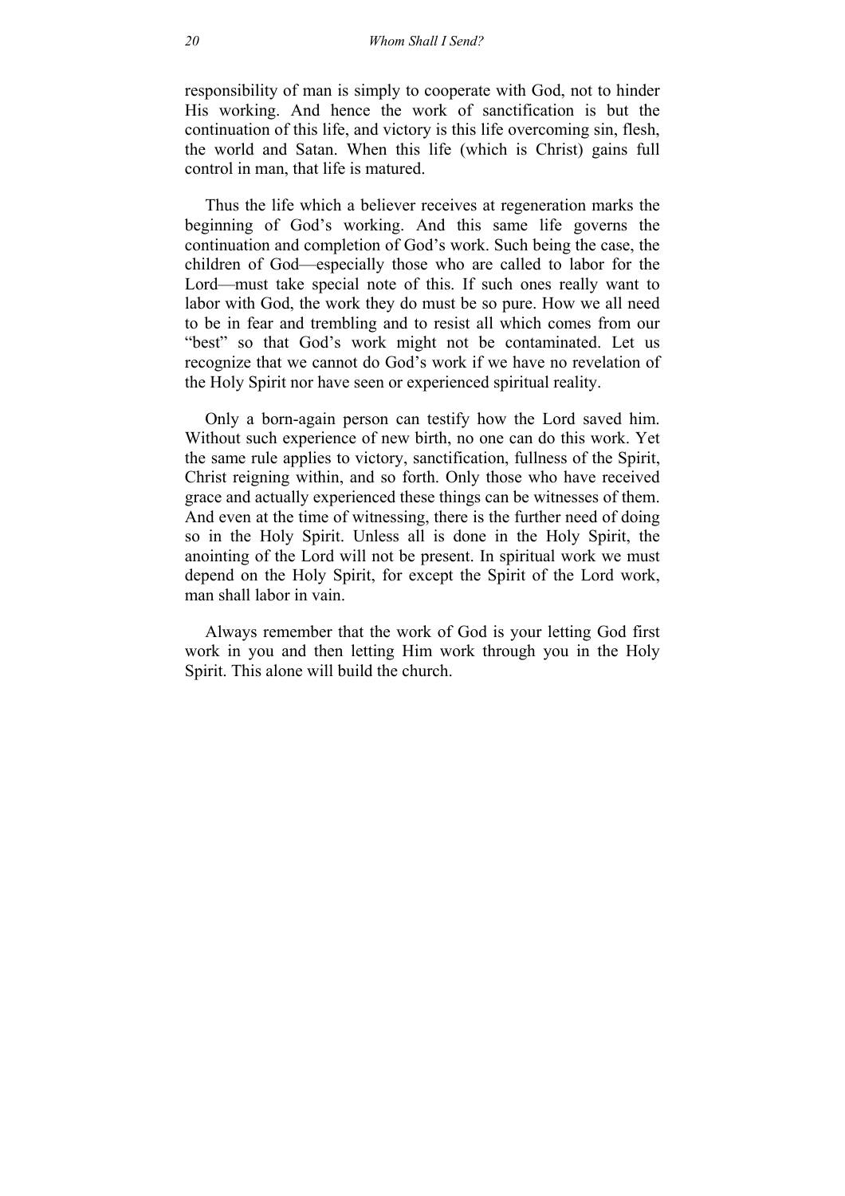responsibility of man is simply to cooperate with God, not to hinder His working. And hence the work of sanctification is but the continuation of this life, and victory is this life overcoming sin, flesh, the world and Satan. When this life (which is Christ) gains full control in man, that life is matured.

Thus the life which a believer receives at regeneration marks the beginning of God's working. And this same life governs the continuation and completion of God's work. Such being the case, the children of God—especially those who are called to labor for the Lord—must take special note of this. If such ones really want to labor with God, the work they do must be so pure. How we all need to be in fear and trembling and to resist all which comes from our "best" so that God's work might not be contaminated. Let us recognize that we cannot do God's work if we have no revelation of the Holy Spirit nor have seen or experienced spiritual reality.

Only a born-again person can testify how the Lord saved him. Without such experience of new birth, no one can do this work. Yet the same rule applies to victory, sanctification, fullness of the Spirit, Christ reigning within, and so forth. Only those who have received grace and actually experienced these things can be witnesses of them. And even at the time of witnessing, there is the further need of doing so in the Holy Spirit. Unless all is done in the Holy Spirit, the anointing of the Lord will not be present. In spiritual work we must depend on the Holy Spirit, for except the Spirit of the Lord work, man shall labor in vain.

Always remember that the work of God is your letting God first work in you and then letting Him work through you in the Holy Spirit. This alone will build the church.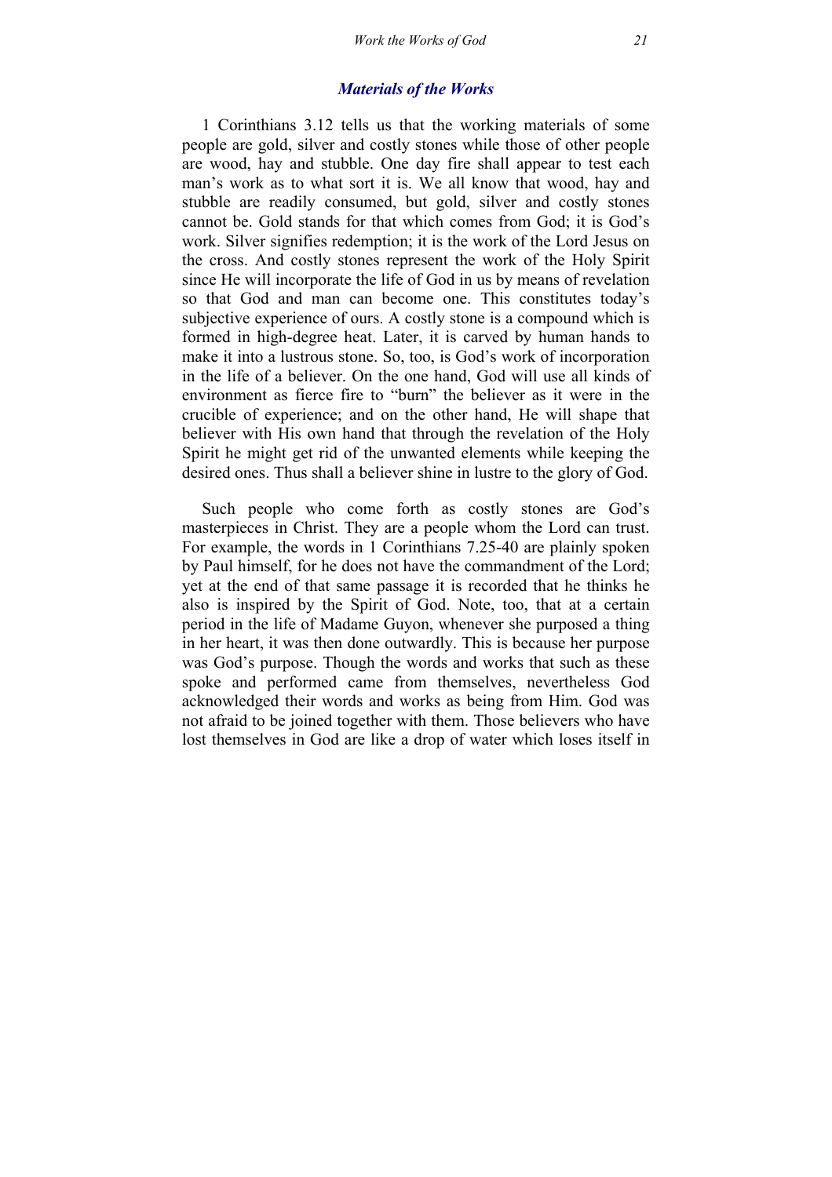### *Materials of the Works*

1 Corinthians 3.12 tells us that the working materials of some people are gold, silver and costly stones while those of other people are wood, hay and stubble. One day fire shall appear to test each man's work as to what sort it is. We all know that wood, hay and stubble are readily consumed, but gold, silver and costly stones cannot be. Gold stands for that which comes from God; it is God's work. Silver signifies redemption; it is the work of the Lord Jesus on the cross. And costly stones represent the work of the Holy Spirit since He will incorporate the life of God in us by means of revelation so that God and man can become one. This constitutes today's subjective experience of ours. A costly stone is a compound which is formed in high-degree heat. Later, it is carved by human hands to make it into a lustrous stone. So, too, is God's work of incorporation in the life of a believer. On the one hand, God will use all kinds of environment as fierce fire to "burn" the believer as it were in the crucible of experience; and on the other hand, He will shape that believer with His own hand that through the revelation of the Holy Spirit he might get rid of the unwanted elements while keeping the desired ones. Thus shall a believer shine in lustre to the glory of God.

Such people who come forth as costly stones are God's masterpieces in Christ. They are a people whom the Lord can trust. For example, the words in 1 Corinthians 7.25-40 are plainly spoken by Paul himself, for he does not have the commandment of the Lord; yet at the end of that same passage it is recorded that he thinks he also is inspired by the Spirit of God. Note, too, that at a certain period in the life of Madame Guyon, whenever she purposed a thing in her heart, it was then done outwardly. This is because her purpose was God's purpose. Though the words and works that such as these spoke and performed came from themselves, nevertheless God acknowledged their words and works as being from Him. God was not afraid to be joined together with them. Those believers who have lost themselves in God are like a drop of water which loses itself in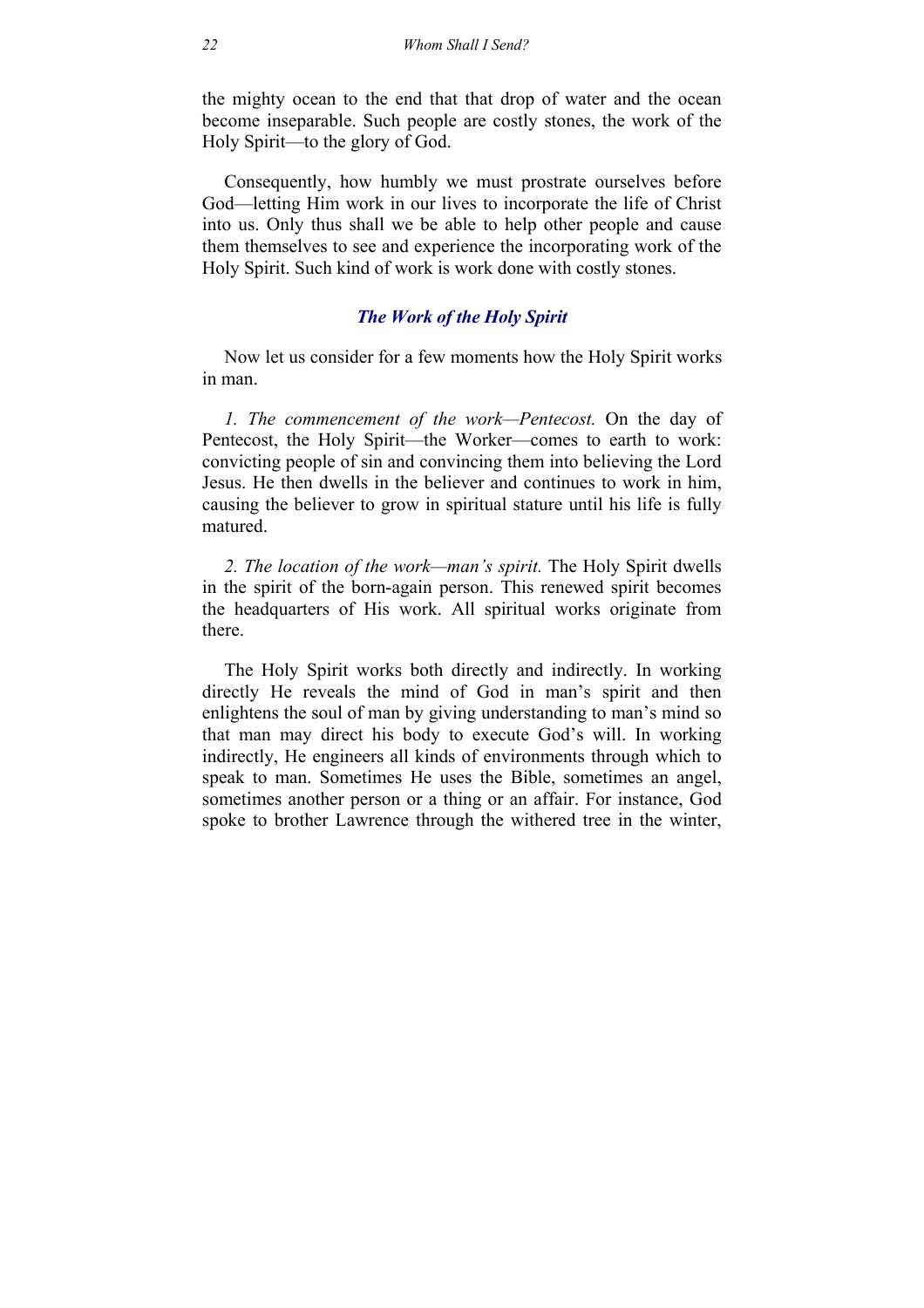the mighty ocean to the end that that drop of water and the ocean become inseparable. Such people are costly stones, the work of the Holy Spirit—to the glory of God.

Consequently, how humbly we must prostrate ourselves before God—letting Him work in our lives to incorporate the life of Christ into us. Only thus shall we be able to help other people and cause them themselves to see and experience the incorporating work of the Holy Spirit. Such kind of work is work done with costly stones.

### *The Work of the Holy Spirit*

Now let us consider for a few moments how the Holy Spirit works in man.

*1. The commencement of the work—Pentecost.* On the day of Pentecost, the Holy Spirit—the Worker—comes to earth to work: convicting people of sin and convincing them into believing the Lord Jesus. He then dwells in the believer and continues to work in him, causing the believer to grow in spiritual stature until his life is fully matured.

*2. The location of the work—man's spirit.* The Holy Spirit dwells in the spirit of the born-again person. This renewed spirit becomes the headquarters of His work. All spiritual works originate from there.

The Holy Spirit works both directly and indirectly. In working directly He reveals the mind of God in man's spirit and then enlightens the soul of man by giving understanding to man's mind so that man may direct his body to execute God's will. In working indirectly, He engineers all kinds of environments through which to speak to man. Sometimes He uses the Bible, sometimes an angel, sometimes another person or a thing or an affair. For instance, God spoke to brother Lawrence through the withered tree in the winter,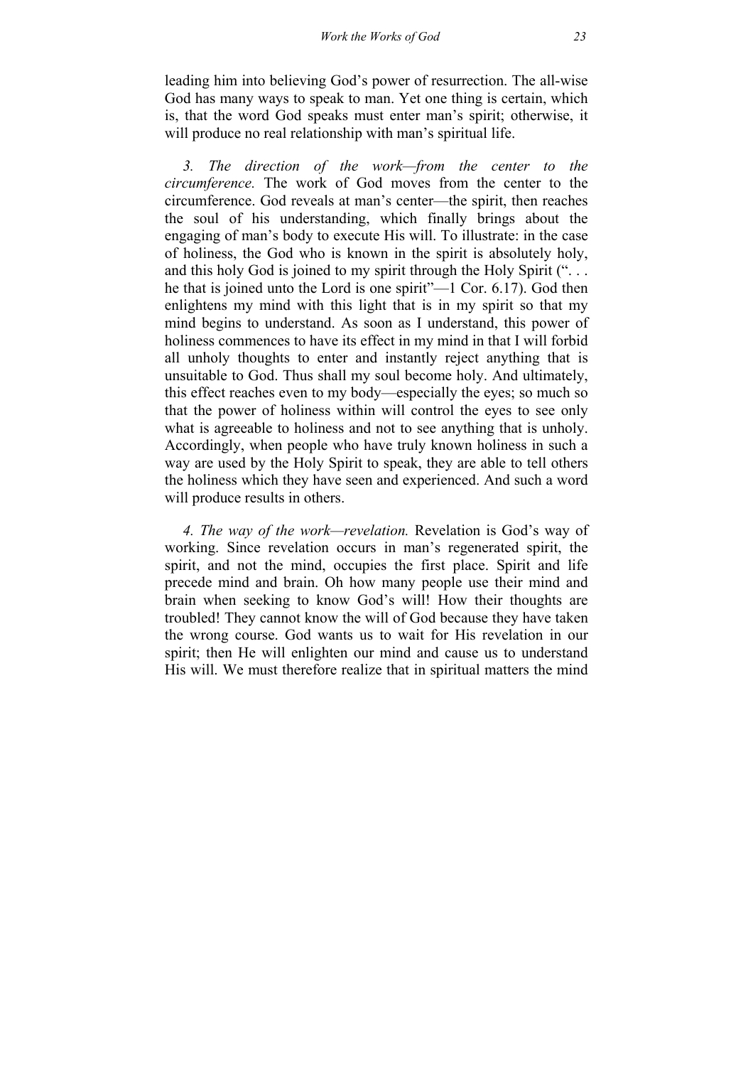leading him into believing God's power of resurrection. The all-wise God has many ways to speak to man. Yet one thing is certain, which is, that the word God speaks must enter man's spirit; otherwise, it will produce no real relationship with man's spiritual life.

*3. The direction of the work—from the center to the circumference.* The work of God moves from the center to the circumference. God reveals at man's center—the spirit, then reaches the soul of his understanding, which finally brings about the engaging of man's body to execute His will. To illustrate: in the case of holiness, the God who is known in the spirit is absolutely holy, and this holy God is joined to my spirit through the Holy Spirit (". . . he that is joined unto the Lord is one spirit"—1 Cor. 6.17). God then enlightens my mind with this light that is in my spirit so that my mind begins to understand. As soon as I understand, this power of holiness commences to have its effect in my mind in that I will forbid all unholy thoughts to enter and instantly reject anything that is unsuitable to God. Thus shall my soul become holy. And ultimately, this effect reaches even to my body—especially the eyes; so much so that the power of holiness within will control the eyes to see only what is agreeable to holiness and not to see anything that is unholy. Accordingly, when people who have truly known holiness in such a way are used by the Holy Spirit to speak, they are able to tell others the holiness which they have seen and experienced. And such a word will produce results in others.

*4. The way of the work—revelation.* Revelation is God's way of working. Since revelation occurs in man's regenerated spirit, the spirit, and not the mind, occupies the first place. Spirit and life precede mind and brain. Oh how many people use their mind and brain when seeking to know God's will! How their thoughts are troubled! They cannot know the will of God because they have taken the wrong course. God wants us to wait for His revelation in our spirit; then He will enlighten our mind and cause us to understand His will. We must therefore realize that in spiritual matters the mind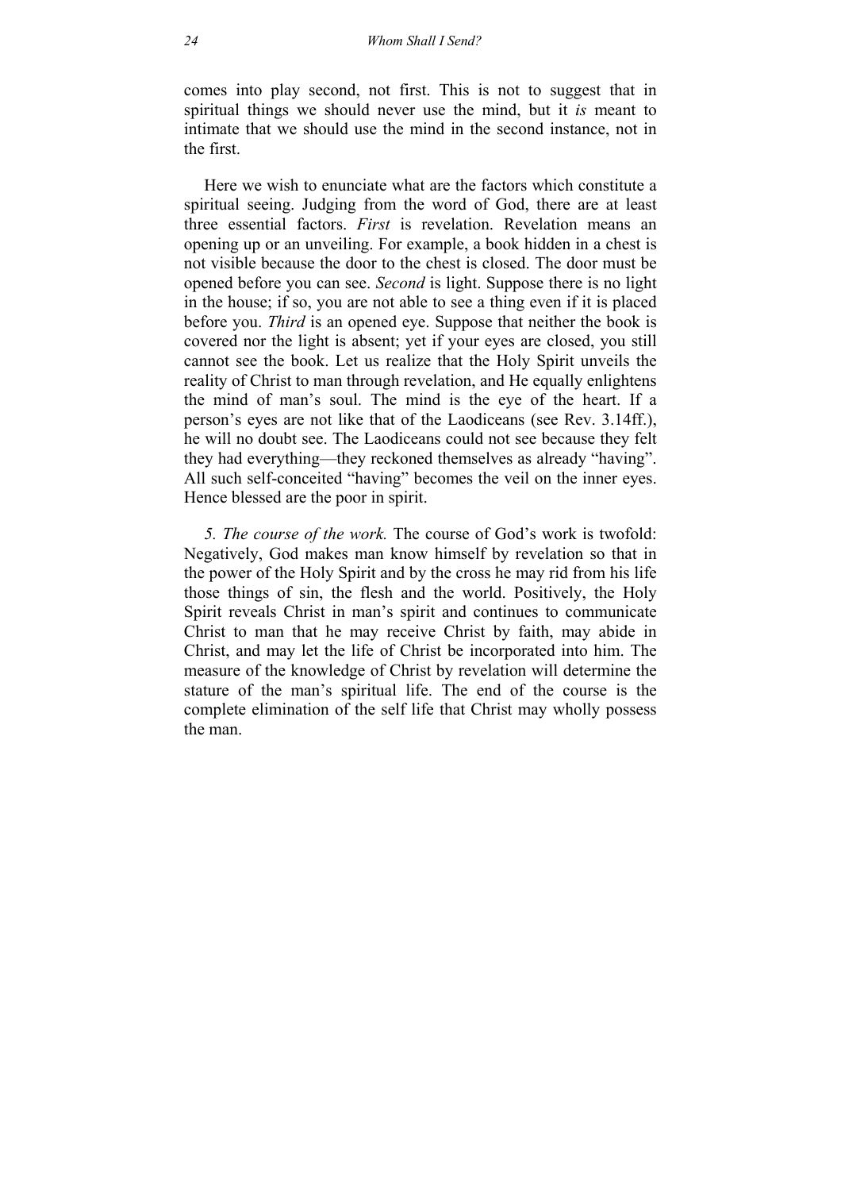comes into play second, not first. This is not to suggest that in spiritual things we should never use the mind, but it *is* meant to intimate that we should use the mind in the second instance, not in the first.

Here we wish to enunciate what are the factors which constitute a spiritual seeing. Judging from the word of God, there are at least three essential factors. *First* is revelation. Revelation means an opening up or an unveiling. For example, a book hidden in a chest is not visible because the door to the chest is closed. The door must be opened before you can see. *Second* is light. Suppose there is no light in the house; if so, you are not able to see a thing even if it is placed before you. *Third* is an opened eye. Suppose that neither the book is covered nor the light is absent; yet if your eyes are closed, you still cannot see the book. Let us realize that the Holy Spirit unveils the reality of Christ to man through revelation, and He equally enlightens the mind of man's soul. The mind is the eye of the heart. If a person's eyes are not like that of the Laodiceans (see Rev. 3.14ff.), he will no doubt see. The Laodiceans could not see because they felt they had everything—they reckoned themselves as already "having". All such self-conceited "having" becomes the veil on the inner eyes. Hence blessed are the poor in spirit.

*5. The course of the work.* The course of God's work is twofold: Negatively, God makes man know himself by revelation so that in the power of the Holy Spirit and by the cross he may rid from his life those things of sin, the flesh and the world. Positively, the Holy Spirit reveals Christ in man's spirit and continues to communicate Christ to man that he may receive Christ by faith, may abide in Christ, and may let the life of Christ be incorporated into him. The measure of the knowledge of Christ by revelation will determine the stature of the man's spiritual life. The end of the course is the complete elimination of the self life that Christ may wholly possess the man.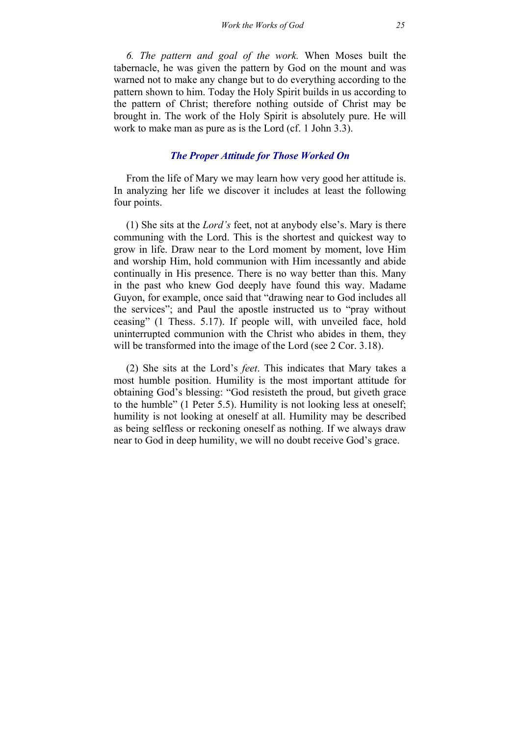*6. The pattern and goal of the work.* When Moses built the tabernacle, he was given the pattern by God on the mount and was warned not to make any change but to do everything according to the pattern shown to him. Today the Holy Spirit builds in us according to the pattern of Christ; therefore nothing outside of Christ may be brought in. The work of the Holy Spirit is absolutely pure. He will work to make man as pure as is the Lord (cf. 1 John 3.3).

### *The Proper Attitude for Those Worked On*

From the life of Mary we may learn how very good her attitude is. In analyzing her life we discover it includes at least the following four points.

(1) She sits at the *Lord's* feet, not at anybody else's. Mary is there communing with the Lord. This is the shortest and quickest way to grow in life. Draw near to the Lord moment by moment, love Him and worship Him, hold communion with Him incessantly and abide continually in His presence. There is no way better than this. Many in the past who knew God deeply have found this way. Madame Guyon, for example, once said that "drawing near to God includes all the services"; and Paul the apostle instructed us to "pray without ceasing" (1 Thess. 5.17). If people will, with unveiled face, hold uninterrupted communion with the Christ who abides in them, they will be transformed into the image of the Lord (see 2 Cor. 3.18).

(2) She sits at the Lord's *feet*. This indicates that Mary takes a most humble position. Humility is the most important attitude for obtaining God's blessing: "God resisteth the proud, but giveth grace to the humble" (1 Peter 5.5). Humility is not looking less at oneself; humility is not looking at oneself at all. Humility may be described as being selfless or reckoning oneself as nothing. If we always draw near to God in deep humility, we will no doubt receive God's grace.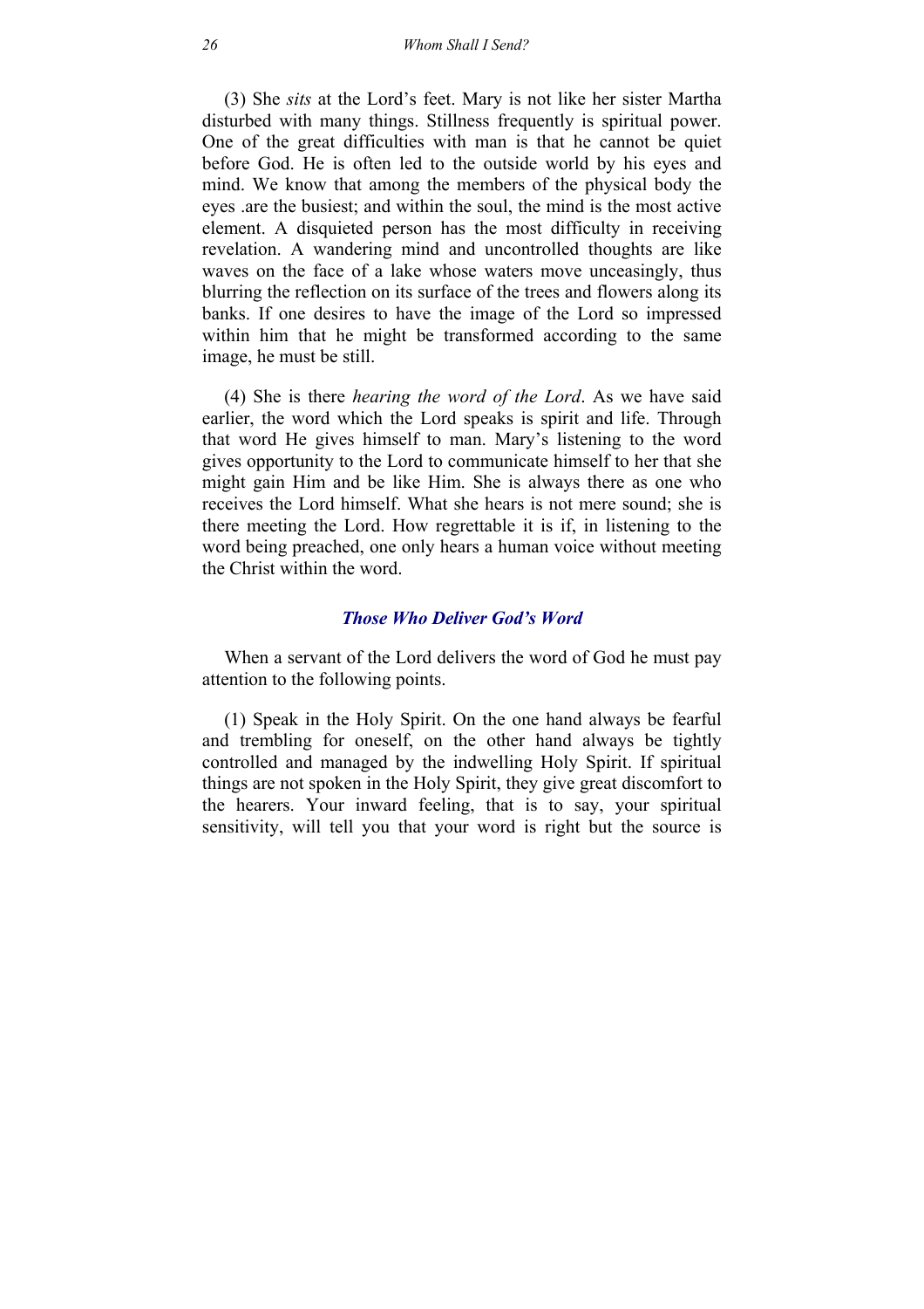(3) She *sits* at the Lord's feet. Mary is not like her sister Martha disturbed with many things. Stillness frequently is spiritual power. One of the great difficulties with man is that he cannot be quiet before God. He is often led to the outside world by his eyes and mind. We know that among the members of the physical body the eyes .are the busiest; and within the soul, the mind is the most active element. A disquieted person has the most difficulty in receiving revelation. A wandering mind and uncontrolled thoughts are like waves on the face of a lake whose waters move unceasingly, thus blurring the reflection on its surface of the trees and flowers along its banks. If one desires to have the image of the Lord so impressed within him that he might be transformed according to the same image, he must be still.

(4) She is there *hearing the word of the Lord*. As we have said earlier, the word which the Lord speaks is spirit and life. Through that word He gives himself to man. Mary's listening to the word gives opportunity to the Lord to communicate himself to her that she might gain Him and be like Him. She is always there as one who receives the Lord himself. What she hears is not mere sound; she is there meeting the Lord. How regrettable it is if, in listening to the word being preached, one only hears a human voice without meeting the Christ within the word.

### *Those Who Deliver God's Word*

When a servant of the Lord delivers the word of God he must pay attention to the following points.

(1) Speak in the Holy Spirit. On the one hand always be fearful and trembling for oneself, on the other hand always be tightly controlled and managed by the indwelling Holy Spirit. If spiritual things are not spoken in the Holy Spirit, they give great discomfort to the hearers. Your inward feeling, that is to say, your spiritual sensitivity, will tell you that your word is right but the source is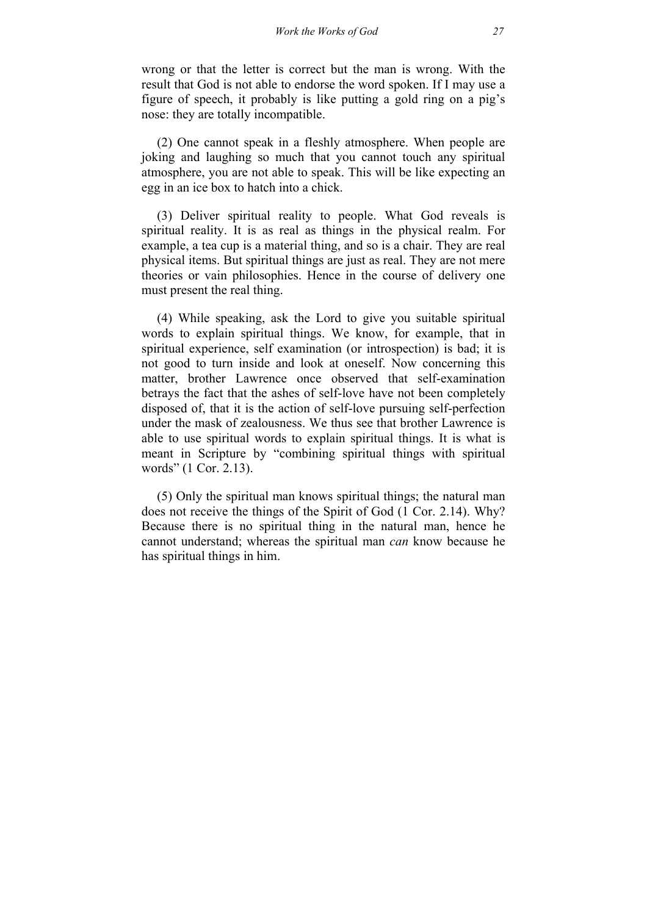wrong or that the letter is correct but the man is wrong. With the result that God is not able to endorse the word spoken. If I may use a figure of speech, it probably is like putting a gold ring on a pig's nose: they are totally incompatible.

(2) One cannot speak in a fleshly atmosphere. When people are joking and laughing so much that you cannot touch any spiritual atmosphere, you are not able to speak. This will be like expecting an egg in an ice box to hatch into a chick.

(3) Deliver spiritual reality to people. What God reveals is spiritual reality. It is as real as things in the physical realm. For example, a tea cup is a material thing, and so is a chair. They are real physical items. But spiritual things are just as real. They are not mere theories or vain philosophies. Hence in the course of delivery one must present the real thing.

(4) While speaking, ask the Lord to give you suitable spiritual words to explain spiritual things. We know, for example, that in spiritual experience, self examination (or introspection) is bad; it is not good to turn inside and look at oneself. Now concerning this matter, brother Lawrence once observed that self-examination betrays the fact that the ashes of self-love have not been completely disposed of, that it is the action of self-love pursuing self-perfection under the mask of zealousness. We thus see that brother Lawrence is able to use spiritual words to explain spiritual things. It is what is meant in Scripture by "combining spiritual things with spiritual words" (1 Cor. 2.13).

(5) Only the spiritual man knows spiritual things; the natural man does not receive the things of the Spirit of God (1 Cor. 2.14). Why? Because there is no spiritual thing in the natural man, hence he cannot understand; whereas the spiritual man *can* know because he has spiritual things in him.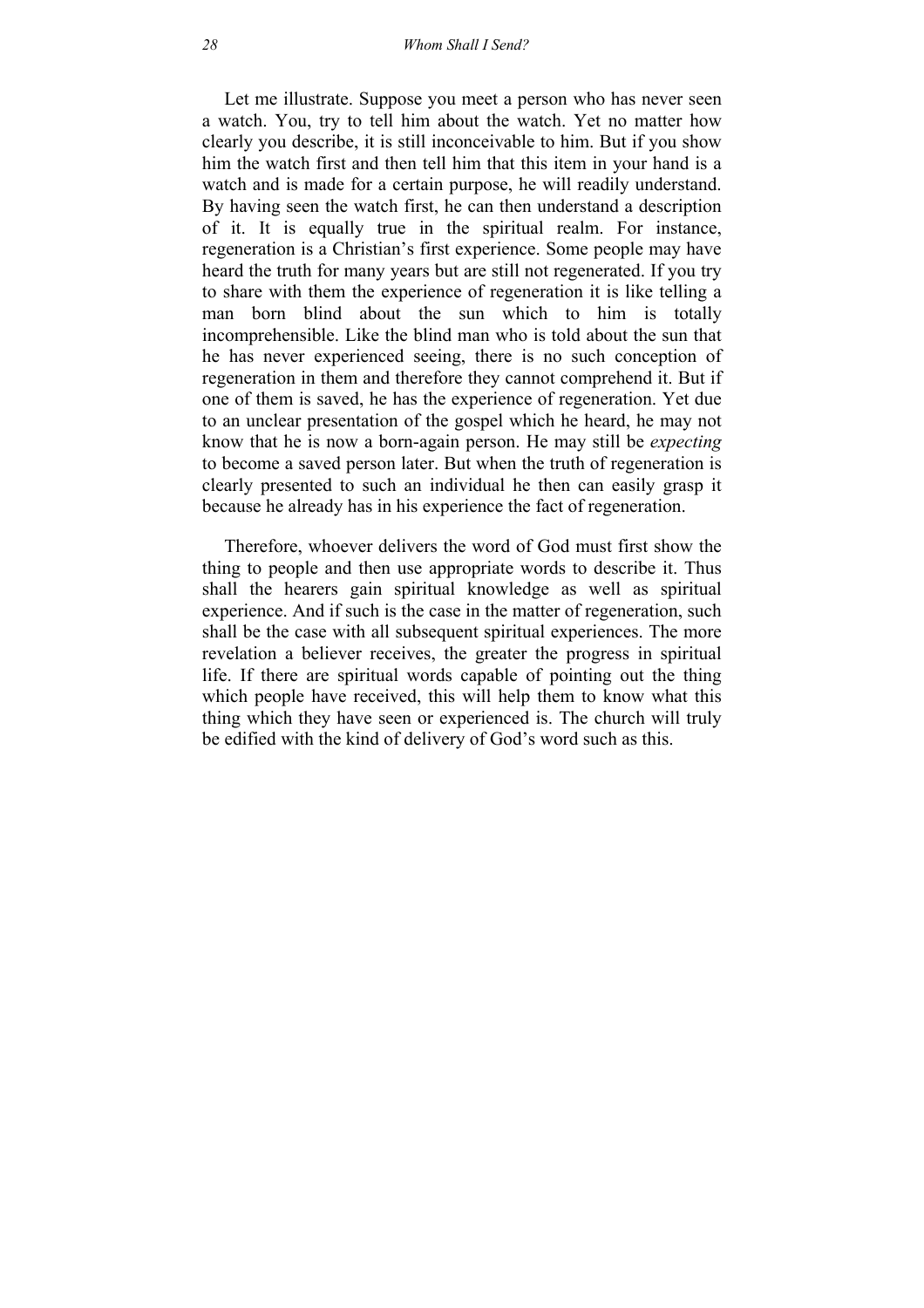Let me illustrate. Suppose you meet a person who has never seen a watch. You, try to tell him about the watch. Yet no matter how clearly you describe, it is still inconceivable to him. But if you show him the watch first and then tell him that this item in your hand is a watch and is made for a certain purpose, he will readily understand. By having seen the watch first, he can then understand a description of it. It is equally true in the spiritual realm. For instance, regeneration is a Christian's first experience. Some people may have heard the truth for many years but are still not regenerated. If you try to share with them the experience of regeneration it is like telling a man born blind about the sun which to him is totally incomprehensible. Like the blind man who is told about the sun that he has never experienced seeing, there is no such conception of regeneration in them and therefore they cannot comprehend it. But if one of them is saved, he has the experience of regeneration. Yet due to an unclear presentation of the gospel which he heard, he may not know that he is now a born-again person. He may still be *expecting* to become a saved person later. But when the truth of regeneration is clearly presented to such an individual he then can easily grasp it because he already has in his experience the fact of regeneration.

Therefore, whoever delivers the word of God must first show the thing to people and then use appropriate words to describe it. Thus shall the hearers gain spiritual knowledge as well as spiritual experience. And if such is the case in the matter of regeneration, such shall be the case with all subsequent spiritual experiences. The more revelation a believer receives, the greater the progress in spiritual life. If there are spiritual words capable of pointing out the thing which people have received, this will help them to know what this thing which they have seen or experienced is. The church will truly be edified with the kind of delivery of God's word such as this.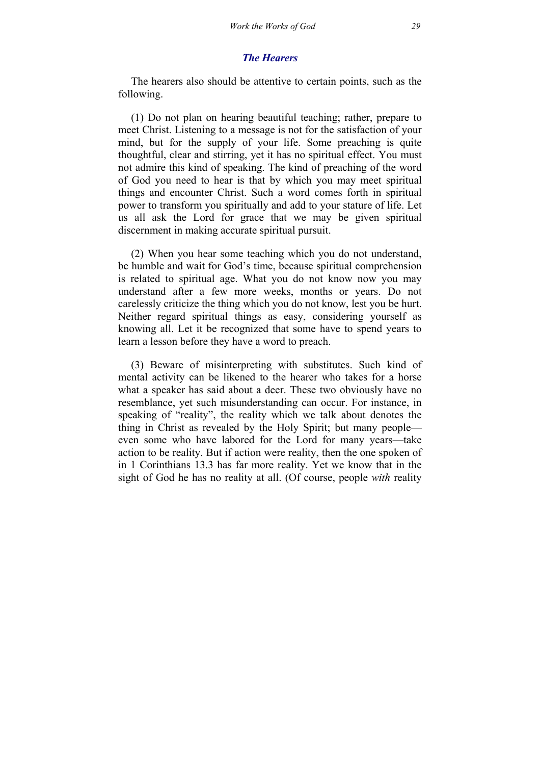### *The Hearers*

The hearers also should be attentive to certain points, such as the following.

(1) Do not plan on hearing beautiful teaching; rather, prepare to meet Christ. Listening to a message is not for the satisfaction of your mind, but for the supply of your life. Some preaching is quite thoughtful, clear and stirring, yet it has no spiritual effect. You must not admire this kind of speaking. The kind of preaching of the word of God you need to hear is that by which you may meet spiritual things and encounter Christ. Such a word comes forth in spiritual power to transform you spiritually and add to your stature of life. Let us all ask the Lord for grace that we may be given spiritual discernment in making accurate spiritual pursuit.

(2) When you hear some teaching which you do not understand, be humble and wait for God's time, because spiritual comprehension is related to spiritual age. What you do not know now you may understand after a few more weeks, months or years. Do not carelessly criticize the thing which you do not know, lest you be hurt. Neither regard spiritual things as easy, considering yourself as knowing all. Let it be recognized that some have to spend years to learn a lesson before they have a word to preach.

(3) Beware of misinterpreting with substitutes. Such kind of mental activity can be likened to the hearer who takes for a horse what a speaker has said about a deer. These two obviously have no resemblance, yet such misunderstanding can occur. For instance, in speaking of "reality", the reality which we talk about denotes the thing in Christ as revealed by the Holy Spirit; but many people—even some who have labored for the Lord for many years—take action to be reality. But if action were reality, then the one spoken of in 1 Corinthians 13.3 has far more reality. Yet we know that in the sight of God he has no reality at all. (Of course, people *with* reality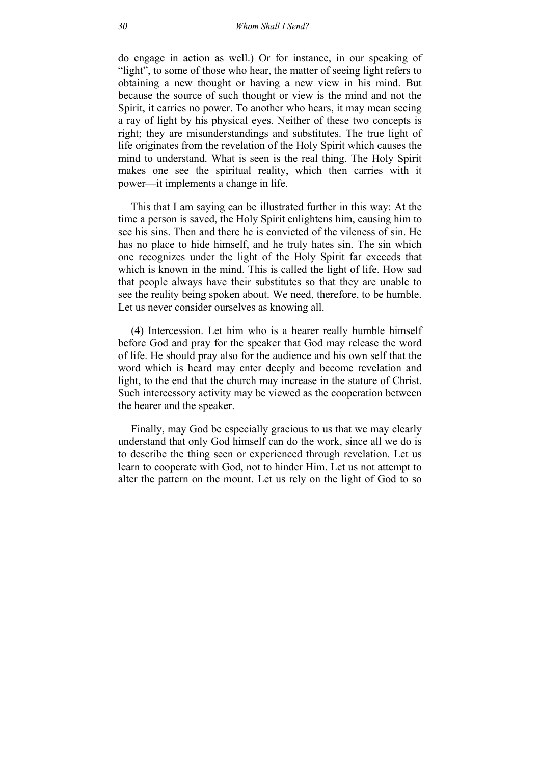do engage in action as well.) Or for instance, in our speaking of "light", to some of those who hear, the matter of seeing light refers to obtaining a new thought or having a new view in his mind. But because the source of such thought or view is the mind and not the Spirit, it carries no power. To another who hears, it may mean seeing a ray of light by his physical eyes. Neither of these two concepts is right; they are misunderstandings and substitutes. The true light of life originates from the revelation of the Holy Spirit which causes the mind to understand. What is seen is the real thing. The Holy Spirit makes one see the spiritual reality, which then carries with it power—it implements a change in life.

This that I am saying can be illustrated further in this way: At the time a person is saved, the Holy Spirit enlightens him, causing him to see his sins. Then and there he is convicted of the vileness of sin. He has no place to hide himself, and he truly hates sin. The sin which one recognizes under the light of the Holy Spirit far exceeds that which is known in the mind. This is called the light of life. How sad that people always have their substitutes so that they are unable to see the reality being spoken about. We need, therefore, to be humble. Let us never consider ourselves as knowing all.

(4) Intercession. Let him who is a hearer really humble himself before God and pray for the speaker that God may release the word of life. He should pray also for the audience and his own self that the word which is heard may enter deeply and become revelation and light, to the end that the church may increase in the stature of Christ. Such intercessory activity may be viewed as the cooperation between the hearer and the speaker.

Finally, may God be especially gracious to us that we may clearly understand that only God himself can do the work, since all we do is to describe the thing seen or experienced through revelation. Let us learn to cooperate with God, not to hinder Him. Let us not attempt to alter the pattern on the mount. Let us rely on the light of God to so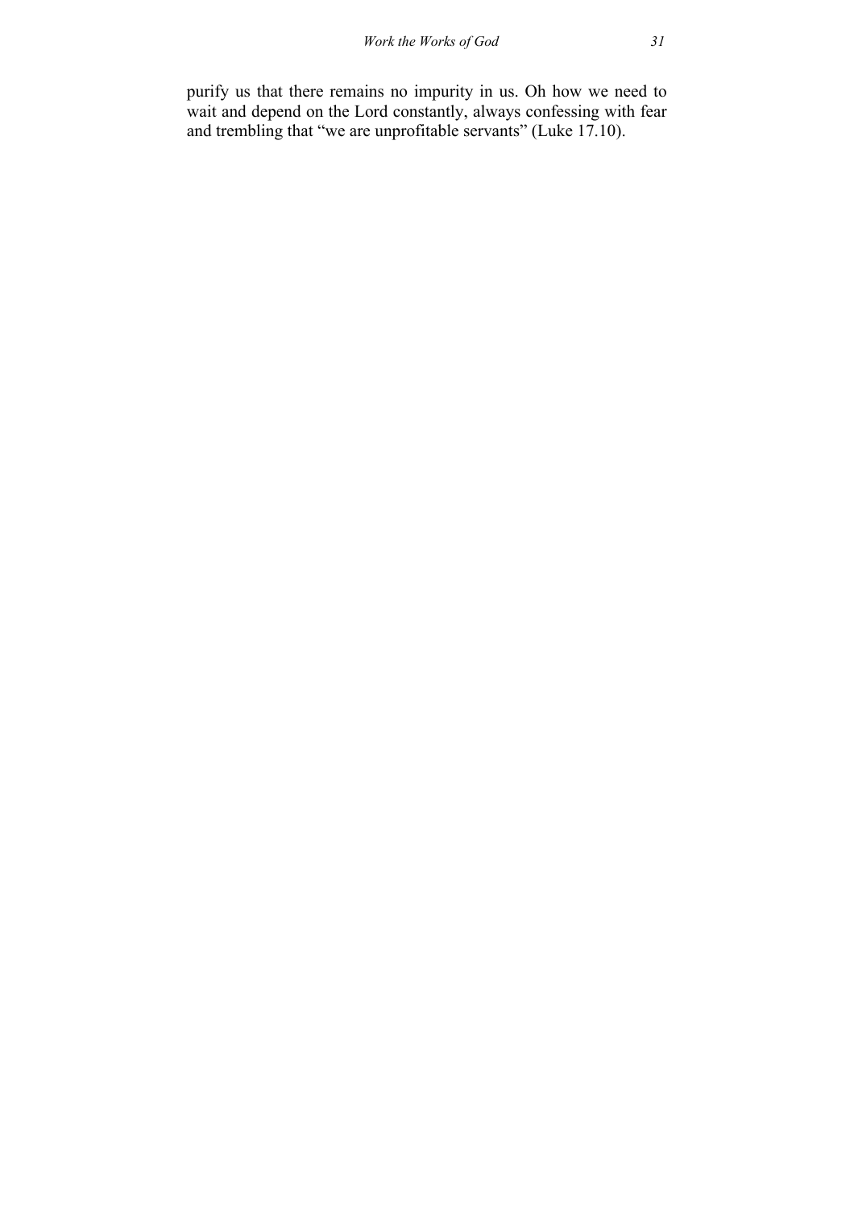purify us that there remains no impurity in us. Oh how we need to wait and depend on the Lord constantly, always confessing with fear and trembling that "we are unprofitable servants" (Luke 17.10).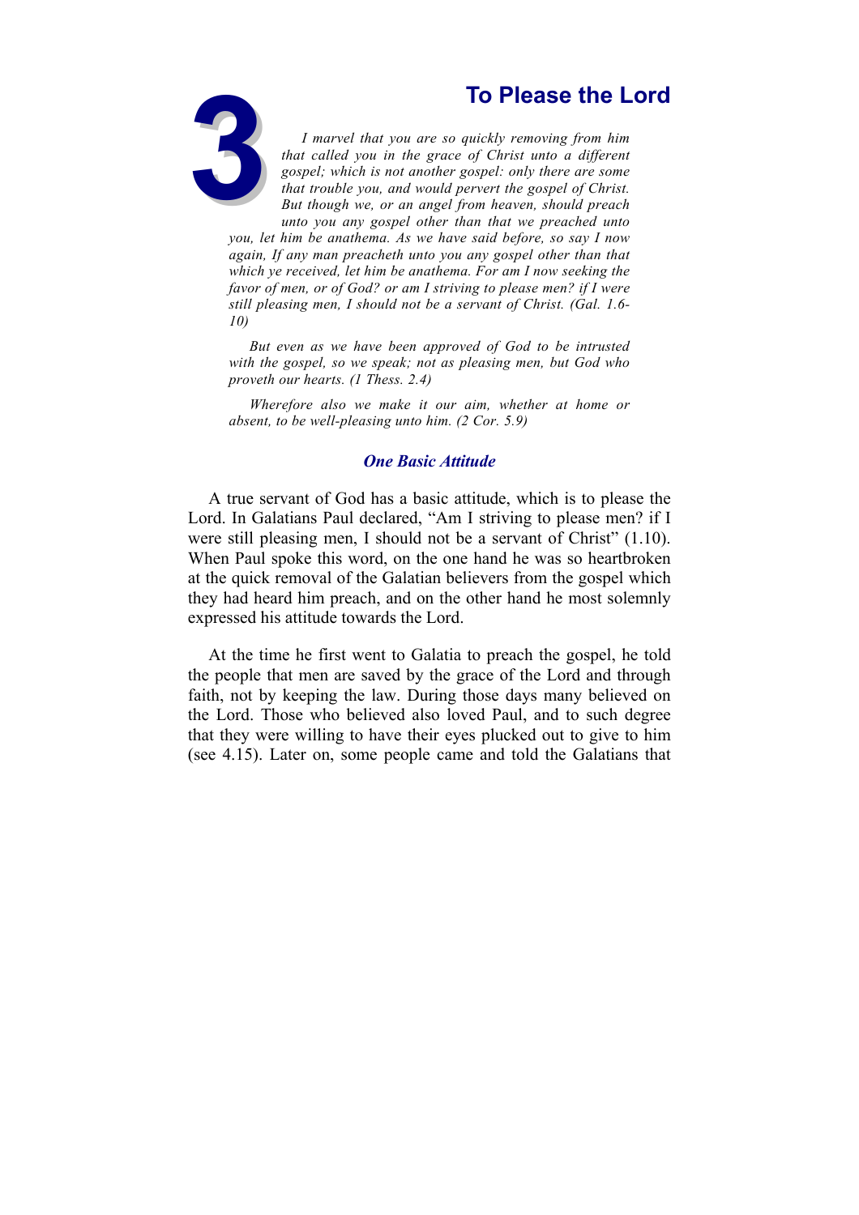# 3 To Please the Lord

*I marvel that you are so quickly removing from him that called you in the grace of Christ unto a different gospel; which is not another gospel: only there are some that trouble you, and would pervert the gospel of Christ. But though we, or an angel from heaven, should preach unto you any gospel other than that we preached unto you, let him be anathema. As we have said before, so say I now again, If any man preacheth unto you any gospel other than that which ye received, let him be anathema. For am I now seeking the favor of men, or of God? or am I striving to please men? if I were still pleasing men, I should not be a servant of Christ. (Gal. 1.6-10)*

*But even as we have been approved of God to be intrusted with the gospel, so we speak; not as pleasing men, but God who proveth our hearts. (1 Thess. 2.4)*

*Wherefore also we make it our aim, whether at home or absent, to be well-pleasing unto him. (2 Cor. 5.9)*

## One Basic Attitude

A true servant of God has a basic attitude, which is to please the Lord. In Galatians Paul declared, “Am I striving to please men? if I were still pleasing men, I should not be a servant of Christ” (1.10). When Paul spoke this word, on the one hand he was so heartbroken at the quick removal of the Galatian believers from the gospel which they had heard him preach, and on the other hand he most solemnly expressed his attitude towards the Lord.

At the time he first went to Galatia to preach the gospel, he told the people that men are saved by the grace of the Lord and through faith, not by keeping the law. During those days many believed on the Lord. Those who believed also loved Paul, and to such degree that they were willing to have their eyes plucked out to give to him (see 4.15). Later on, some people came and told the Galatians that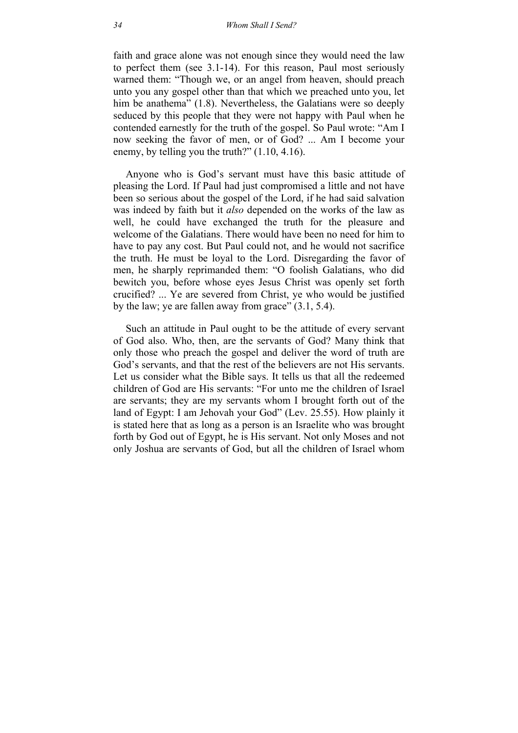faith and grace alone was not enough since they would need the law to perfect them (see 3.1-14). For this reason, Paul most seriously warned them: “Though we, or an angel from heaven, should preach unto you any gospel other than that which we preached unto you, let him be anathema” (1.8). Nevertheless, the Galatians were so deeply seduced by this people that they were not happy with Paul when he contended earnestly for the truth of the gospel. So Paul wrote: “Am I now seeking the favor of men, or of God? ... Am I become your enemy, by telling you the truth?” (1.10, 4.16).

Anyone who is God’s servant must have this basic attitude of pleasing the Lord. If Paul had just compromised a little and not have been so serious about the gospel of the Lord, if he had said salvation was indeed by faith but it *also* depended on the works of the law as well, he could have exchanged the truth for the pleasure and welcome of the Galatians. There would have been no need for him to have to pay any cost. But Paul could not, and he would not sacrifice the truth. He must be loyal to the Lord. Disregarding the favor of men, he sharply reprimanded them: “O foolish Galatians, who did bewitch you, before whose eyes Jesus Christ was openly set forth crucified? ... Ye are severed from Christ, ye who would be justified by the law; ye are fallen away from grace” (3.1, 5.4).

Such an attitude in Paul ought to be the attitude of every servant of God also. Who, then, are the servants of God? Many think that only those who preach the gospel and deliver the word of truth are God’s servants, and that the rest of the believers are not His servants. Let us consider what the Bible says. It tells us that all the redeemed children of God are His servants: “For unto me the children of Israel are servants; they are my servants whom I brought forth out of the land of Egypt: I am Jehovah your God” (Lev. 25.55). How plainly it is stated here that as long as a person is an Israelite who was brought forth by God out of Egypt, he is His servant. Not only Moses and not only Joshua are servants of God, but all the children of Israel whom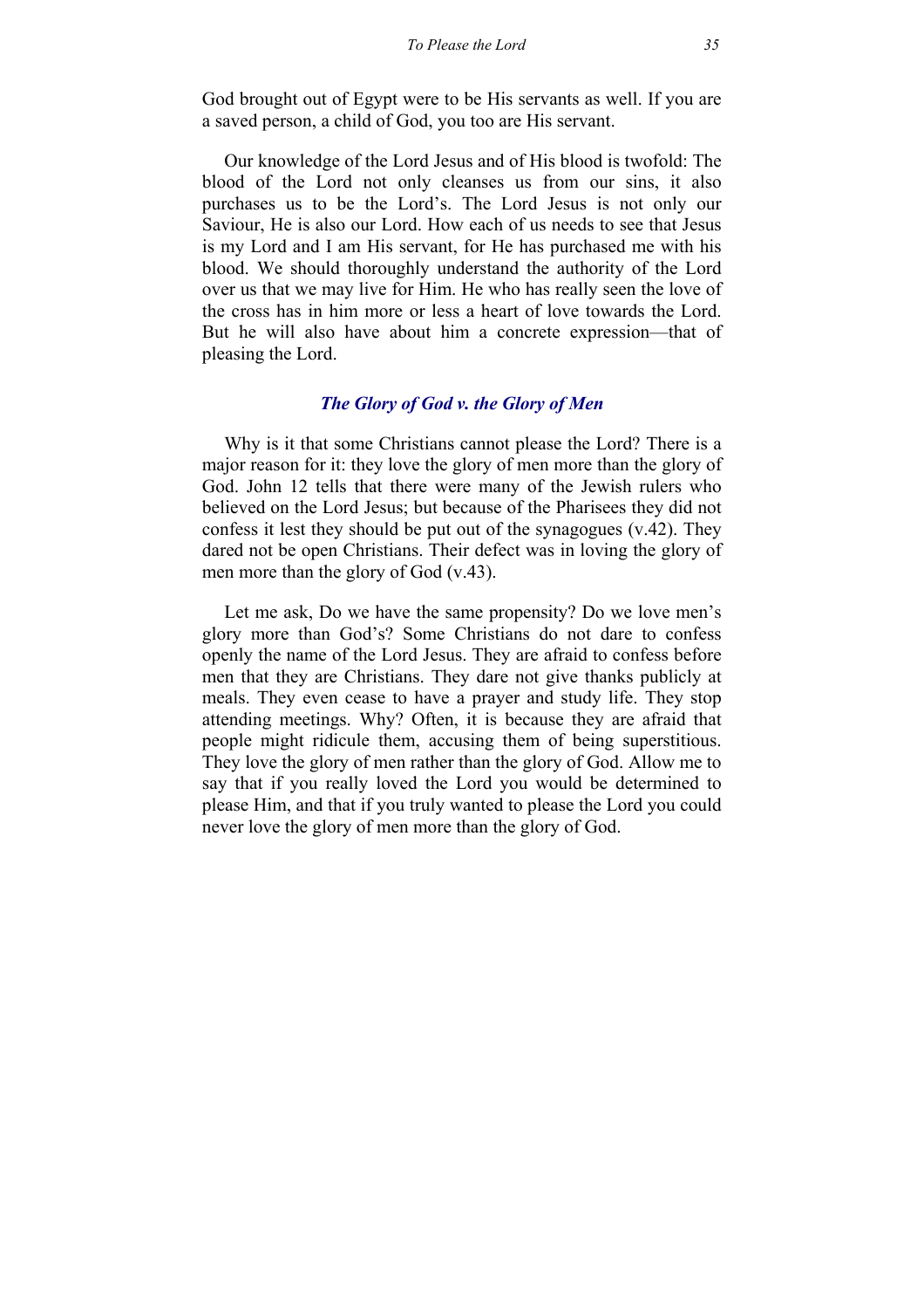God brought out of Egypt were to be His servants as well. If you are a saved person, a child of God, you too are His servant.

Our knowledge of the Lord Jesus and of His blood is twofold: The blood of the Lord not only cleanses us from our sins, it also purchases us to be the Lord's. The Lord Jesus is not only our Saviour, He is also our Lord. How each of us needs to see that Jesus is my Lord and I am His servant, for He has purchased me with his blood. We should thoroughly understand the authority of the Lord over us that we may live for Him. He who has really seen the love of the cross has in him more or less a heart of love towards the Lord. But he will also have about him a concrete expression—that of pleasing the Lord.

### *The Glory of God v. the Glory of Men*

Why is it that some Christians cannot please the Lord? There is a major reason for it: they love the glory of men more than the glory of God. John 12 tells that there were many of the Jewish rulers who believed on the Lord Jesus; but because of the Pharisees they did not confess it lest they should be put out of the synagogues (v.42). They dared not be open Christians. Their defect was in loving the glory of men more than the glory of God (v.43).

Let me ask, Do we have the same propensity? Do we love men's glory more than God's? Some Christians do not dare to confess openly the name of the Lord Jesus. They are afraid to confess before men that they are Christians. They dare not give thanks publicly at meals. They even cease to have a prayer and study life. They stop attending meetings. Why? Often, it is because they are afraid that people might ridicule them, accusing them of being superstitious. They love the glory of men rather than the glory of God. Allow me to say that if you really loved the Lord you would be determined to please Him, and that if you truly wanted to please the Lord you could never love the glory of men more than the glory of God.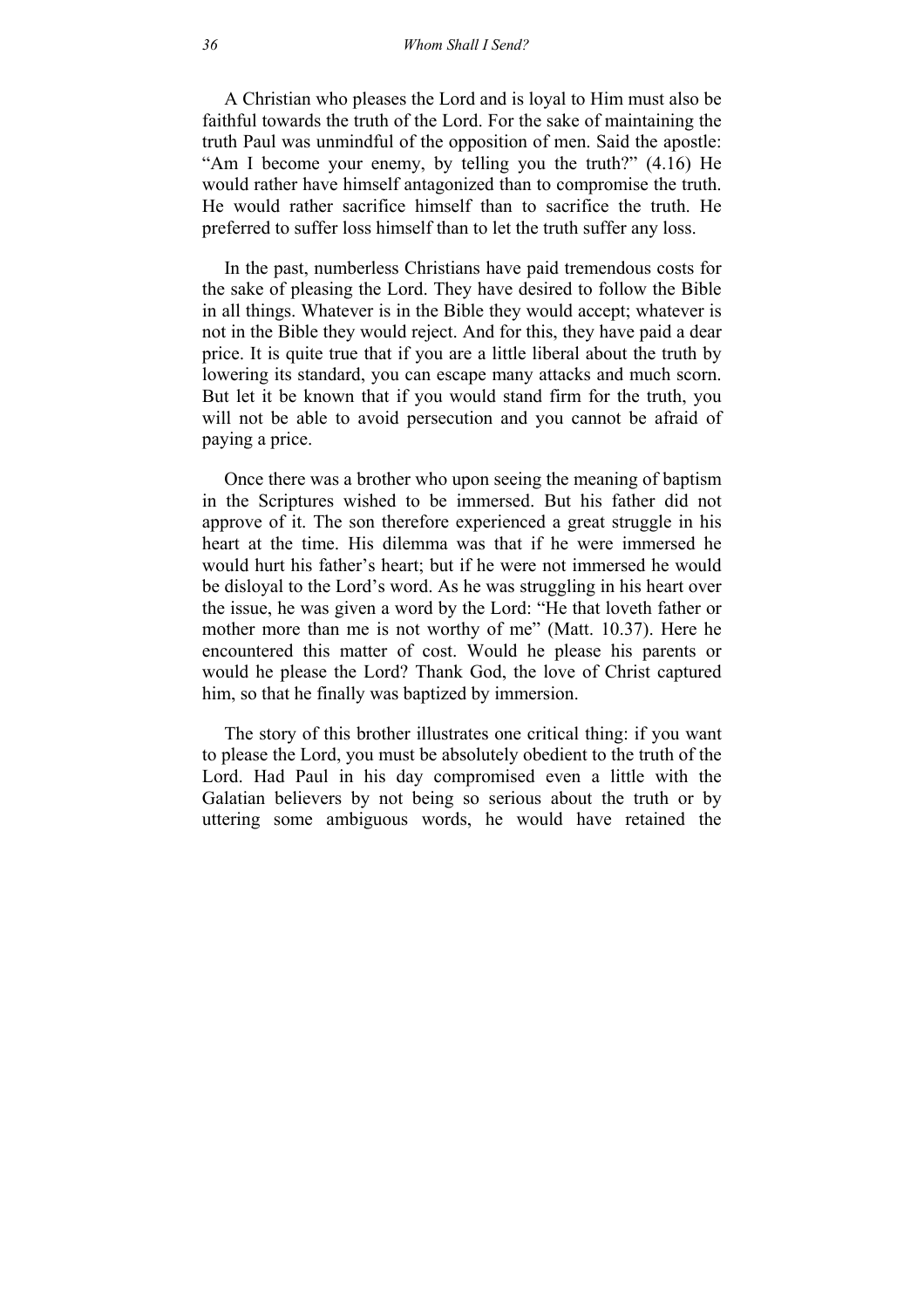A Christian who pleases the Lord and is loyal to Him must also be faithful towards the truth of the Lord. For the sake of maintaining the truth Paul was unmindful of the opposition of men. Said the apostle: "Am I become your enemy, by telling you the truth?" (4.16) He would rather have himself antagonized than to compromise the truth. He would rather sacrifice himself than to sacrifice the truth. He preferred to suffer loss himself than to let the truth suffer any loss.

In the past, numberless Christians have paid tremendous costs for the sake of pleasing the Lord. They have desired to follow the Bible in all things. Whatever is in the Bible they would accept; whatever is not in the Bible they would reject. And for this, they have paid a dear price. It is quite true that if you are a little liberal about the truth by lowering its standard, you can escape many attacks and much scorn. But let it be known that if you would stand firm for the truth, you will not be able to avoid persecution and you cannot be afraid of paying a price.

Once there was a brother who upon seeing the meaning of baptism in the Scriptures wished to be immersed. But his father did not approve of it. The son therefore experienced a great struggle in his heart at the time. His dilemma was that if he were immersed he would hurt his father's heart; but if he were not immersed he would be disloyal to the Lord's word. As he was struggling in his heart over the issue, he was given a word by the Lord: "He that loveth father or mother more than me is not worthy of me" (Matt. 10.37). Here he encountered this matter of cost. Would he please his parents or would he please the Lord? Thank God, the love of Christ captured him, so that he finally was baptized by immersion.

The story of this brother illustrates one critical thing: if you want to please the Lord, you must be absolutely obedient to the truth of the Lord. Had Paul in his day compromised even a little with the Galatian believers by not being so serious about the truth or by uttering some ambiguous words, he would have retained the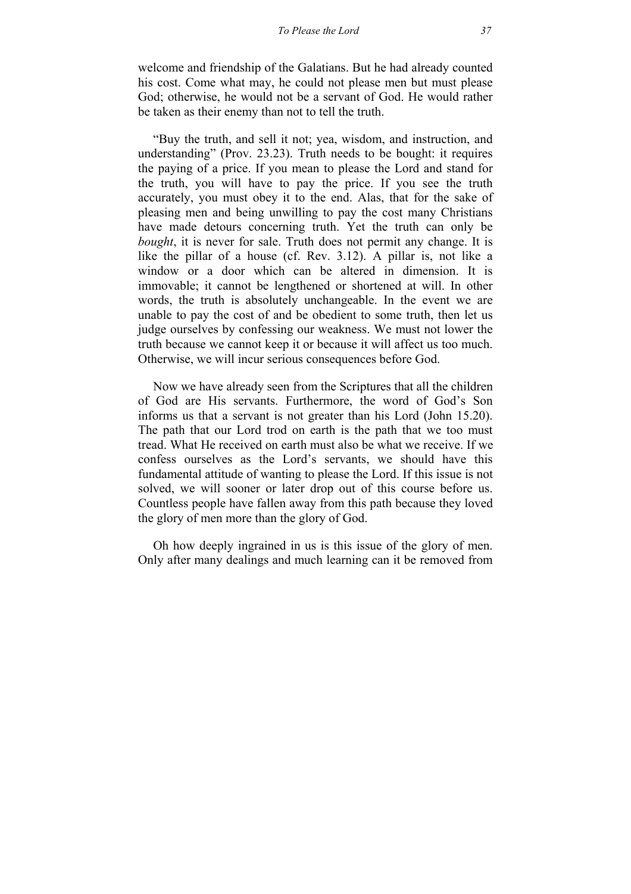welcome and friendship of the Galatians. But he had already counted his cost. Come what may, he could not please men but must please God; otherwise, he would not be a servant of God. He would rather be taken as their enemy than not to tell the truth.

"Buy the truth, and sell it not; yea, wisdom, and instruction, and understanding" (Prov. 23.23). Truth needs to be bought: it requires the paying of a price. If you mean to please the Lord and stand for the truth, you will have to pay the price. If you see the truth accurately, you must obey it to the end. Alas, that for the sake of pleasing men and being unwilling to pay the cost many Christians have made detours concerning truth. Yet the truth can only be *bought*, it is never for sale. Truth does not permit any change. It is like the pillar of a house (cf. Rev. 3.12). A pillar is, not like a window or a door which can be altered in dimension. It is immovable; it cannot be lengthened or shortened at will. In other words, the truth is absolutely unchangeable. In the event we are unable to pay the cost of and be obedient to some truth, then let us judge ourselves by confessing our weakness. We must not lower the truth because we cannot keep it or because it will affect us too much. Otherwise, we will incur serious consequences before God.

Now we have already seen from the Scriptures that all the children of God are His servants. Furthermore, the word of God's Son informs us that a servant is not greater than his Lord (John 15.20). The path that our Lord trod on earth is the path that we too must tread. What He received on earth must also be what we receive. If we confess ourselves as the Lord's servants, we should have this fundamental attitude of wanting to please the Lord. If this issue is not solved, we will sooner or later drop out of this course before us. Countless people have fallen away from this path because they loved the glory of men more than the glory of God.

Oh how deeply ingrained in us is this issue of the glory of men. Only after many dealings and much learning can it be removed from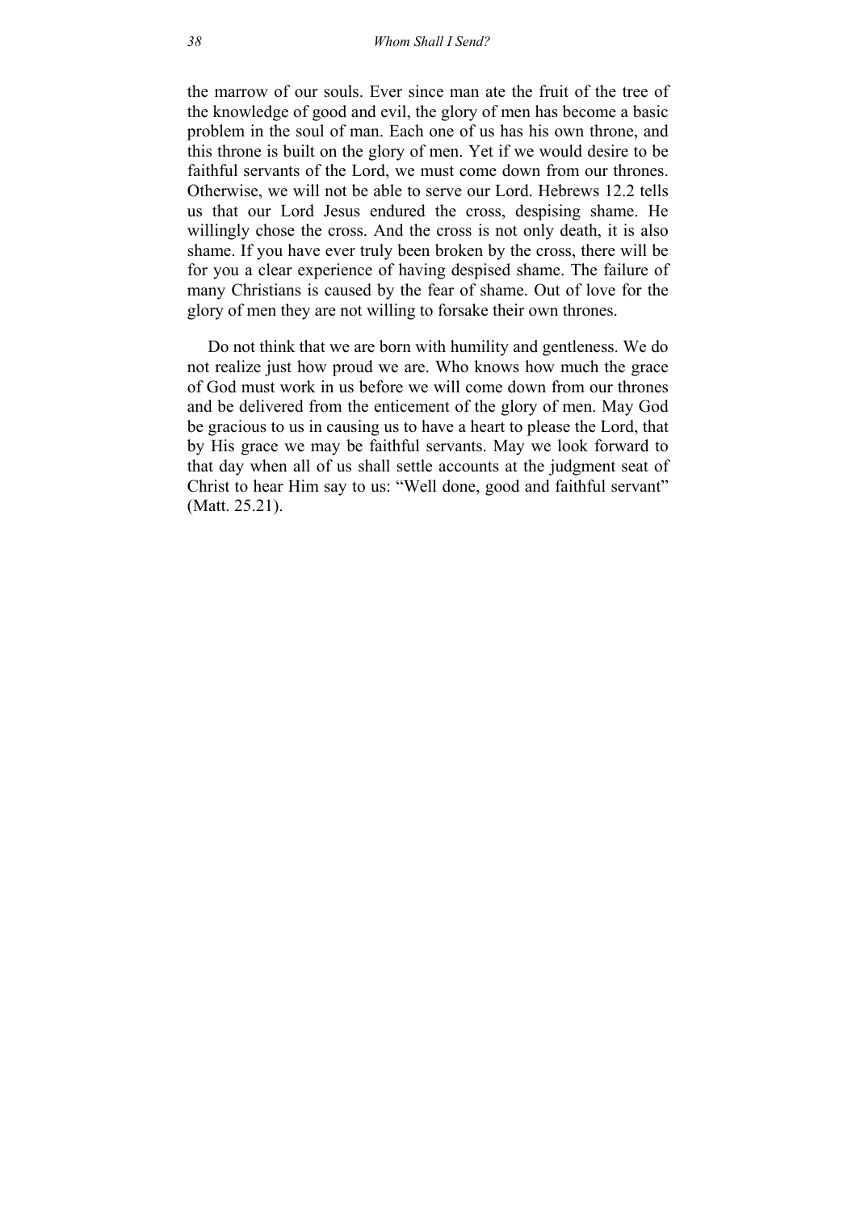the marrow of our souls. Ever since man ate the fruit of the tree of the knowledge of good and evil, the glory of men has become a basic problem in the soul of man. Each one of us has his own throne, and this throne is built on the glory of men. Yet if we would desire to be faithful servants of the Lord, we must come down from our thrones. Otherwise, we will not be able to serve our Lord. Hebrews 12.2 tells us that our Lord Jesus endured the cross, despising shame. He willingly chose the cross. And the cross is not only death, it is also shame. If you have ever truly been broken by the cross, there will be for you a clear experience of having despised shame. The failure of many Christians is caused by the fear of shame. Out of love for the glory of men they are not willing to forsake their own thrones.

Do not think that we are born with humility and gentleness. We do not realize just how proud we are. Who knows how much the grace of God must work in us before we will come down from our thrones and be delivered from the enticement of the glory of men. May God be gracious to us in causing us to have a heart to please the Lord, that by His grace we may be faithful servants. May we look forward to that day when all of us shall settle accounts at the judgment seat of Christ to hear Him say to us: "Well done, good and faithful servant" (Matt. 25.21).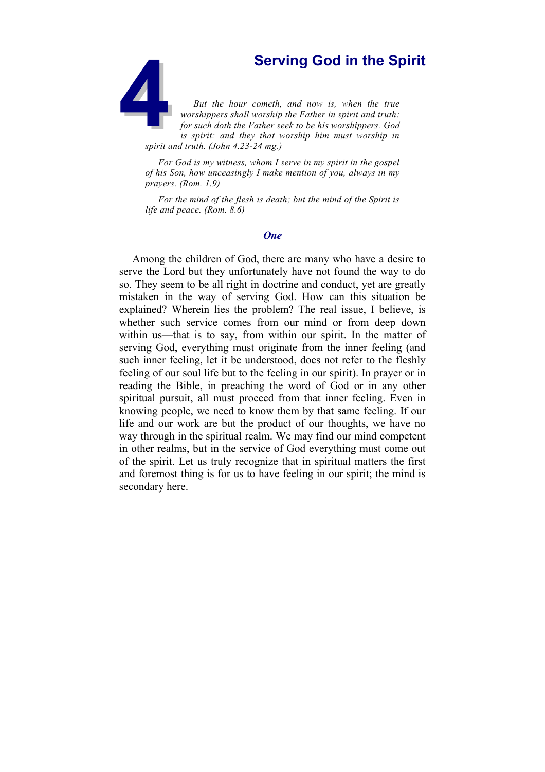# 4 Serving God in the Spirit

*But the hour cometh, and now is, when the true worshippers shall worship the Father in spirit and truth: for such doth the Father seek to be his worshippers. God is spirit: and they that worship him must worship in spirit and truth. (John 4.23-24 mg.)*

*For God is my witness, whom I serve in my spirit in the gospel of his Son, how unceasingly I make mention of you, always in my prayers. (Rom. 1.9)*

*For the mind of the flesh is death; but the mind of the Spirit is life and peace. (Rom. 8.6)*

## *One*

Among the children of God, there are many who have a desire to serve the Lord but they unfortunately have not found the way to do so. They seem to be all right in doctrine and conduct, yet are greatly mistaken in the way of serving God. How can this situation be explained? Wherein lies the problem? The real issue, I believe, is whether such service comes from our mind or from deep down within us—that is to say, from within our spirit. In the matter of serving God, everything must originate from the inner feeling (and such inner feeling, let it be understood, does not refer to the fleshly feeling of our soul life but to the feeling in our spirit). In prayer or in reading the Bible, in preaching the word of God or in any other spiritual pursuit, all must proceed from that inner feeling. Even in knowing people, we need to know them by that same feeling. If our life and our work are but the product of our thoughts, we have no way through in the spiritual realm. We may find our mind competent in other realms, but in the service of God everything must come out of the spirit. Let us truly recognize that in spiritual matters the first and foremost thing is for us to have feeling in our spirit; the mind is secondary here.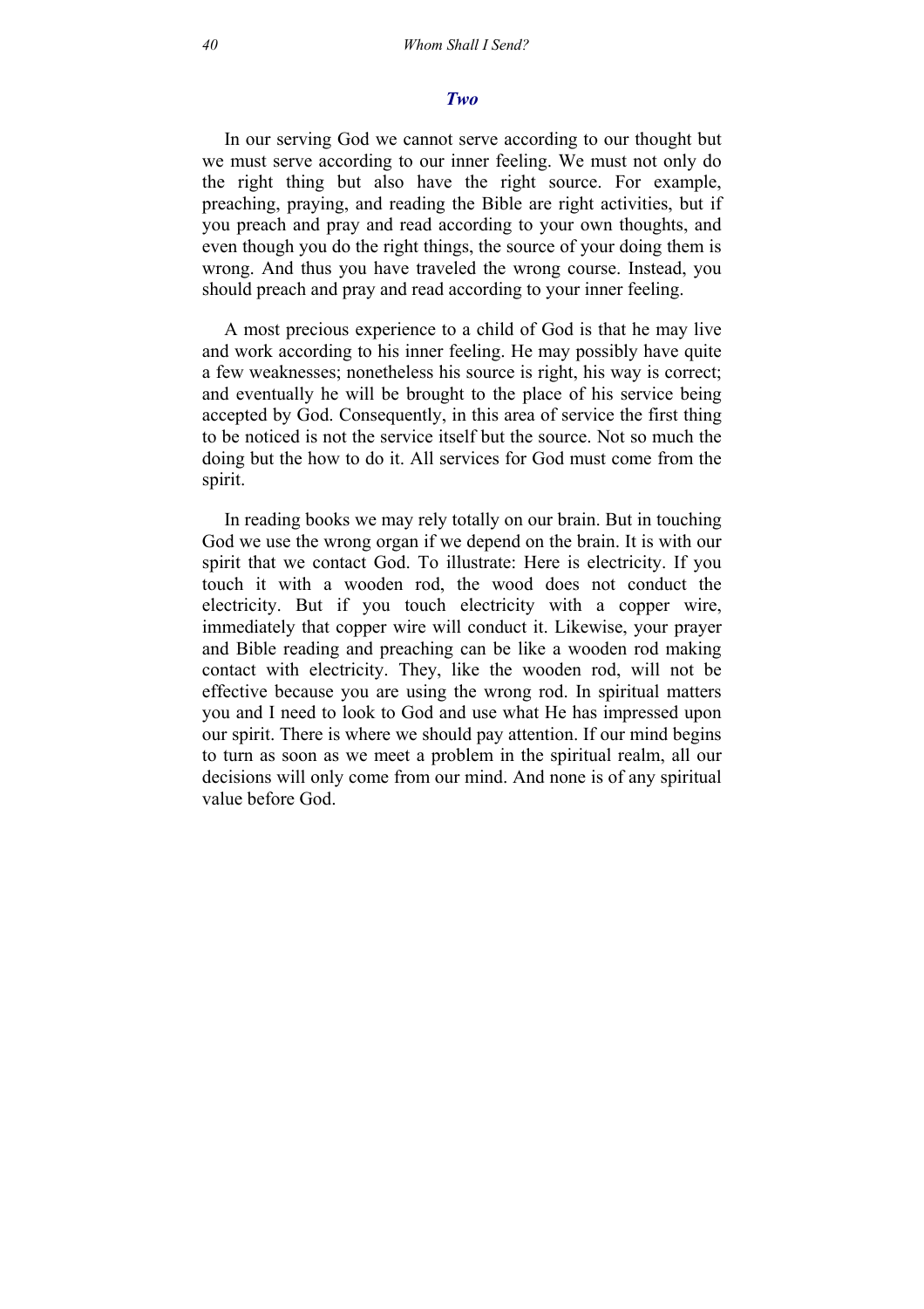### *Two*

In our serving God we cannot serve according to our thought but we must serve according to our inner feeling. We must not only do the right thing but also have the right source. For example, preaching, praying, and reading the Bible are right activities, but if you preach and pray and read according to your own thoughts, and even though you do the right things, the source of your doing them is wrong. And thus you have traveled the wrong course. Instead, you should preach and pray and read according to your inner feeling.

A most precious experience to a child of God is that he may live and work according to his inner feeling. He may possibly have quite a few weaknesses; nonetheless his source is right, his way is correct; and eventually he will be brought to the place of his service being accepted by God. Consequently, in this area of service the first thing to be noticed is not the service itself but the source. Not so much the doing but the how to do it. All services for God must come from the spirit.

In reading books we may rely totally on our brain. But in touching God we use the wrong organ if we depend on the brain. It is with our spirit that we contact God. To illustrate: Here is electricity. If you touch it with a wooden rod, the wood does not conduct the electricity. But if you touch electricity with a copper wire, immediately that copper wire will conduct it. Likewise, your prayer and Bible reading and preaching can be like a wooden rod making contact with electricity. They, like the wooden rod, will not be effective because you are using the wrong rod. In spiritual matters you and I need to look to God and use what He has impressed upon our spirit. There is where we should pay attention. If our mind begins to turn as soon as we meet a problem in the spiritual realm, all our decisions will only come from our mind. And none is of any spiritual value before God.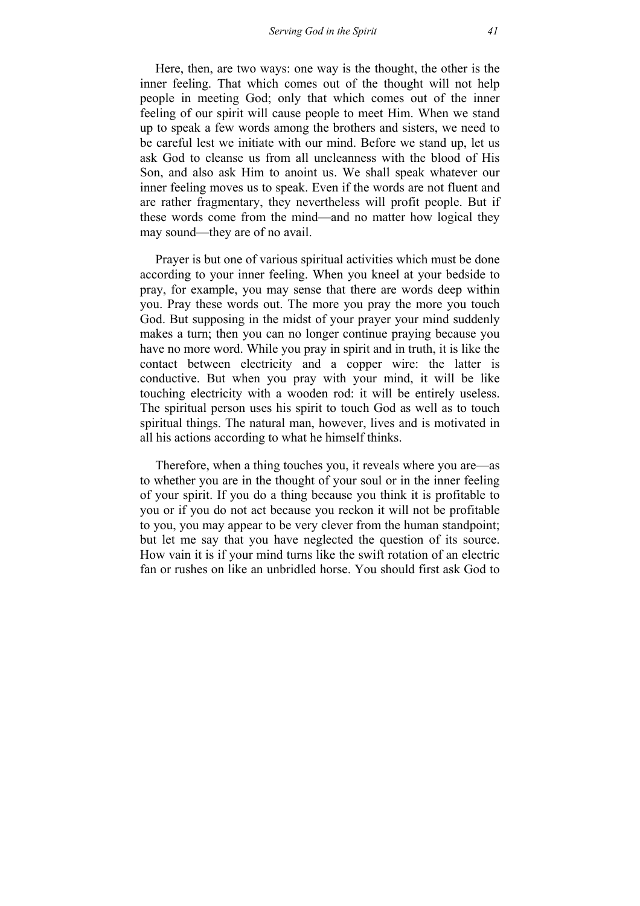Here, then, are two ways: one way is the thought, the other is the inner feeling. That which comes out of the thought will not help people in meeting God; only that which comes out of the inner feeling of our spirit will cause people to meet Him. When we stand up to speak a few words among the brothers and sisters, we need to be careful lest we initiate with our mind. Before we stand up, let us ask God to cleanse us from all uncleanness with the blood of His Son, and also ask Him to anoint us. We shall speak whatever our inner feeling moves us to speak. Even if the words are not fluent and are rather fragmentary, they nevertheless will profit people. But if these words come from the mind—and no matter how logical they may sound—they are of no avail.

Prayer is but one of various spiritual activities which must be done according to your inner feeling. When you kneel at your bedside to pray, for example, you may sense that there are words deep within you. Pray these words out. The more you pray the more you touch God. But supposing in the midst of your prayer your mind suddenly makes a turn; then you can no longer continue praying because you have no more word. While you pray in spirit and in truth, it is like the contact between electricity and a copper wire: the latter is conductive. But when you pray with your mind, it will be like touching electricity with a wooden rod: it will be entirely useless. The spiritual person uses his spirit to touch God as well as to touch spiritual things. The natural man, however, lives and is motivated in all his actions according to what he himself thinks.

Therefore, when a thing touches you, it reveals where you are—as to whether you are in the thought of your soul or in the inner feeling of your spirit. If you do a thing because you think it is profitable to you or if you do not act because you reckon it will not be profitable to you, you may appear to be very clever from the human standpoint; but let me say that you have neglected the question of its source. How vain it is if your mind turns like the swift rotation of an electric fan or rushes on like an unbridled horse. You should first ask God to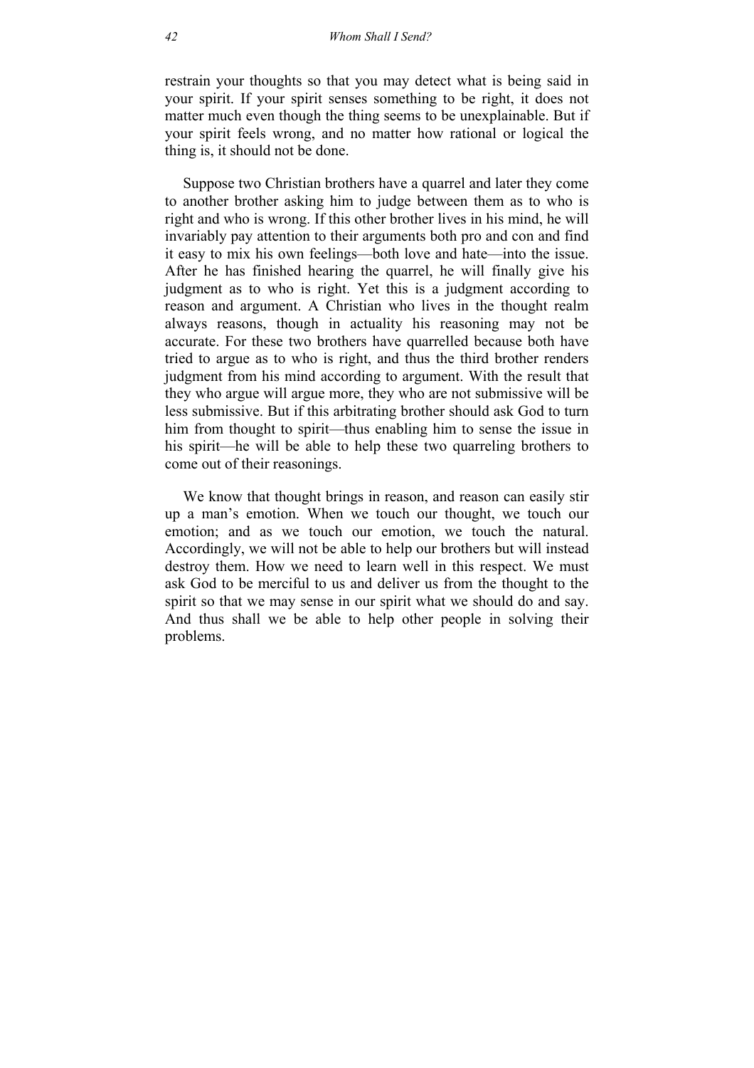restrain your thoughts so that you may detect what is being said in your spirit. If your spirit senses something to be right, it does not matter much even though the thing seems to be unexplainable. But if your spirit feels wrong, and no matter how rational or logical the thing is, it should not be done.

Suppose two Christian brothers have a quarrel and later they come to another brother asking him to judge between them as to who is right and who is wrong. If this other brother lives in his mind, he will invariably pay attention to their arguments both pro and con and find it easy to mix his own feelings—both love and hate—into the issue. After he has finished hearing the quarrel, he will finally give his judgment as to who is right. Yet this is a judgment according to reason and argument. A Christian who lives in the thought realm always reasons, though in actuality his reasoning may not be accurate. For these two brothers have quarrelled because both have tried to argue as to who is right, and thus the third brother renders judgment from his mind according to argument. With the result that they who argue will argue more, they who are not submissive will be less submissive. But if this arbitrating brother should ask God to turn him from thought to spirit—thus enabling him to sense the issue in his spirit—he will be able to help these two quarreling brothers to come out of their reasonings.

We know that thought brings in reason, and reason can easily stir up a man's emotion. When we touch our thought, we touch our emotion; and as we touch our emotion, we touch the natural. Accordingly, we will not be able to help our brothers but will instead destroy them. How we need to learn well in this respect. We must ask God to be merciful to us and deliver us from the thought to the spirit so that we may sense in our spirit what we should do and say. And thus shall we be able to help other people in solving their problems.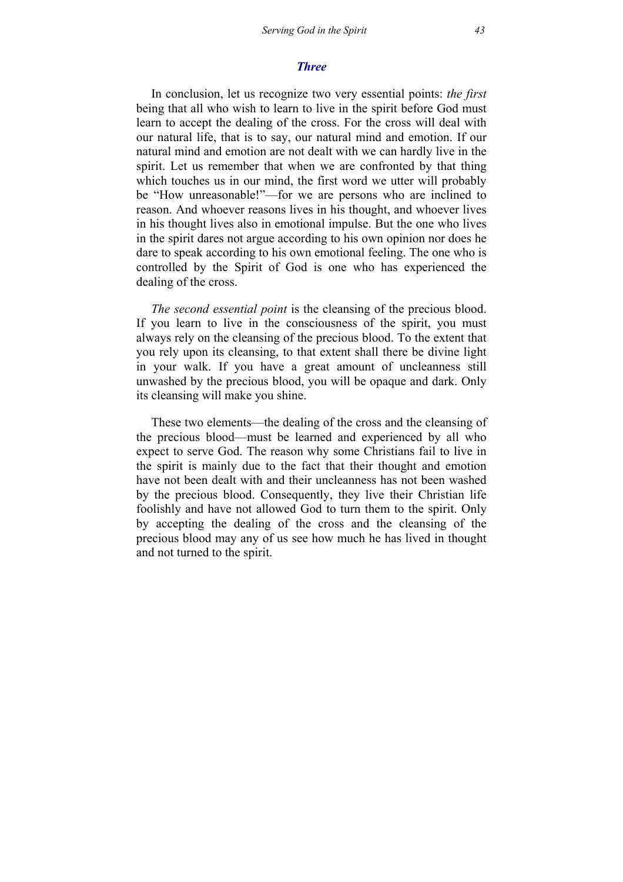### *Three*

In conclusion, let us recognize two very essential points: *the first* being that all who wish to learn to live in the spirit before God must learn to accept the dealing of the cross. For the cross will deal with our natural life, that is to say, our natural mind and emotion. If our natural mind and emotion are not dealt with we can hardly live in the spirit. Let us remember that when we are confronted by that thing which touches us in our mind, the first word we utter will probably be "How unreasonable!"—for we are persons who are inclined to reason. And whoever reasons lives in his thought, and whoever lives in his thought lives also in emotional impulse. But the one who lives in the spirit dares not argue according to his own opinion nor does he dare to speak according to his own emotional feeling. The one who is controlled by the Spirit of God is one who has experienced the dealing of the cross.

*The second essential point* is the cleansing of the precious blood. If you learn to live in the consciousness of the spirit, you must always rely on the cleansing of the precious blood. To the extent that you rely upon its cleansing, to that extent shall there be divine light in your walk. If you have a great amount of uncleanness still unwashed by the precious blood, you will be opaque and dark. Only its cleansing will make you shine.

These two elements—the dealing of the cross and the cleansing of the precious blood—must be learned and experienced by all who expect to serve God. The reason why some Christians fail to live in the spirit is mainly due to the fact that their thought and emotion have not been dealt with and their uncleanness has not been washed by the precious blood. Consequently, they live their Christian life foolishly and have not allowed God to turn them to the spirit. Only by accepting the dealing of the cross and the cleansing of the precious blood may any of us see how much he has lived in thought and not turned to the spirit.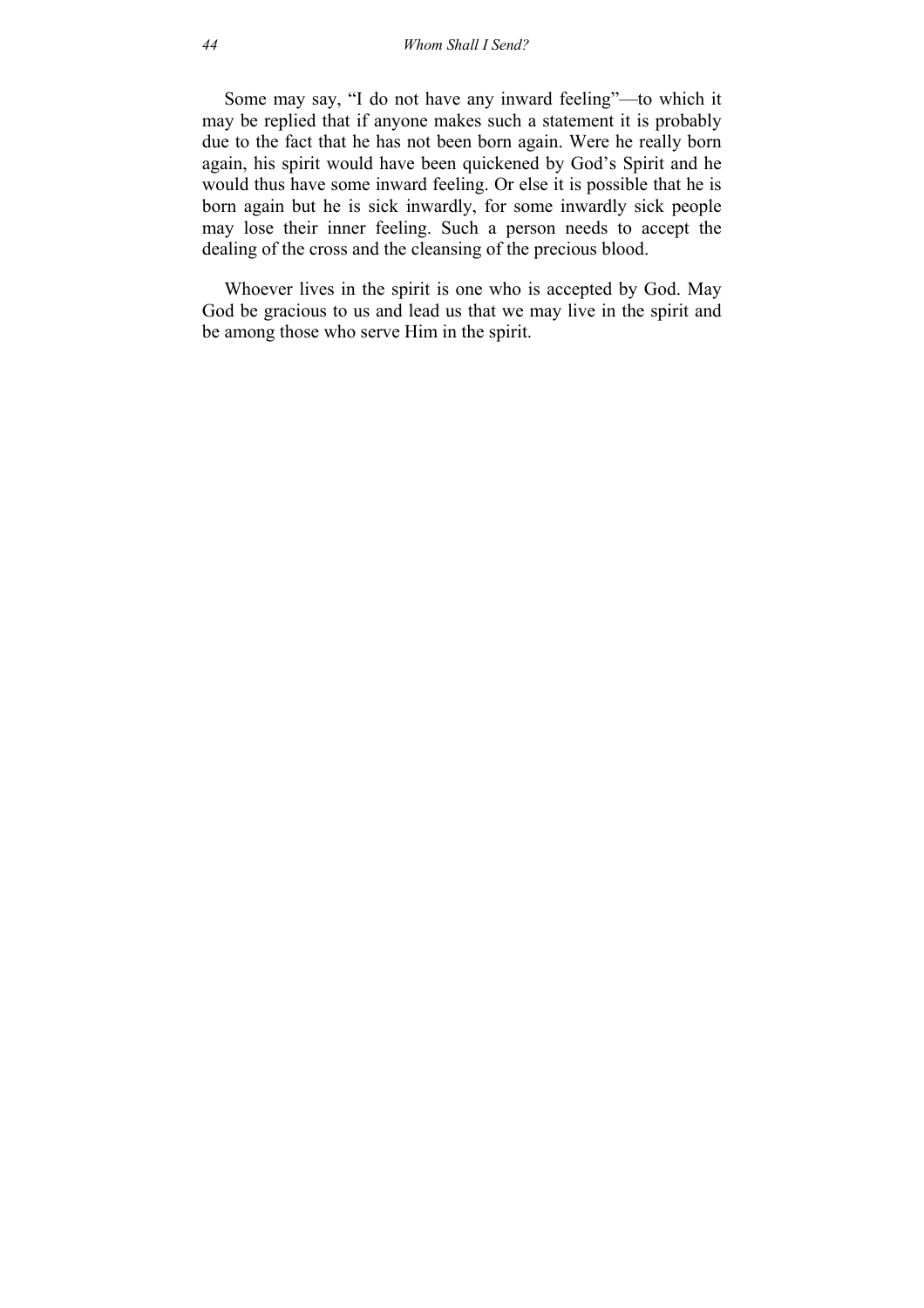Some may say, “I do not have any inward feeling”—to which it may be replied that if anyone makes such a statement it is probably due to the fact that he has not been born again. Were he really born again, his spirit would have been quickened by God’s Spirit and he would thus have some inward feeling. Or else it is possible that he is born again but he is sick inwardly, for some inwardly sick people may lose their inner feeling. Such a person needs to accept the dealing of the cross and the cleansing of the precious blood.

Whoever lives in the spirit is one who is accepted by God. May God be gracious to us and lead us that we may live in the spirit and be among those who serve Him in the spirit.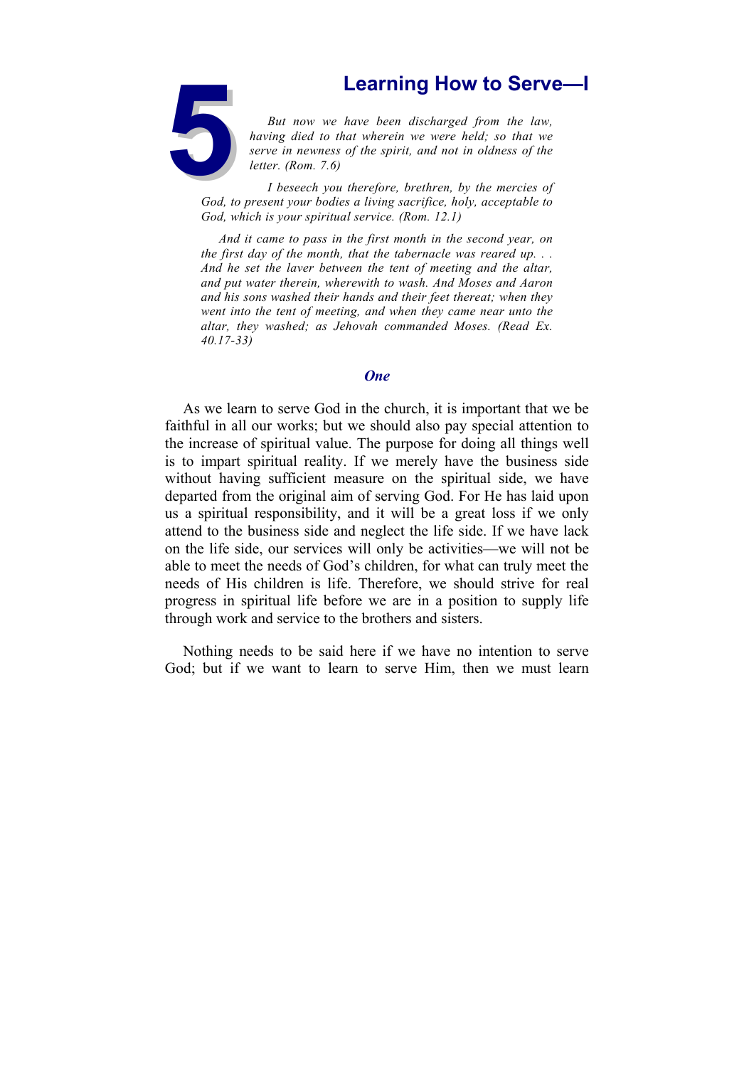# 5 Learning How to Serve—I

*But now we have been discharged from the law, having died to that wherein we were held; so that we serve in newness of the spirit, and not in oldness of the letter. (Rom. 7.6)*

*I beseech you therefore, brethren, by the mercies of God, to present your bodies a living sacrifice, holy, acceptable to God, which is your spiritual service. (Rom. 12.1)*

*And it came to pass in the first month in the second year, on the first day of the month, that the tabernacle was reared up. . . And he set the laver between the tent of meeting and the altar, and put water therein, wherewith to wash. And Moses and Aaron and his sons washed their hands and their feet thereat; when they went into the tent of meeting, and when they came near unto the altar, they washed; as Jehovah commanded Moses. (Read Ex. 40.17-33)*

## *One*

As we learn to serve God in the church, it is important that we be faithful in all our works; but we should also pay special attention to the increase of spiritual value. The purpose for doing all things well is to impart spiritual reality. If we merely have the business side without having sufficient measure on the spiritual side, we have departed from the original aim of serving God. For He has laid upon us a spiritual responsibility, and it will be a great loss if we only attend to the business side and neglect the life side. If we have lack on the life side, our services will only be activities—we will not be able to meet the needs of God's children, for what can truly meet the needs of His children is life. Therefore, we should strive for real progress in spiritual life before we are in a position to supply life through work and service to the brothers and sisters.

Nothing needs to be said here if we have no intention to serve God; but if we want to learn to serve Him, then we must learn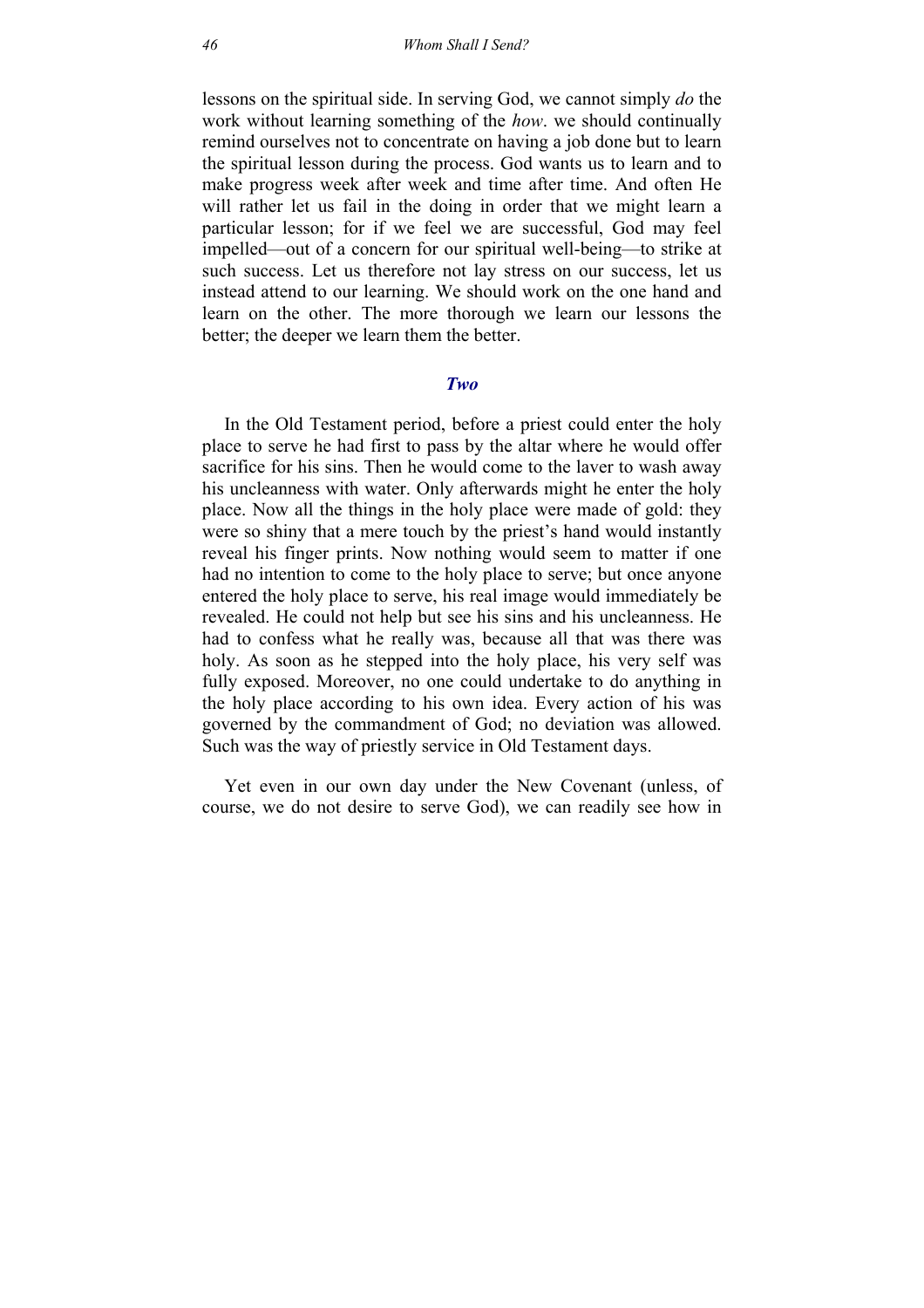lessons on the spiritual side. In serving God, we cannot simply *do* the work without learning something of the *how*. we should continually remind ourselves not to concentrate on having a job done but to learn the spiritual lesson during the process. God wants us to learn and to make progress week after week and time after time. And often He will rather let us fail in the doing in order that we might learn a particular lesson; for if we feel we are successful, God may feel impelled—out of a concern for our spiritual well-being—to strike at such success. Let us therefore not lay stress on our success, let us instead attend to our learning. We should work on the one hand and learn on the other. The more thorough we learn our lessons the better; the deeper we learn them the better.

### *Two*

In the Old Testament period, before a priest could enter the holy place to serve he had first to pass by the altar where he would offer sacrifice for his sins. Then he would come to the laver to wash away his uncleanness with water. Only afterwards might he enter the holy place. Now all the things in the holy place were made of gold: they were so shiny that a mere touch by the priest's hand would instantly reveal his finger prints. Now nothing would seem to matter if one had no intention to come to the holy place to serve; but once anyone entered the holy place to serve, his real image would immediately be revealed. He could not help but see his sins and his uncleanness. He had to confess what he really was, because all that was there was holy. As soon as he stepped into the holy place, his very self was fully exposed. Moreover, no one could undertake to do anything in the holy place according to his own idea. Every action of his was governed by the commandment of God; no deviation was allowed. Such was the way of priestly service in Old Testament days.

Yet even in our own day under the New Covenant (unless, of course, we do not desire to serve God), we can readily see how in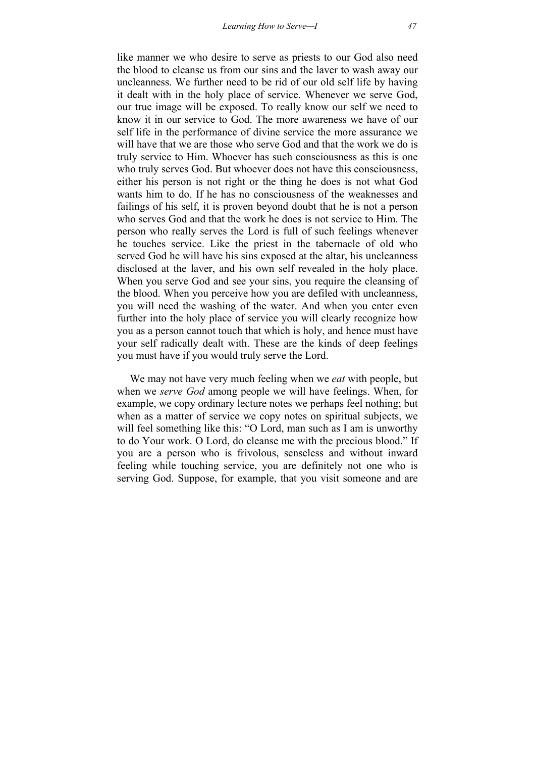like manner we who desire to serve as priests to our God also need the blood to cleanse us from our sins and the laver to wash away our uncleanness. We further need to be rid of our old self life by having it dealt with in the holy place of service. Whenever we serve God, our true image will be exposed. To really know our self we need to know it in our service to God. The more awareness we have of our self life in the performance of divine service the more assurance we will have that we are those who serve God and that the work we do is truly service to Him. Whoever has such consciousness as this is one who truly serves God. But whoever does not have this consciousness, either his person is not right or the thing he does is not what God wants him to do. If he has no consciousness of the weaknesses and failings of his self, it is proven beyond doubt that he is not a person who serves God and that the work he does is not service to Him. The person who really serves the Lord is full of such feelings whenever he touches service. Like the priest in the tabernacle of old who served God he will have his sins exposed at the altar, his uncleanness disclosed at the laver, and his own self revealed in the holy place. When you serve God and see your sins, you require the cleansing of the blood. When you perceive how you are defiled with uncleanness, you will need the washing of the water. And when you enter even further into the holy place of service you will clearly recognize how you as a person cannot touch that which is holy, and hence must have your self radically dealt with. These are the kinds of deep feelings you must have if you would truly serve the Lord.

We may not have very much feeling when we *eat* with people, but when we *serve God* among people we will have feelings. When, for example, we copy ordinary lecture notes we perhaps feel nothing; but when as a matter of service we copy notes on spiritual subjects, we will feel something like this: "O Lord, man such as I am is unworthy to do Your work. O Lord, do cleanse me with the precious blood." If you are a person who is frivolous, senseless and without inward feeling while touching service, you are definitely not one who is serving God. Suppose, for example, that you visit someone and are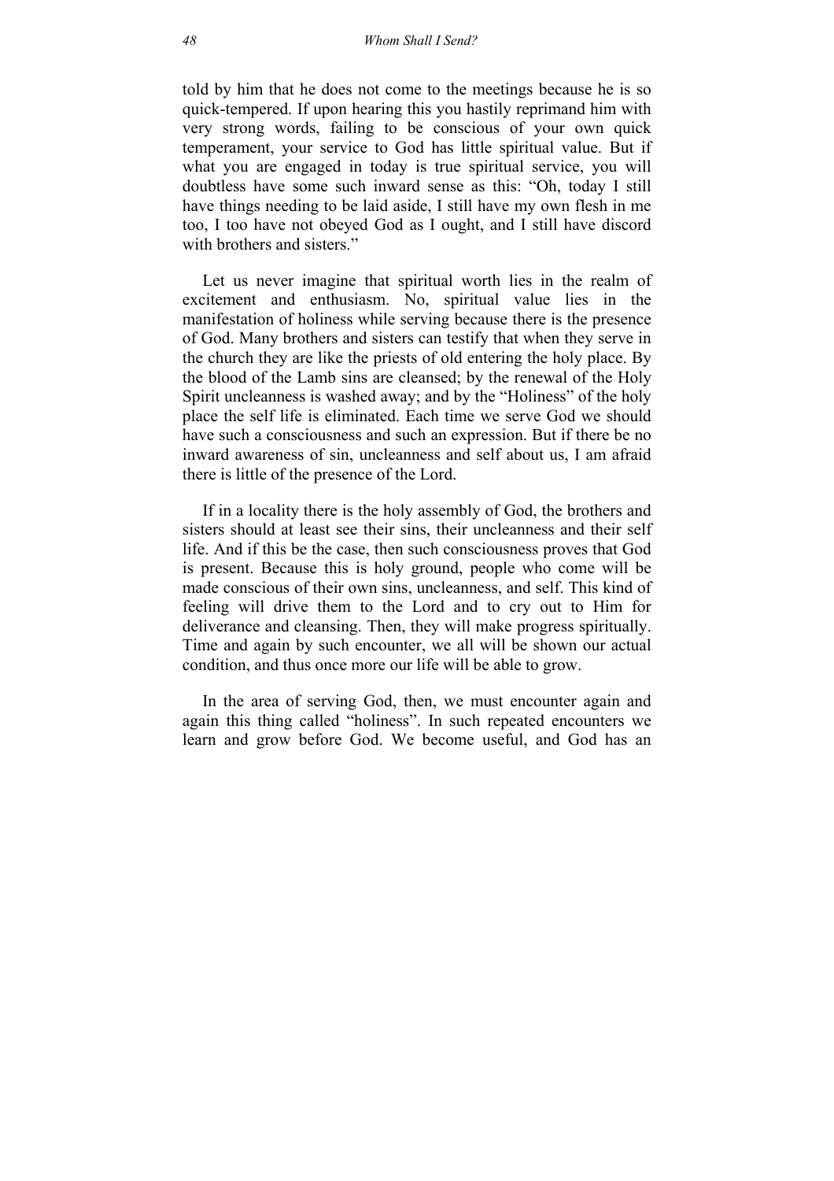told by him that he does not come to the meetings because he is so quick-tempered. If upon hearing this you hastily reprimand him with very strong words, failing to be conscious of your own quick temperament, your service to God has little spiritual value. But if what you are engaged in today is true spiritual service, you will doubtless have some such inward sense as this: "Oh, today I still have things needing to be laid aside, I still have my own flesh in me too, I too have not obeyed God as I ought, and I still have discord with brothers and sisters."

Let us never imagine that spiritual worth lies in the realm of excitement and enthusiasm. No, spiritual value lies in the manifestation of holiness while serving because there is the presence of God. Many brothers and sisters can testify that when they serve in the church they are like the priests of old entering the holy place. By the blood of the Lamb sins are cleansed; by the renewal of the Holy Spirit uncleanness is washed away; and by the "Holiness" of the holy place the self life is eliminated. Each time we serve God we should have such a consciousness and such an expression. But if there be no inward awareness of sin, uncleanness and self about us, I am afraid there is little of the presence of the Lord.

If in a locality there is the holy assembly of God, the brothers and sisters should at least see their sins, their uncleanness and their self life. And if this be the case, then such consciousness proves that God is present. Because this is holy ground, people who come will be made conscious of their own sins, uncleanness, and self. This kind of feeling will drive them to the Lord and to cry out to Him for deliverance and cleansing. Then, they will make progress spiritually. Time and again by such encounter, we all will be shown our actual condition, and thus once more our life will be able to grow.

In the area of serving God, then, we must encounter again and again this thing called "holiness". In such repeated encounters we learn and grow before God. We become useful, and God has an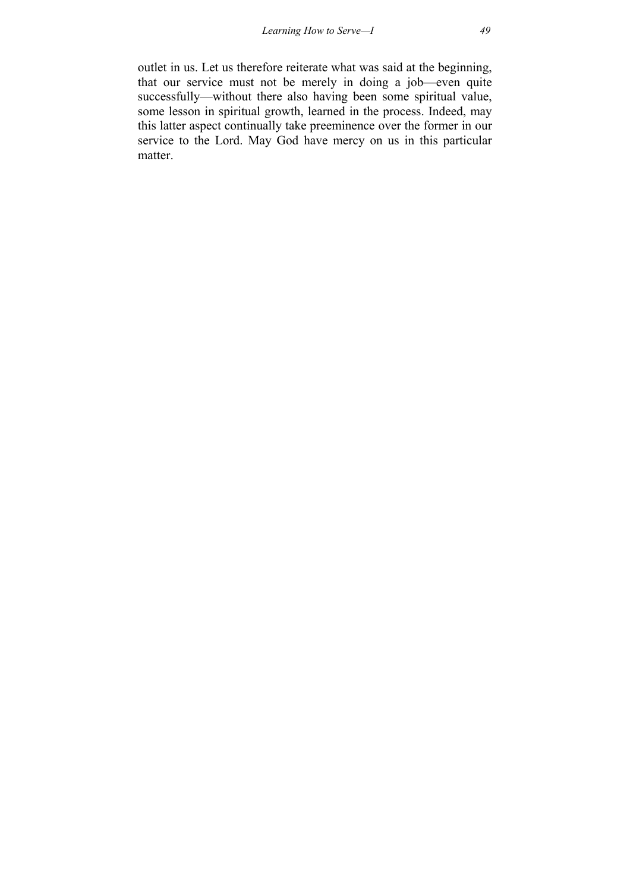outlet in us. Let us therefore reiterate what was said at the beginning, that our service must not be merely in doing a job—even quite successfully—without there also having been some spiritual value, some lesson in spiritual growth, learned in the process. Indeed, may this latter aspect continually take preeminence over the former in our service to the Lord. May God have mercy on us in this particular matter.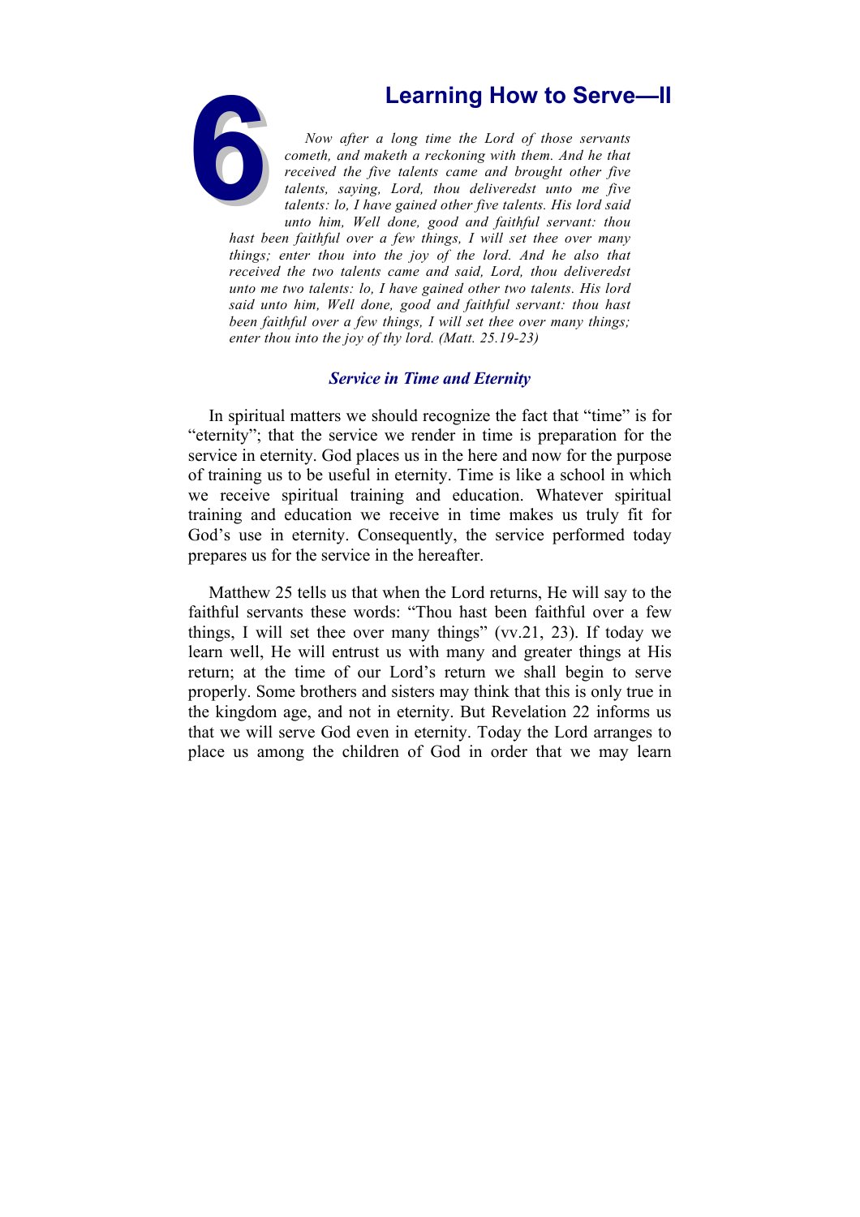# 6 Learning How to Serve—II

*Now after a long time the Lord of those servants cometh, and maketh a reckoning with them. And he that received the five talents came and brought other five talents, saying, Lord, thou deliveredst unto me five talents: lo, I have gained other five talents. His lord said unto him, Well done, good and faithful servant: thou hast been faithful over a few things, I will set thee over many things; enter thou into the joy of the lord. And he also that received the two talents came and said, Lord, thou deliveredst unto me two talents: lo, I have gained other two talents. His lord said unto him, Well done, good and faithful servant: thou hast been faithful over a few things, I will set thee over many things; enter thou into the joy of thy lord. (Matt. 25.19-23)*

## *Service in Time and Eternity*

In spiritual matters we should recognize the fact that "time" is for "eternity"; that the service we render in time is preparation for the service in eternity. God places us in the here and now for the purpose of training us to be useful in eternity. Time is like a school in which we receive spiritual training and education. Whatever spiritual training and education we receive in time makes us truly fit for God's use in eternity. Consequently, the service performed today prepares us for the service in the hereafter.

Matthew 25 tells us that when the Lord returns, He will say to the faithful servants these words: "Thou hast been faithful over a few things, I will set thee over many things" (vv.21, 23). If today we learn well, He will entrust us with many and greater things at His return; at the time of our Lord's return we shall begin to serve properly. Some brothers and sisters may think that this is only true in the kingdom age, and not in eternity. But Revelation 22 informs us that we will serve God even in eternity. Today the Lord arranges to place us among the children of God in order that we may learn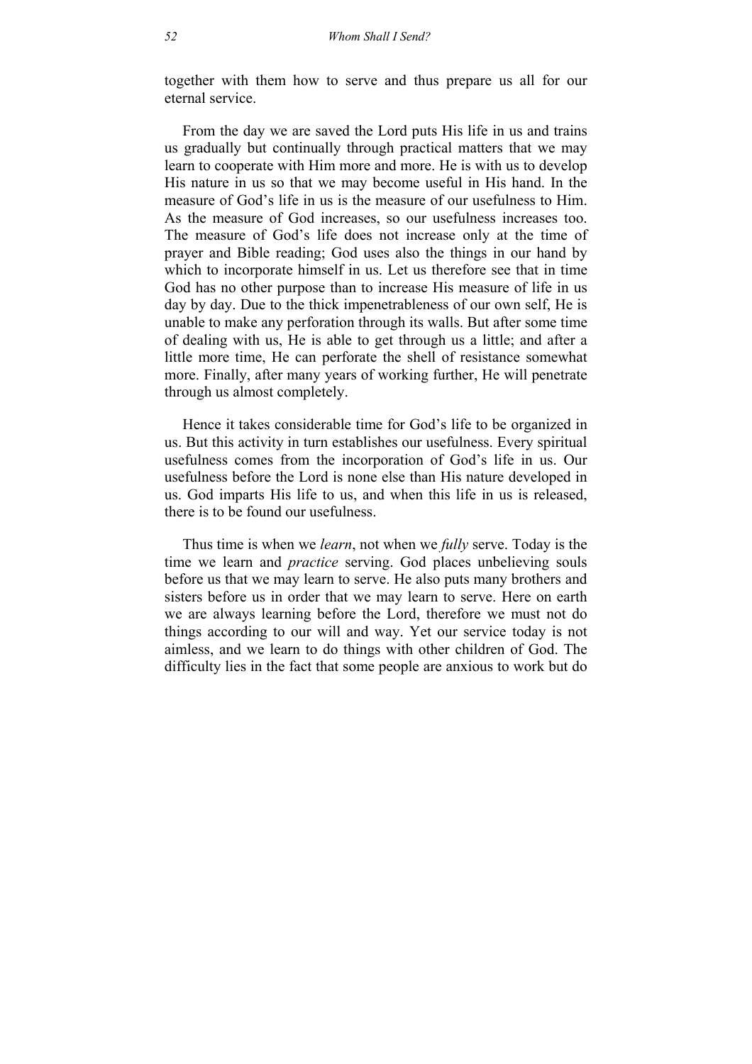together with them how to serve and thus prepare us all for our eternal service.

From the day we are saved the Lord puts His life in us and trains us gradually but continually through practical matters that we may learn to cooperate with Him more and more. He is with us to develop His nature in us so that we may become useful in His hand. In the measure of God's life in us is the measure of our usefulness to Him. As the measure of God increases, so our usefulness increases too. The measure of God's life does not increase only at the time of prayer and Bible reading; God uses also the things in our hand by which to incorporate himself in us. Let us therefore see that in time God has no other purpose than to increase His measure of life in us day by day. Due to the thick impenetrableness of our own self, He is unable to make any perforation through its walls. But after some time of dealing with us, He is able to get through us a little; and after a little more time, He can perforate the shell of resistance somewhat more. Finally, after many years of working further, He will penetrate through us almost completely.

Hence it takes considerable time for God's life to be organized in us. But this activity in turn establishes our usefulness. Every spiritual usefulness comes from the incorporation of God's life in us. Our usefulness before the Lord is none else than His nature developed in us. God imparts His life to us, and when this life in us is released, there is to be found our usefulness.

Thus time is when we *learn*, not when we *fully* serve. Today is the time we learn and *practice* serving. God places unbelieving souls before us that we may learn to serve. He also puts many brothers and sisters before us in order that we may learn to serve. Here on earth we are always learning before the Lord, therefore we must not do things according to our will and way. Yet our service today is not aimless, and we learn to do things with other children of God. The difficulty lies in the fact that some people are anxious to work but do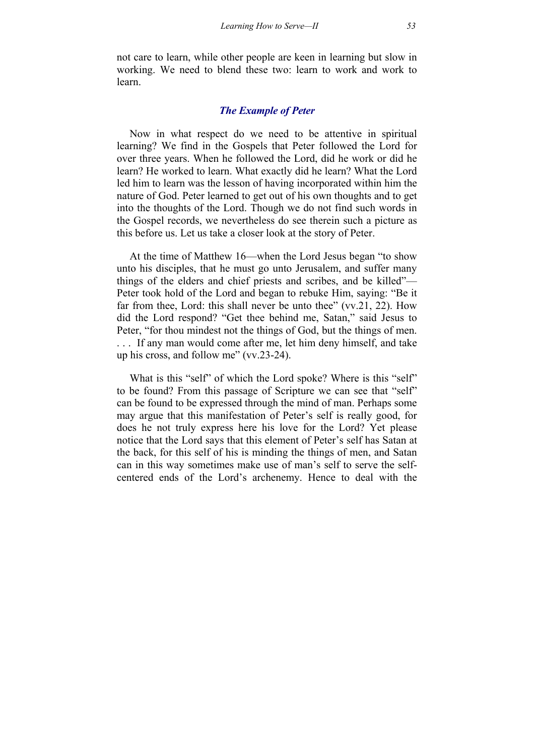not care to learn, while other people are keen in learning but slow in working. We need to blend these two: learn to work and work to learn.

### *The Example of Peter*

Now in what respect do we need to be attentive in spiritual learning? We find in the Gospels that Peter followed the Lord for over three years. When he followed the Lord, did he work or did he learn? He worked to learn. What exactly did he learn? What the Lord led him to learn was the lesson of having incorporated within him the nature of God. Peter learned to get out of his own thoughts and to get into the thoughts of the Lord. Though we do not find such words in the Gospel records, we nevertheless do see therein such a picture as this before us. Let us take a closer look at the story of Peter.

At the time of Matthew 16—when the Lord Jesus began "to show unto his disciples, that he must go unto Jerusalem, and suffer many things of the elders and chief priests and scribes, and be killed"—Peter took hold of the Lord and began to rebuke Him, saying: "Be it far from thee, Lord: this shall never be unto thee" (vv.21, 22). How did the Lord respond? "Get thee behind me, Satan," said Jesus to Peter, "for thou mindest not the things of God, but the things of men. . . . If any man would come after me, let him deny himself, and take up his cross, and follow me" (vv.23-24).

What is this "self" of which the Lord spoke? Where is this "self" to be found? From this passage of Scripture we can see that "self" can be found to be expressed through the mind of man. Perhaps some may argue that this manifestation of Peter's self is really good, for does he not truly express here his love for the Lord? Yet please notice that the Lord says that this element of Peter's self has Satan at the back, for this self of his is minding the things of men, and Satan can in this way sometimes make use of man's self to serve the self-centered ends of the Lord's archenemy. Hence to deal with the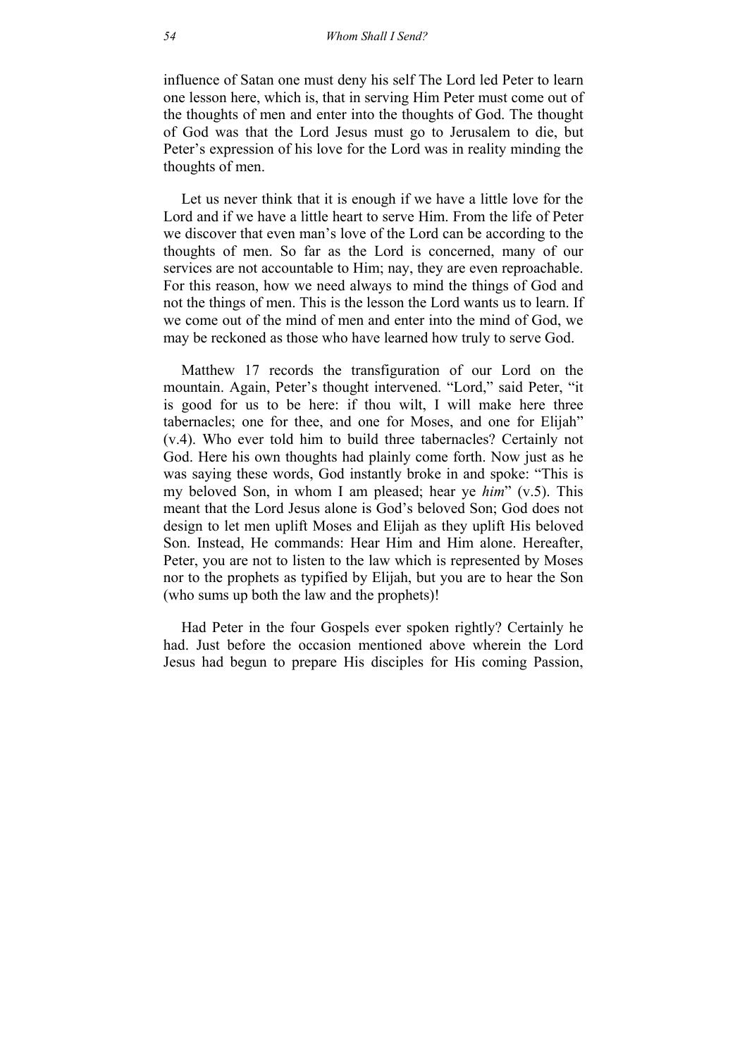influence of Satan one must deny his self The Lord led Peter to learn one lesson here, which is, that in serving Him Peter must come out of the thoughts of men and enter into the thoughts of God. The thought of God was that the Lord Jesus must go to Jerusalem to die, but Peter's expression of his love for the Lord was in reality minding the thoughts of men.

Let us never think that it is enough if we have a little love for the Lord and if we have a little heart to serve Him. From the life of Peter we discover that even man's love of the Lord can be according to the thoughts of men. So far as the Lord is concerned, many of our services are not accountable to Him; nay, they are even reproachable. For this reason, how we need always to mind the things of God and not the things of men. This is the lesson the Lord wants us to learn. If we come out of the mind of men and enter into the mind of God, we may be reckoned as those who have learned how truly to serve God.

Matthew 17 records the transfiguration of our Lord on the mountain. Again, Peter's thought intervened. "Lord," said Peter, "it is good for us to be here: if thou wilt, I will make here three tabernacles; one for thee, and one for Moses, and one for Elijah" (v.4). Who ever told him to build three tabernacles? Certainly not God. Here his own thoughts had plainly come forth. Now just as he was saying these words, God instantly broke in and spoke: "This is my beloved Son, in whom I am pleased; hear ye *him*" (v.5). This meant that the Lord Jesus alone is God's beloved Son; God does not design to let men uplift Moses and Elijah as they uplift His beloved Son. Instead, He commands: Hear Him and Him alone. Hereafter, Peter, you are not to listen to the law which is represented by Moses nor to the prophets as typified by Elijah, but you are to hear the Son (who sums up both the law and the prophets)!

Had Peter in the four Gospels ever spoken rightly? Certainly he had. Just before the occasion mentioned above wherein the Lord Jesus had begun to prepare His disciples for His coming Passion,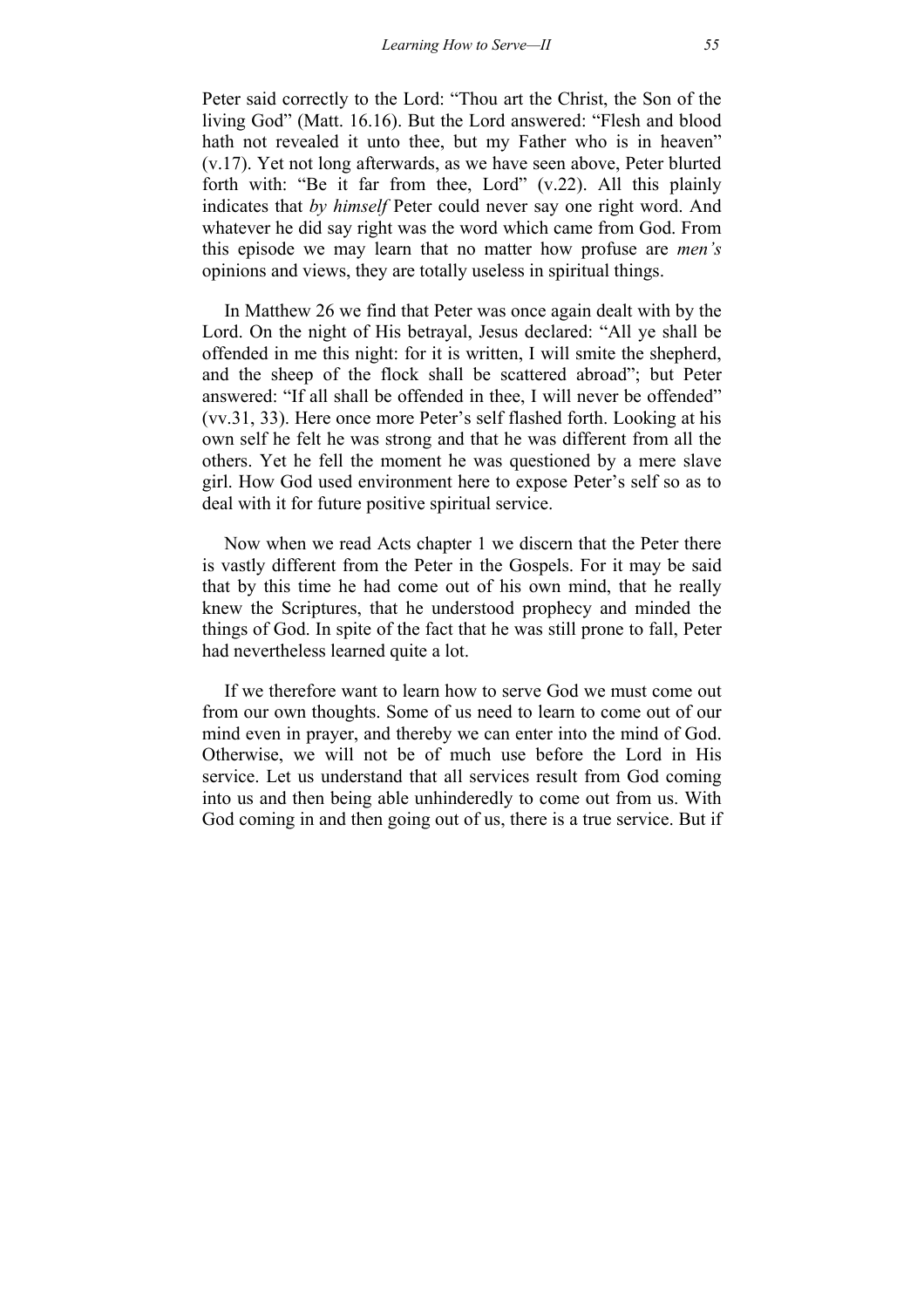Peter said correctly to the Lord: "Thou art the Christ, the Son of the living God" (Matt. 16.16). But the Lord answered: "Flesh and blood hath not revealed it unto thee, but my Father who is in heaven" (v.17). Yet not long afterwards, as we have seen above, Peter blurted forth with: "Be it far from thee, Lord" (v.22). All this plainly indicates that *by himself* Peter could never say one right word. And whatever he did say right was the word which came from God. From this episode we may learn that no matter how profuse are *men's* opinions and views, they are totally useless in spiritual things.

In Matthew 26 we find that Peter was once again dealt with by the Lord. On the night of His betrayal, Jesus declared: "All ye shall be offended in me this night: for it is written, I will smite the shepherd, and the sheep of the flock shall be scattered abroad"; but Peter answered: "If all shall be offended in thee, I will never be offended" (vv.31, 33). Here once more Peter's self flashed forth. Looking at his own self he felt he was strong and that he was different from all the others. Yet he fell the moment he was questioned by a mere slave girl. How God used environment here to expose Peter's self so as to deal with it for future positive spiritual service.

Now when we read Acts chapter 1 we discern that the Peter there is vastly different from the Peter in the Gospels. For it may be said that by this time he had come out of his own mind, that he really knew the Scriptures, that he understood prophecy and minded the things of God. In spite of the fact that he was still prone to fall, Peter had nevertheless learned quite a lot.

If we therefore want to learn how to serve God we must come out from our own thoughts. Some of us need to learn to come out of our mind even in prayer, and thereby we can enter into the mind of God. Otherwise, we will not be of much use before the Lord in His service. Let us understand that all services result from God coming into us and then being able unhinderedly to come out from us. With God coming in and then going out of us, there is a true service. But if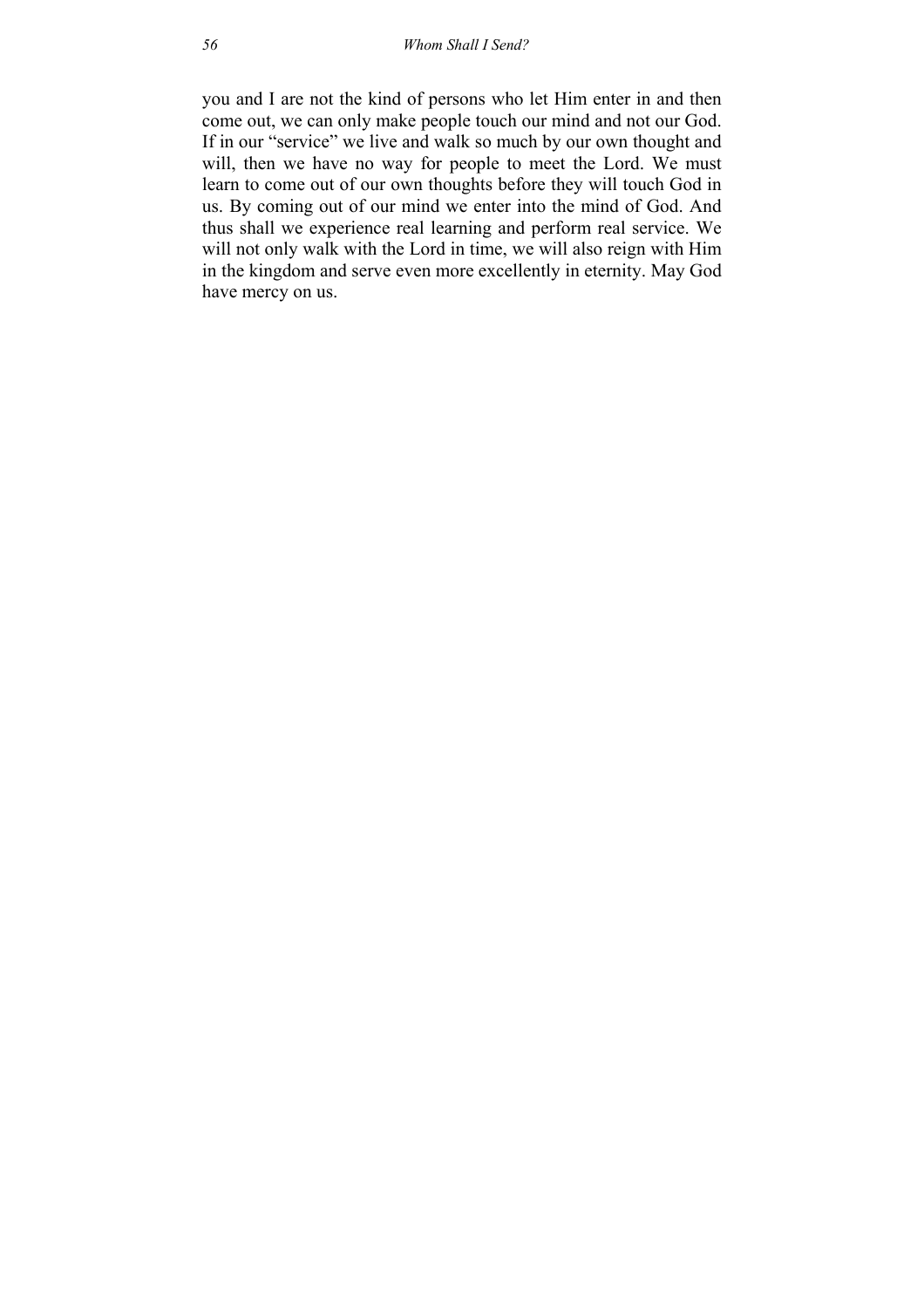you and I are not the kind of persons who let Him enter in and then come out, we can only make people touch our mind and not our God. If in our "service" we live and walk so much by our own thought and will, then we have no way for people to meet the Lord. We must learn to come out of our own thoughts before they will touch God in us. By coming out of our mind we enter into the mind of God. And thus shall we experience real learning and perform real service. We will not only walk with the Lord in time, we will also reign with Him in the kingdom and serve even more excellently in eternity. May God have mercy on us.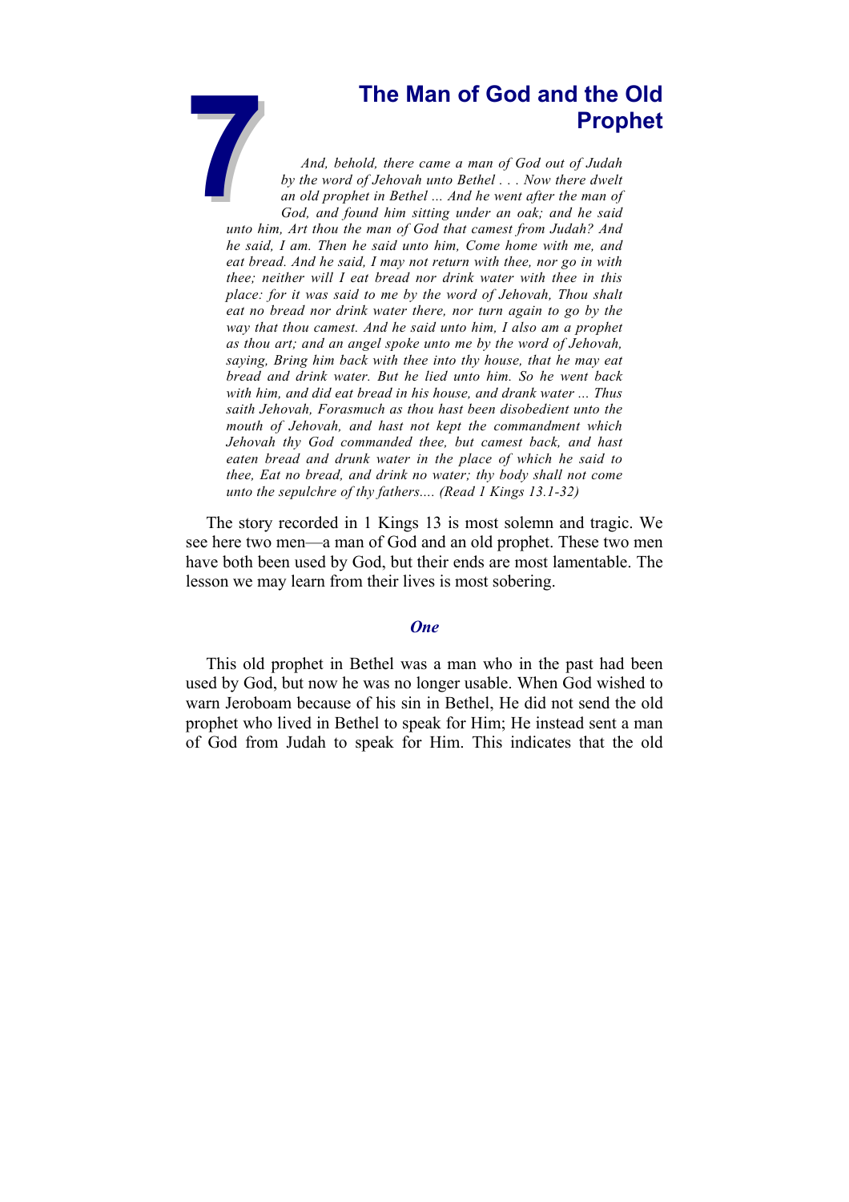# 7 The Man of God and the Old Prophet

*And, behold, there came a man of God out of Judah by the word of Jehovah unto Bethel . . . Now there dwelt an old prophet in Bethel ... And he went after the man of God, and found him sitting under an oak; and he said unto him, Art thou the man of God that camest from Judah? And he said, I am. Then he said unto him, Come home with me, and eat bread. And he said, I may not return with thee, nor go in with thee; neither will I eat bread nor drink water with thee in this place: for it was said to me by the word of Jehovah, Thou shalt eat no bread nor drink water there, nor turn again to go by the way that thou camest. And he said unto him, I also am a prophet as thou art; and an angel spoke unto me by the word of Jehovah, saying, Bring him back with thee into thy house, that he may eat bread and drink water. But he lied unto him. So he went back with him, and did eat bread in his house, and drank water ... Thus saith Jehovah, Forasmuch as thou hast been disobedient unto the mouth of Jehovah, and hast not kept the commandment which Jehovah thy God commanded thee, but camest back, and hast eaten bread and drunk water in the place of which he said to thee, Eat no bread, and drink no water; thy body shall not come unto the sepulchre of thy fathers.... (Read 1 Kings 13.1-32)*

The story recorded in 1 Kings 13 is most solemn and tragic. We see here two men—a man of God and an old prophet. These two men have both been used by God, but their ends are most lamentable. The lesson we may learn from their lives is most sobering.

### *One*

This old prophet in Bethel was a man who in the past had been used by God, but now he was no longer usable. When God wished to warn Jeroboam because of his sin in Bethel, He did not send the old prophet who lived in Bethel to speak for Him; He instead sent a man of God from Judah to speak for Him. This indicates that the old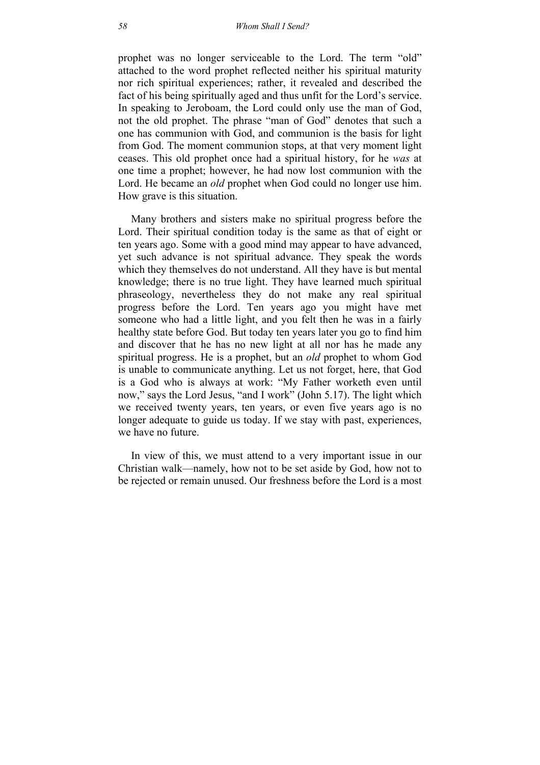prophet was no longer serviceable to the Lord. The term "old" attached to the word prophet reflected neither his spiritual maturity nor rich spiritual experiences; rather, it revealed and described the fact of his being spiritually aged and thus unfit for the Lord's service. In speaking to Jeroboam, the Lord could only use the man of God, not the old prophet. The phrase "man of God" denotes that such a one has communion with God, and communion is the basis for light from God. The moment communion stops, at that very moment light ceases. This old prophet once had a spiritual history, for he *was* at one time a prophet; however, he had now lost communion with the Lord. He became an *old* prophet when God could no longer use him. How grave is this situation.

Many brothers and sisters make no spiritual progress before the Lord. Their spiritual condition today is the same as that of eight or ten years ago. Some with a good mind may appear to have advanced, yet such advance is not spiritual advance. They speak the words which they themselves do not understand. All they have is but mental knowledge; there is no true light. They have learned much spiritual phraseology, nevertheless they do not make any real spiritual progress before the Lord. Ten years ago you might have met someone who had a little light, and you felt then he was in a fairly healthy state before God. But today ten years later you go to find him and discover that he has no new light at all nor has he made any spiritual progress. He is a prophet, but an *old* prophet to whom God is unable to communicate anything. Let us not forget, here, that God is a God who is always at work: "My Father worketh even until now," says the Lord Jesus, "and I work" (John 5.17). The light which we received twenty years, ten years, or even five years ago is no longer adequate to guide us today. If we stay with past, experiences, we have no future.

In view of this, we must attend to a very important issue in our Christian walk—namely, how not to be set aside by God, how not to be rejected or remain unused. Our freshness before the Lord is a most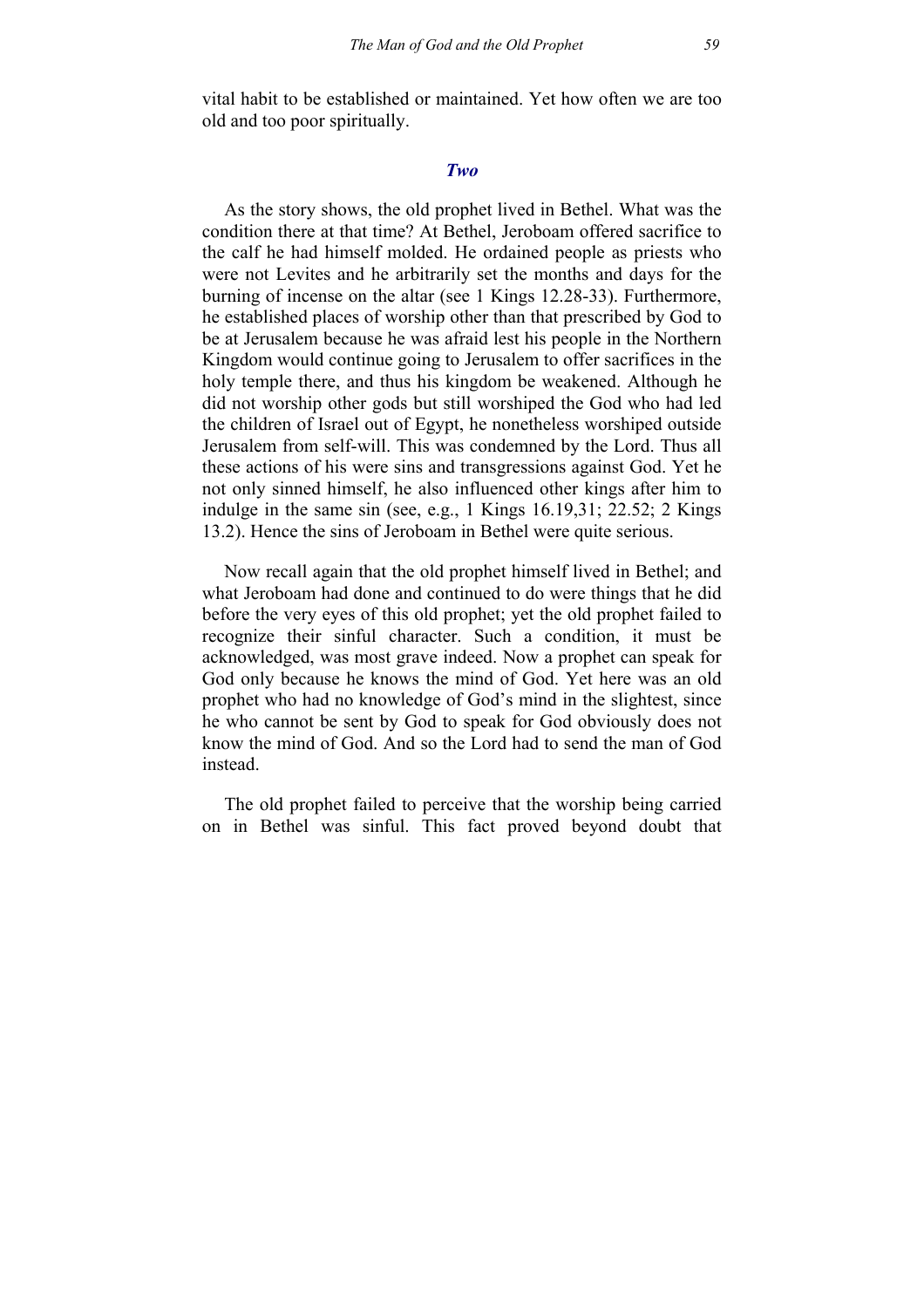vital habit to be established or maintained. Yet how often we are too old and too poor spiritually.

## *Two*

As the story shows, the old prophet lived in Bethel. What was the condition there at that time? At Bethel, Jeroboam offered sacrifice to the calf he had himself molded. He ordained people as priests who were not Levites and he arbitrarily set the months and days for the burning of incense on the altar (see 1 Kings 12.28-33). Furthermore, he established places of worship other than that prescribed by God to be at Jerusalem because he was afraid lest his people in the Northern Kingdom would continue going to Jerusalem to offer sacrifices in the holy temple there, and thus his kingdom be weakened. Although he did not worship other gods but still worshiped the God who had led the children of Israel out of Egypt, he nonetheless worshiped outside Jerusalem from self-will. This was condemned by the Lord. Thus all these actions of his were sins and transgressions against God. Yet he not only sinned himself, he also influenced other kings after him to indulge in the same sin (see, e.g., 1 Kings 16.19,31; 22.52; 2 Kings 13.2). Hence the sins of Jeroboam in Bethel were quite serious.

Now recall again that the old prophet himself lived in Bethel; and what Jeroboam had done and continued to do were things that he did before the very eyes of this old prophet; yet the old prophet failed to recognize their sinful character. Such a condition, it must be acknowledged, was most grave indeed. Now a prophet can speak for God only because he knows the mind of God. Yet here was an old prophet who had no knowledge of God's mind in the slightest, since he who cannot be sent by God to speak for God obviously does not know the mind of God. And so the Lord had to send the man of God instead.

The old prophet failed to perceive that the worship being carried on in Bethel was sinful. This fact proved beyond doubt that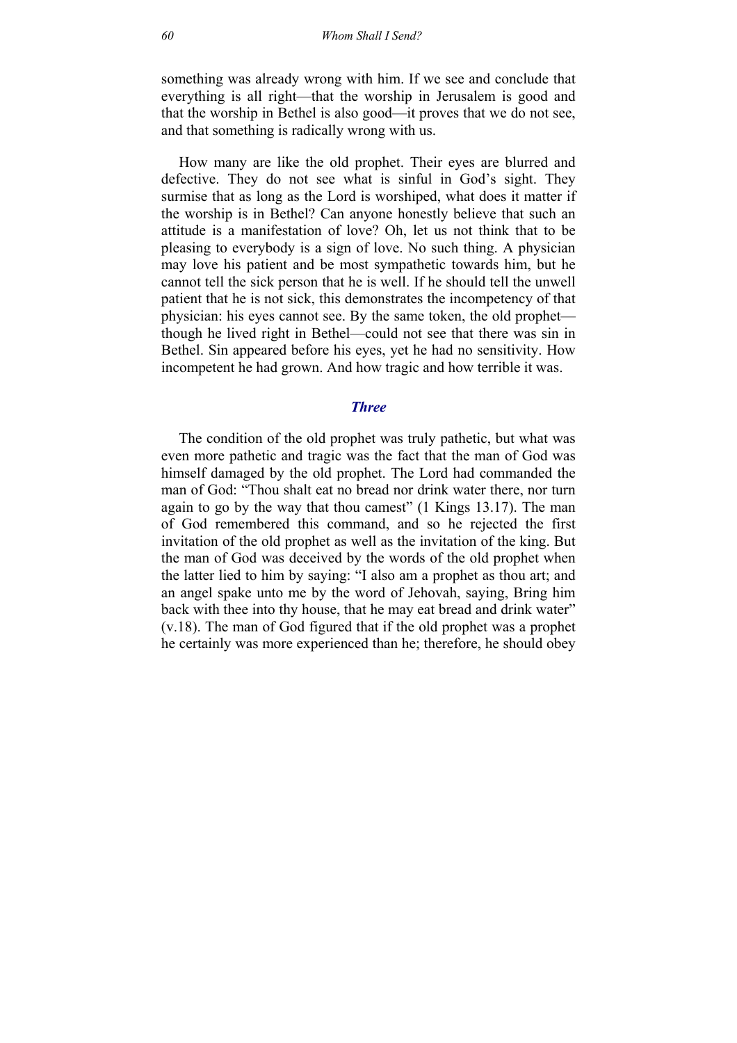something was already wrong with him. If we see and conclude that everything is all right—that the worship in Jerusalem is good and that the worship in Bethel is also good—it proves that we do not see, and that something is radically wrong with us.

How many are like the old prophet. Their eyes are blurred and defective. They do not see what is sinful in God's sight. They surmise that as long as the Lord is worshiped, what does it matter if the worship is in Bethel? Can anyone honestly believe that such an attitude is a manifestation of love? Oh, let us not think that to be pleasing to everybody is a sign of love. No such thing. A physician may love his patient and be most sympathetic towards him, but he cannot tell the sick person that he is well. If he should tell the unwell patient that he is not sick, this demonstrates the incompetency of that physician: his eyes cannot see. By the same token, the old prophet—though he lived right in Bethel—could not see that there was sin in Bethel. Sin appeared before his eyes, yet he had no sensitivity. How incompetent he had grown. And how tragic and how terrible it was.

### *Three*

The condition of the old prophet was truly pathetic, but what was even more pathetic and tragic was the fact that the man of God was himself damaged by the old prophet. The Lord had commanded the man of God: "Thou shalt eat no bread nor drink water there, nor turn again to go by the way that thou camest" (1 Kings 13.17). The man of God remembered this command, and so he rejected the first invitation of the old prophet as well as the invitation of the king. But the man of God was deceived by the words of the old prophet when the latter lied to him by saying: "I also am a prophet as thou art; and an angel spake unto me by the word of Jehovah, saying, Bring him back with thee into thy house, that he may eat bread and drink water" (v.18). The man of God figured that if the old prophet was a prophet he certainly was more experienced than he; therefore, he should obey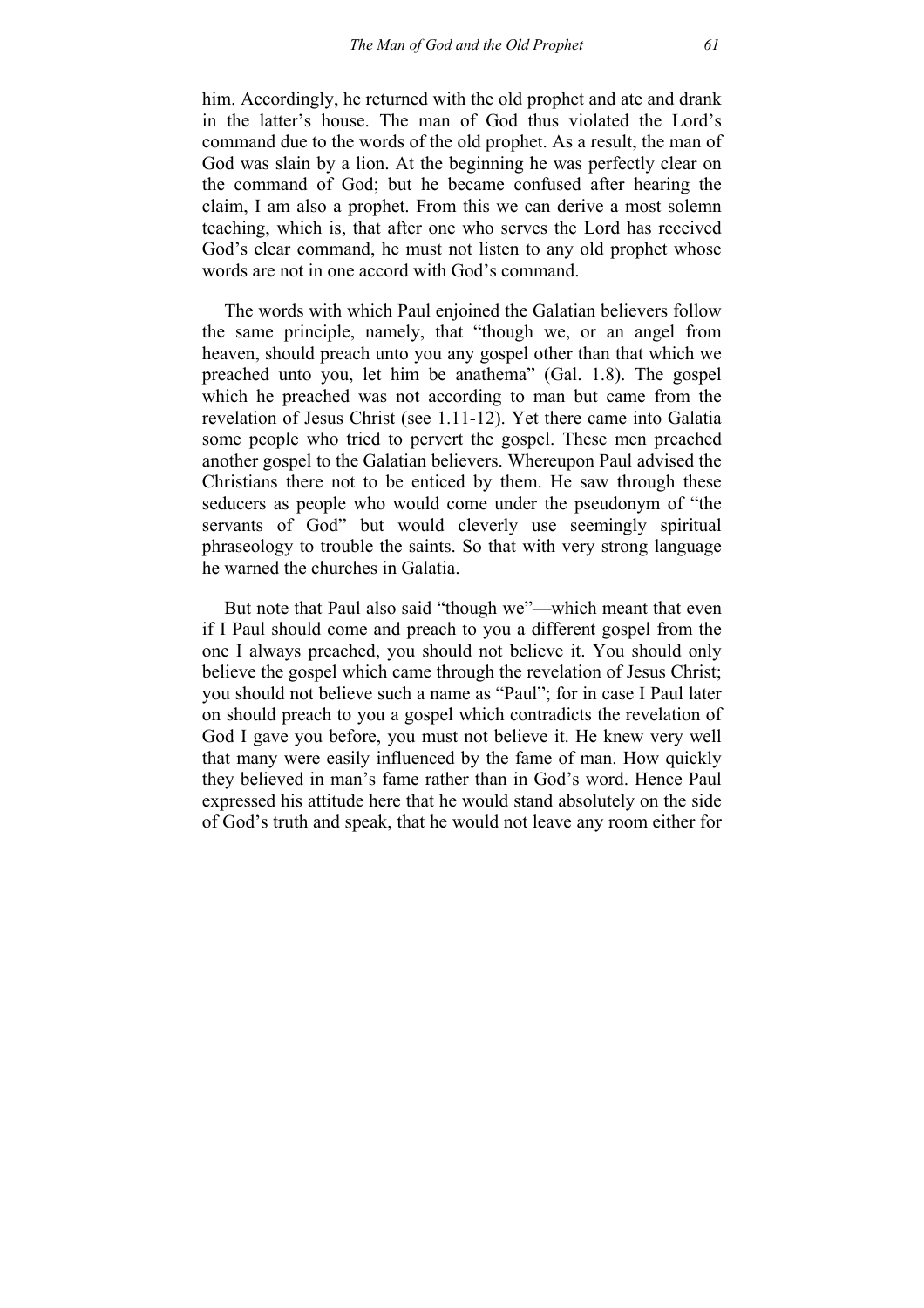him. Accordingly, he returned with the old prophet and ate and drank in the latter's house. The man of God thus violated the Lord's command due to the words of the old prophet. As a result, the man of God was slain by a lion. At the beginning he was perfectly clear on the command of God; but he became confused after hearing the claim, I am also a prophet. From this we can derive a most solemn teaching, which is, that after one who serves the Lord has received God's clear command, he must not listen to any old prophet whose words are not in one accord with God's command.

The words with which Paul enjoined the Galatian believers follow the same principle, namely, that "though we, or an angel from heaven, should preach unto you any gospel other than that which we preached unto you, let him be anathema" (Gal. 1.8). The gospel which he preached was not according to man but came from the revelation of Jesus Christ (see 1.11-12). Yet there came into Galatia some people who tried to pervert the gospel. These men preached another gospel to the Galatian believers. Whereupon Paul advised the Christians there not to be enticed by them. He saw through these seducers as people who would come under the pseudonym of "the servants of God" but would cleverly use seemingly spiritual phraseology to trouble the saints. So that with very strong language he warned the churches in Galatia.

But note that Paul also said "though we"—which meant that even if I Paul should come and preach to you a different gospel from the one I always preached, you should not believe it. You should only believe the gospel which came through the revelation of Jesus Christ; you should not believe such a name as "Paul"; for in case I Paul later on should preach to you a gospel which contradicts the revelation of God I gave you before, you must not believe it. He knew very well that many were easily influenced by the fame of man. How quickly they believed in man's fame rather than in God's word. Hence Paul expressed his attitude here that he would stand absolutely on the side of God's truth and speak, that he would not leave any room either for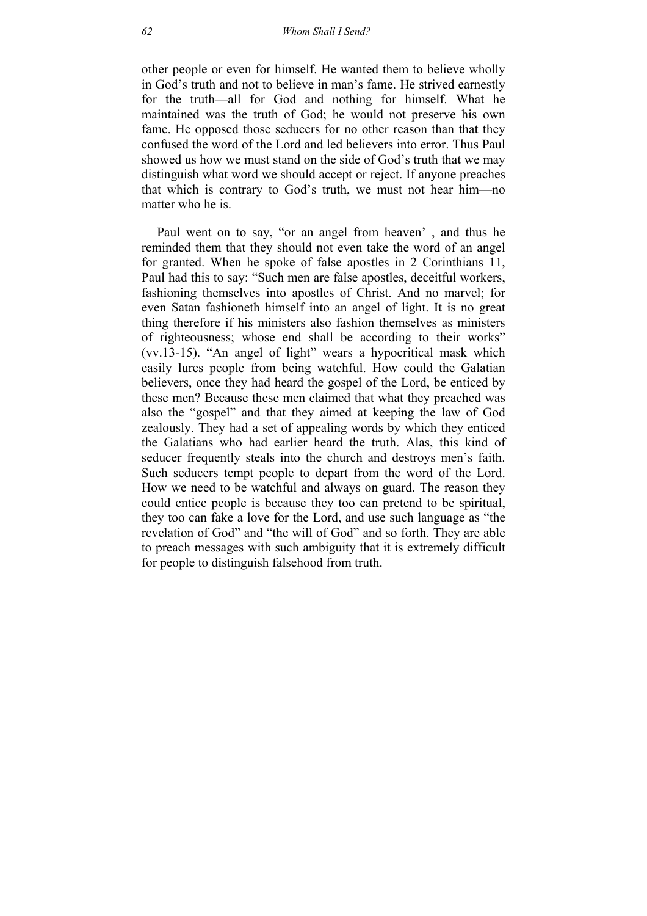other people or even for himself. He wanted them to believe wholly in God's truth and not to believe in man's fame. He strived earnestly for the truth—all for God and nothing for himself. What he maintained was the truth of God; he would not preserve his own fame. He opposed those seducers for no other reason than that they confused the word of the Lord and led believers into error. Thus Paul showed us how we must stand on the side of God's truth that we may distinguish what word we should accept or reject. If anyone preaches that which is contrary to God's truth, we must not hear him—no matter who he is.

Paul went on to say, "or an angel from heaven' , and thus he reminded them that they should not even take the word of an angel for granted. When he spoke of false apostles in 2 Corinthians 11, Paul had this to say: "Such men are false apostles, deceitful workers, fashioning themselves into apostles of Christ. And no marvel; for even Satan fashioneth himself into an angel of light. It is no great thing therefore if his ministers also fashion themselves as ministers of righteousness; whose end shall be according to their works" (vv.13-15). "An angel of light" wears a hypocritical mask which easily lures people from being watchful. How could the Galatian believers, once they had heard the gospel of the Lord, be enticed by these men? Because these men claimed that what they preached was also the "gospel" and that they aimed at keeping the law of God zealously. They had a set of appealing words by which they enticed the Galatians who had earlier heard the truth. Alas, this kind of seducer frequently steals into the church and destroys men's faith. Such seducers tempt people to depart from the word of the Lord. How we need to be watchful and always on guard. The reason they could entice people is because they too can pretend to be spiritual, they too can fake a love for the Lord, and use such language as "the revelation of God" and "the will of God" and so forth. They are able to preach messages with such ambiguity that it is extremely difficult for people to distinguish falsehood from truth.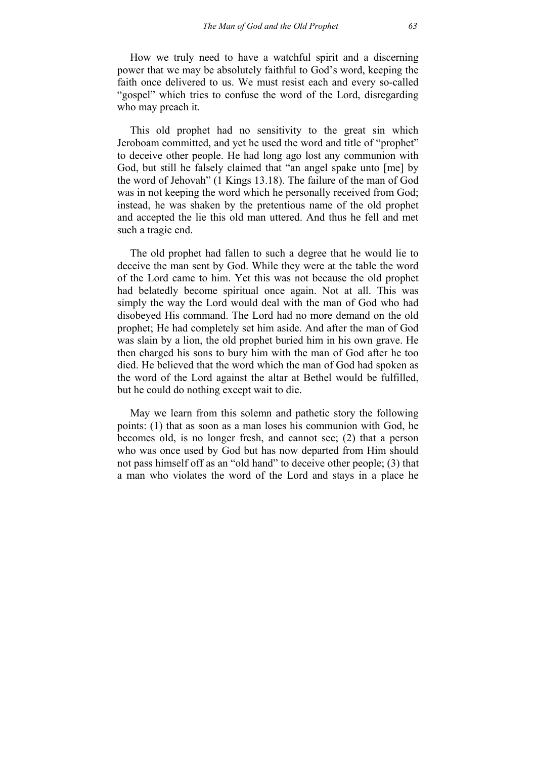How we truly need to have a watchful spirit and a discerning power that we may be absolutely faithful to God's word, keeping the faith once delivered to us. We must resist each and every so-called "gospel" which tries to confuse the word of the Lord, disregarding who may preach it.

This old prophet had no sensitivity to the great sin which Jeroboam committed, and yet he used the word and title of "prophet" to deceive other people. He had long ago lost any communion with God, but still he falsely claimed that "an angel spake unto [me] by the word of Jehovah" (1 Kings 13.18). The failure of the man of God was in not keeping the word which he personally received from God; instead, he was shaken by the pretentious name of the old prophet and accepted the lie this old man uttered. And thus he fell and met such a tragic end.

The old prophet had fallen to such a degree that he would lie to deceive the man sent by God. While they were at the table the word of the Lord came to him. Yet this was not because the old prophet had belatedly become spiritual once again. Not at all. This was simply the way the Lord would deal with the man of God who had disobeyed His command. The Lord had no more demand on the old prophet; He had completely set him aside. And after the man of God was slain by a lion, the old prophet buried him in his own grave. He then charged his sons to bury him with the man of God after he too died. He believed that the word which the man of God had spoken as the word of the Lord against the altar at Bethel would be fulfilled, but he could do nothing except wait to die.

May we learn from this solemn and pathetic story the following points: (1) that as soon as a man loses his communion with God, he becomes old, is no longer fresh, and cannot see; (2) that a person who was once used by God but has now departed from Him should not pass himself off as an "old hand" to deceive other people; (3) that a man who violates the word of the Lord and stays in a place he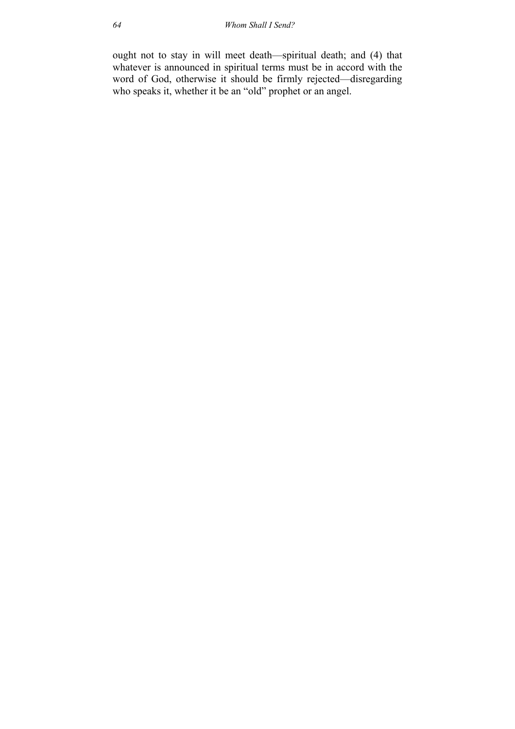ought not to stay in will meet death—spiritual death; and (4) that whatever is announced in spiritual terms must be in accord with the word of God, otherwise it should be firmly rejected—disregarding who speaks it, whether it be an "old" prophet or an angel.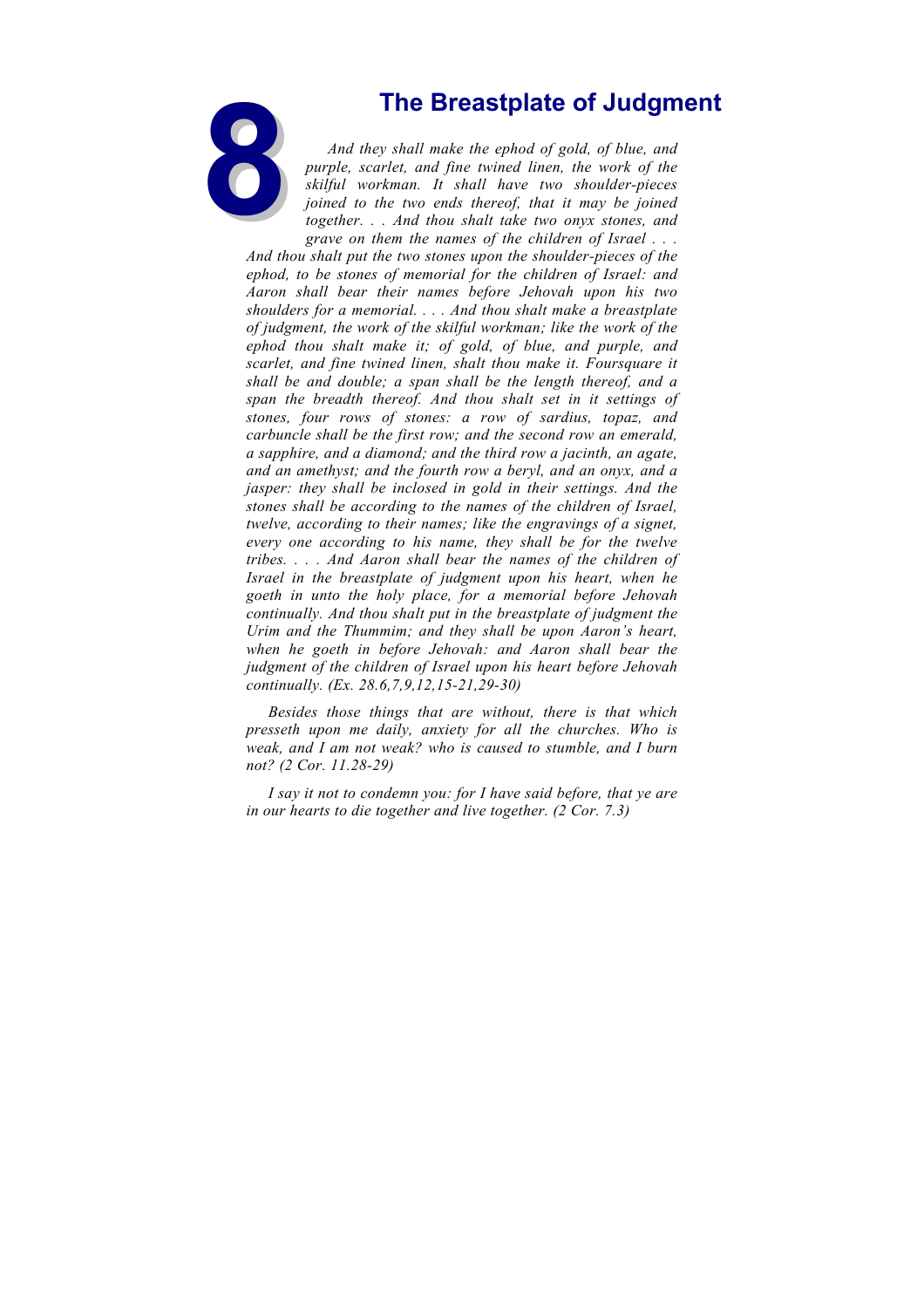# 8 The Breastplate of Judgment

*And they shall make the ephod of gold, of blue, and purple, scarlet, and fine twined linen, the work of the skilful workman. It shall have two shoulder-pieces joined to the two ends thereof, that it may be joined together. . . And thou shalt take two onyx stones, and grave on them the names of the children of Israel . . . And thou shalt put the two stones upon the shoulder-pieces of the ephod, to be stones of memorial for the children of Israel: and Aaron shall bear their names before Jehovah upon his two shoulders for a memorial. . . . And thou shalt make a breastplate of judgment, the work of the skilful workman; like the work of the ephod thou shalt make it; of gold, of blue, and purple, and scarlet, and fine twined linen, shalt thou make it. Foursquare it shall be and double; a span shall be the length thereof, and a span the breadth thereof. And thou shalt set in it settings of stones, four rows of stones: a row of sardius, topaz, and carbuncle shall be the first row; and the second row an emerald, a sapphire, and a diamond; and the third row a jacinth, an agate, and an amethyst; and the fourth row a beryl, and an onyx, and a jasper: they shall be inclosed in gold in their settings. And the stones shall be according to the names of the children of Israel, twelve, according to their names; like the engravings of a signet, every one according to his name, they shall be for the twelve tribes. . . . And Aaron shall bear the names of the children of Israel in the breastplate of judgment upon his heart, when he goeth in unto the holy place, for a memorial before Jehovah continually. And thou shalt put in the breastplate of judgment the Urim and the Thummim; and they shall be upon Aaron's heart, when he goeth in before Jehovah: and Aaron shall bear the judgment of the children of Israel upon his heart before Jehovah continually. (Ex. 28.6,7,9,12,15-21,29-30)*

*Besides those things that are without, there is that which presseth upon me daily, anxiety for all the churches. Who is weak, and I am not weak? who is caused to stumble, and I burn not? (2 Cor. 11.28-29)*

*I say it not to condemn you: for I have said before, that ye are in our hearts to die together and live together. (2 Cor. 7.3)*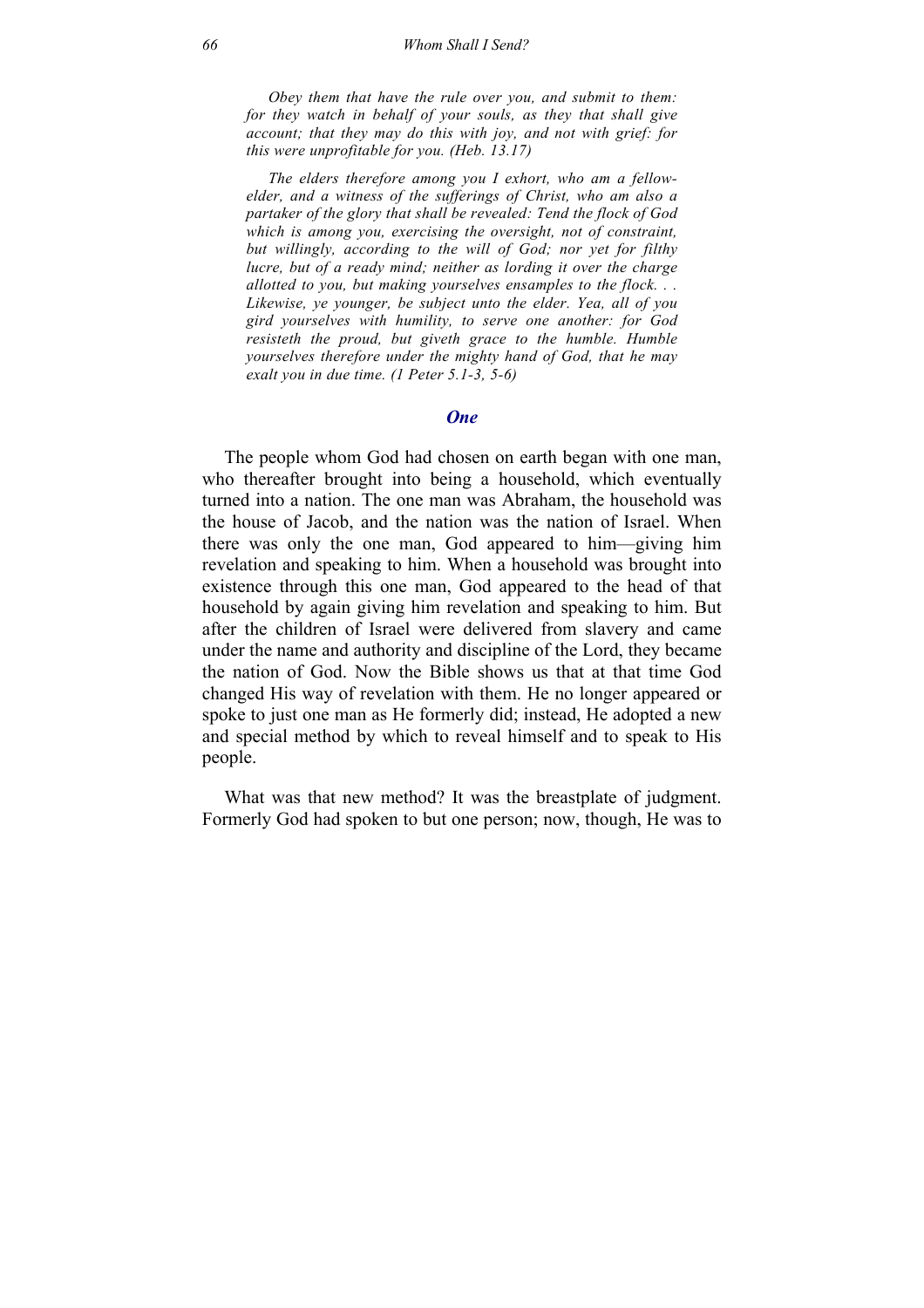*Obey them that have the rule over you, and submit to them: for they watch in behalf of your souls, as they that shall give account; that they may do this with joy, and not with grief: for this were unprofitable for you. (Heb. 13.17)*

*The elders therefore among you I exhort, who am a fellow-elder, and a witness of the sufferings of Christ, who am also a partaker of the glory that shall be revealed: Tend the flock of God which is among you, exercising the oversight, not of constraint, but willingly, according to the will of God; nor yet for filthy lucre, but of a ready mind; neither as lording it over the charge allotted to you, but making yourselves ensamples to the flock. . . Likewise, ye younger, be subject unto the elder. Yea, all of you gird yourselves with humility, to serve one another: for God resisteth the proud, but giveth grace to the humble. Humble yourselves therefore under the mighty hand of God, that he may exalt you in due time. (1 Peter 5.1-3, 5-6)*

## *One*

The people whom God had chosen on earth began with one man, who thereafter brought into being a household, which eventually turned into a nation. The one man was Abraham, the household was the house of Jacob, and the nation was the nation of Israel. When there was only the one man, God appeared to him—giving him revelation and speaking to him. When a household was brought into existence through this one man, God appeared to the head of that household by again giving him revelation and speaking to him. But after the children of Israel were delivered from slavery and came under the name and authority and discipline of the Lord, they became the nation of God. Now the Bible shows us that at that time God changed His way of revelation with them. He no longer appeared or spoke to just one man as He formerly did; instead, He adopted a new and special method by which to reveal himself and to speak to His people.

What was that new method? It was the breastplate of judgment. Formerly God had spoken to but one person; now, though, He was to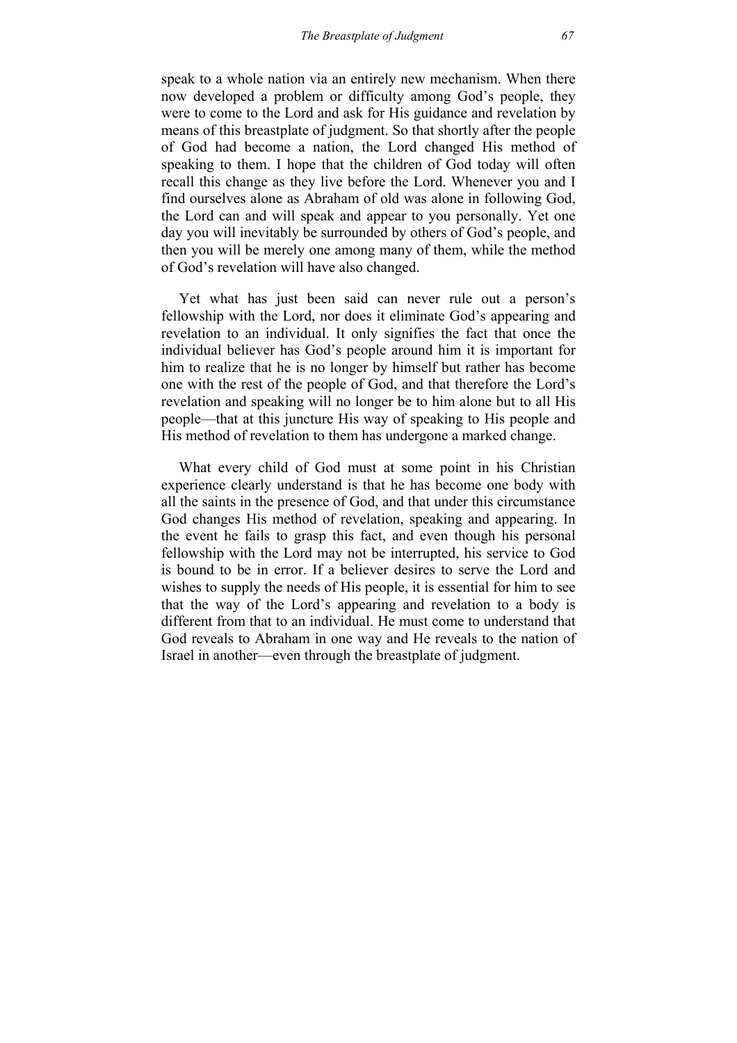speak to a whole nation via an entirely new mechanism. When there now developed a problem or difficulty among God's people, they were to come to the Lord and ask for His guidance and revelation by means of this breastplate of judgment. So that shortly after the people of God had become a nation, the Lord changed His method of speaking to them. I hope that the children of God today will often recall this change as they live before the Lord. Whenever you and I find ourselves alone as Abraham of old was alone in following God, the Lord can and will speak and appear to you personally. Yet one day you will inevitably be surrounded by others of God's people, and then you will be merely one among many of them, while the method of God's revelation will have also changed.

Yet what has just been said can never rule out a person's fellowship with the Lord, nor does it eliminate God's appearing and revelation to an individual. It only signifies the fact that once the individual believer has God's people around him it is important for him to realize that he is no longer by himself but rather has become one with the rest of the people of God, and that therefore the Lord's revelation and speaking will no longer be to him alone but to all His people—that at this juncture His way of speaking to His people and His method of revelation to them has undergone a marked change.

What every child of God must at some point in his Christian experience clearly understand is that he has become one body with all the saints in the presence of God, and that under this circumstance God changes His method of revelation, speaking and appearing. In the event he fails to grasp this fact, and even though his personal fellowship with the Lord may not be interrupted, his service to God is bound to be in error. If a believer desires to serve the Lord and wishes to supply the needs of His people, it is essential for him to see that the way of the Lord's appearing and revelation to a body is different from that to an individual. He must come to understand that God reveals to Abraham in one way and He reveals to the nation of Israel in another—even through the breastplate of judgment.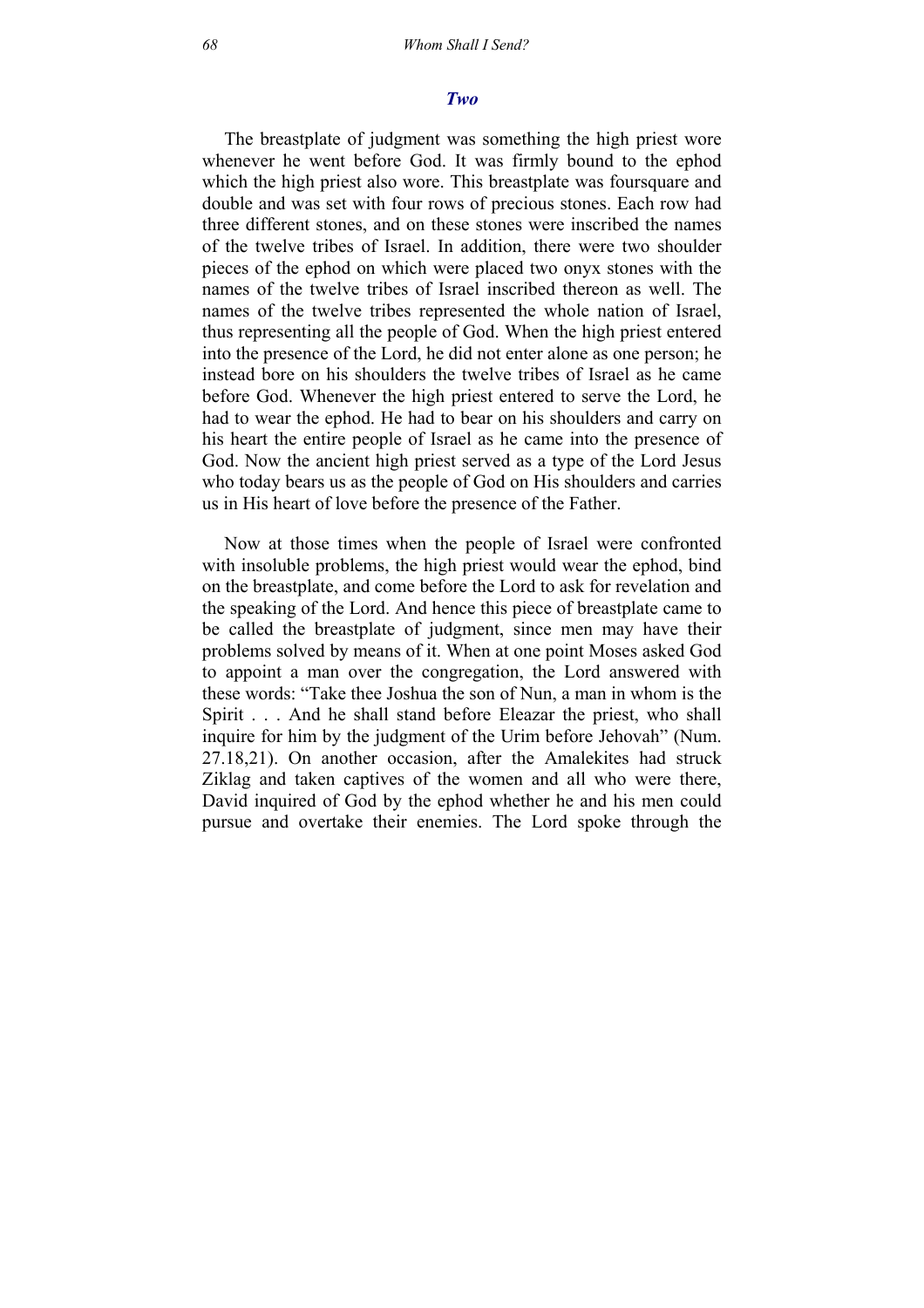## *Two*

The breastplate of judgment was something the high priest wore whenever he went before God. It was firmly bound to the ephod which the high priest also wore. This breastplate was foursquare and double and was set with four rows of precious stones. Each row had three different stones, and on these stones were inscribed the names of the twelve tribes of Israel. In addition, there were two shoulder pieces of the ephod on which were placed two onyx stones with the names of the twelve tribes of Israel inscribed thereon as well. The names of the twelve tribes represented the whole nation of Israel, thus representing all the people of God. When the high priest entered into the presence of the Lord, he did not enter alone as one person; he instead bore on his shoulders the twelve tribes of Israel as he came before God. Whenever the high priest entered to serve the Lord, he had to wear the ephod. He had to bear on his shoulders and carry on his heart the entire people of Israel as he came into the presence of God. Now the ancient high priest served as a type of the Lord Jesus who today bears us as the people of God on His shoulders and carries us in His heart of love before the presence of the Father.

Now at those times when the people of Israel were confronted with insoluble problems, the high priest would wear the ephod, bind on the breastplate, and come before the Lord to ask for revelation and the speaking of the Lord. And hence this piece of breastplate came to be called the breastplate of judgment, since men may have their problems solved by means of it. When at one point Moses asked God to appoint a man over the congregation, the Lord answered with these words: "Take thee Joshua the son of Nun, a man in whom is the Spirit . . . And he shall stand before Eleazar the priest, who shall inquire for him by the judgment of the Urim before Jehovah" (Num. 27.18,21). On another occasion, after the Amalekites had struck Ziklag and taken captives of the women and all who were there, David inquired of God by the ephod whether he and his men could pursue and overtake their enemies. The Lord spoke through the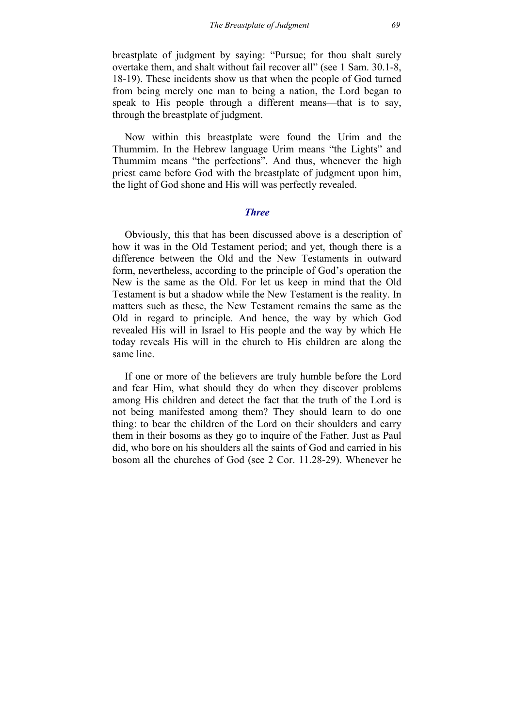breastplate of judgment by saying: "Pursue; for thou shalt surely overtake them, and shalt without fail recover all" (see 1 Sam. 30.1-8, 18-19). These incidents show us that when the people of God turned from being merely one man to being a nation, the Lord began to speak to His people through a different means—that is to say, through the breastplate of judgment.

Now within this breastplate were found the Urim and the Thummim. In the Hebrew language Urim means "the Lights" and Thummim means "the perfections". And thus, whenever the high priest came before God with the breastplate of judgment upon him, the light of God shone and His will was perfectly revealed.

### *Three*

Obviously, this that has been discussed above is a description of how it was in the Old Testament period; and yet, though there is a difference between the Old and the New Testaments in outward form, nevertheless, according to the principle of God's operation the New is the same as the Old. For let us keep in mind that the Old Testament is but a shadow while the New Testament is the reality. In matters such as these, the New Testament remains the same as the Old in regard to principle. And hence, the way by which God revealed His will in Israel to His people and the way by which He today reveals His will in the church to His children are along the same line.

If one or more of the believers are truly humble before the Lord and fear Him, what should they do when they discover problems among His children and detect the fact that the truth of the Lord is not being manifested among them? They should learn to do one thing: to bear the children of the Lord on their shoulders and carry them in their bosoms as they go to inquire of the Father. Just as Paul did, who bore on his shoulders all the saints of God and carried in his bosom all the churches of God (see 2 Cor. 11.28-29). Whenever he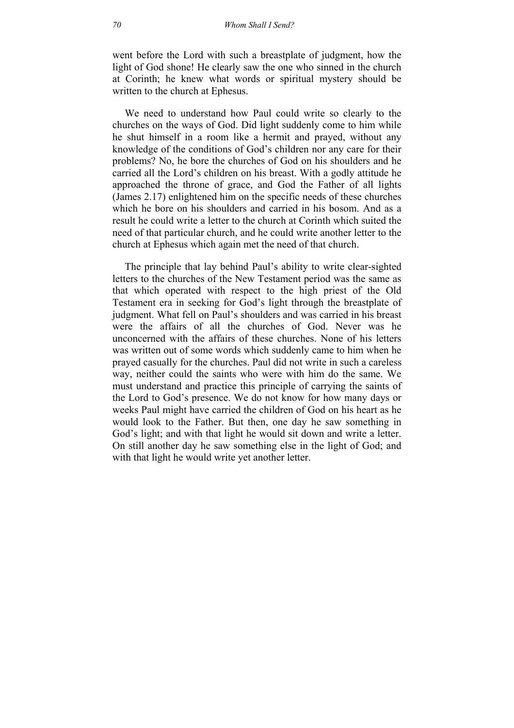went before the Lord with such a breastplate of judgment, how the light of God shone! He clearly saw the one who sinned in the church at Corinth; he knew what words or spiritual mystery should be written to the church at Ephesus.

We need to understand how Paul could write so clearly to the churches on the ways of God. Did light suddenly come to him while he shut himself in a room like a hermit and prayed, without any knowledge of the conditions of God's children nor any care for their problems? No, he bore the churches of God on his shoulders and he carried all the Lord's children on his breast. With a godly attitude he approached the throne of grace, and God the Father of all lights (James 2.17) enlightened him on the specific needs of these churches which he bore on his shoulders and carried in his bosom. And as a result he could write a letter to the church at Corinth which suited the need of that particular church, and he could write another letter to the church at Ephesus which again met the need of that church.

The principle that lay behind Paul's ability to write clear-sighted letters to the churches of the New Testament period was the same as that which operated with respect to the high priest of the Old Testament era in seeking for God's light through the breastplate of judgment. What fell on Paul's shoulders and was carried in his breast were the affairs of all the churches of God. Never was he unconcerned with the affairs of these churches. None of his letters was written out of some words which suddenly came to him when he prayed casually for the churches. Paul did not write in such a careless way, neither could the saints who were with him do the same. We must understand and practice this principle of carrying the saints of the Lord to God's presence. We do not know for how many days or weeks Paul might have carried the children of God on his heart as he would look to the Father. But then, one day he saw something in God's light; and with that light he would sit down and write a letter. On still another day he saw something else in the light of God; and with that light he would write yet another letter.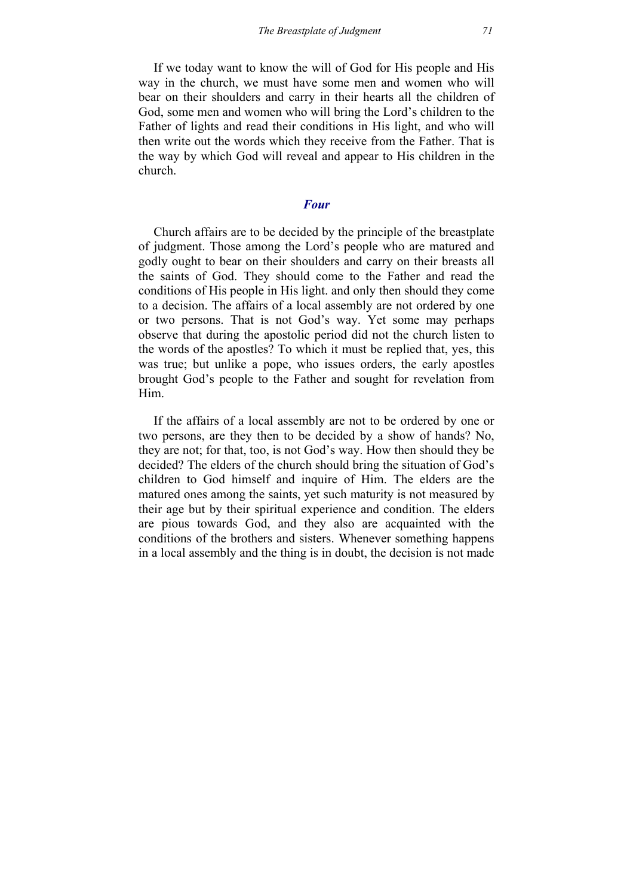If we today want to know the will of God for His people and His way in the church, we must have some men and women who will bear on their shoulders and carry in their hearts all the children of God, some men and women who will bring the Lord's children to the Father of lights and read their conditions in His light, and who will then write out the words which they receive from the Father. That is the way by which God will reveal and appear to His children in the church.

### *Four*

Church affairs are to be decided by the principle of the breastplate of judgment. Those among the Lord's people who are matured and godly ought to bear on their shoulders and carry on their breasts all the saints of God. They should come to the Father and read the conditions of His people in His light. and only then should they come to a decision. The affairs of a local assembly are not ordered by one or two persons. That is not God's way. Yet some may perhaps observe that during the apostolic period did not the church listen to the words of the apostles? To which it must be replied that, yes, this was true; but unlike a pope, who issues orders, the early apostles brought God's people to the Father and sought for revelation from Him.

If the affairs of a local assembly are not to be ordered by one or two persons, are they then to be decided by a show of hands? No, they are not; for that, too, is not God's way. How then should they be decided? The elders of the church should bring the situation of God's children to God himself and inquire of Him. The elders are the matured ones among the saints, yet such maturity is not measured by their age but by their spiritual experience and condition. The elders are pious towards God, and they also are acquainted with the conditions of the brothers and sisters. Whenever something happens in a local assembly and the thing is in doubt, the decision is not made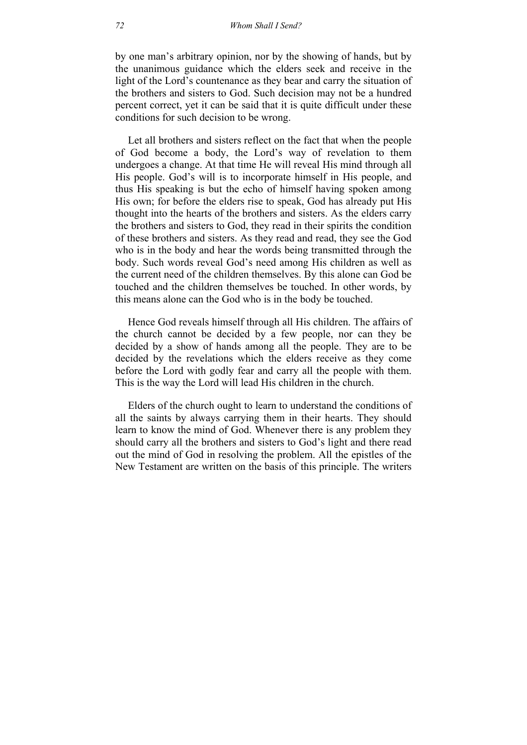by one man's arbitrary opinion, nor by the showing of hands, but by the unanimous guidance which the elders seek and receive in the light of the Lord's countenance as they bear and carry the situation of the brothers and sisters to God. Such decision may not be a hundred percent correct, yet it can be said that it is quite difficult under these conditions for such decision to be wrong.

Let all brothers and sisters reflect on the fact that when the people of God become a body, the Lord's way of revelation to them undergoes a change. At that time He will reveal His mind through all His people. God's will is to incorporate himself in His people, and thus His speaking is but the echo of himself having spoken among His own; for before the elders rise to speak, God has already put His thought into the hearts of the brothers and sisters. As the elders carry the brothers and sisters to God, they read in their spirits the condition of these brothers and sisters. As they read and read, they see the God who is in the body and hear the words being transmitted through the body. Such words reveal God's need among His children as well as the current need of the children themselves. By this alone can God be touched and the children themselves be touched. In other words, by this means alone can the God who is in the body be touched.

Hence God reveals himself through all His children. The affairs of the church cannot be decided by a few people, nor can they be decided by a show of hands among all the people. They are to be decided by the revelations which the elders receive as they come before the Lord with godly fear and carry all the people with them. This is the way the Lord will lead His children in the church.

Elders of the church ought to learn to understand the conditions of all the saints by always carrying them in their hearts. They should learn to know the mind of God. Whenever there is any problem they should carry all the brothers and sisters to God's light and there read out the mind of God in resolving the problem. All the epistles of the New Testament are written on the basis of this principle. The writers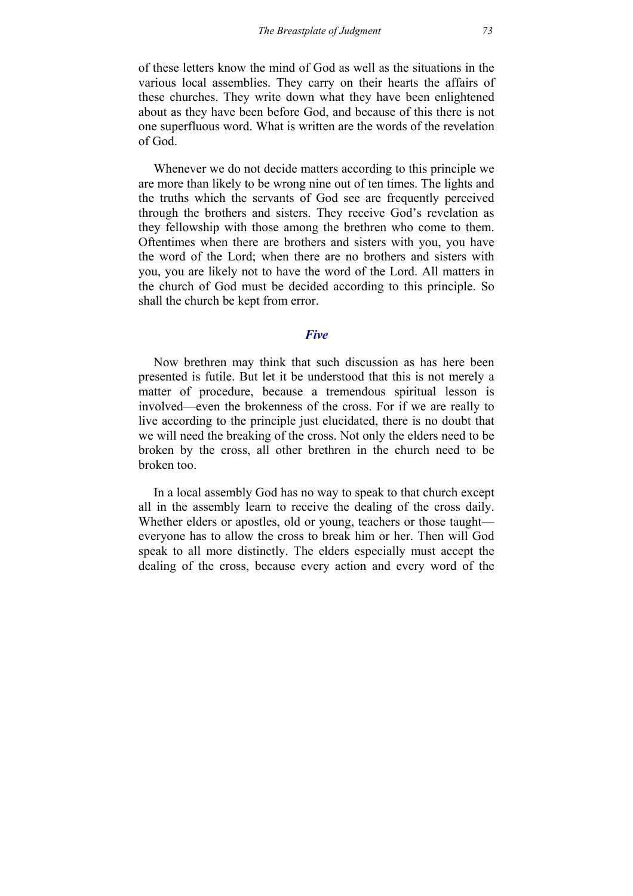of these letters know the mind of God as well as the situations in the various local assemblies. They carry on their hearts the affairs of these churches. They write down what they have been enlightened about as they have been before God, and because of this there is not one superfluous word. What is written are the words of the revelation of God.

Whenever we do not decide matters according to this principle we are more than likely to be wrong nine out of ten times. The lights and the truths which the servants of God see are frequently perceived through the brothers and sisters. They receive God's revelation as they fellowship with those among the brethren who come to them. Oftentimes when there are brothers and sisters with you, you have the word of the Lord; when there are no brothers and sisters with you, you are likely not to have the word of the Lord. All matters in the church of God must be decided according to this principle. So shall the church be kept from error.

### *Five*

Now brethren may think that such discussion as has here been presented is futile. But let it be understood that this is not merely a matter of procedure, because a tremendous spiritual lesson is involved—even the brokenness of the cross. For if we are really to live according to the principle just elucidated, there is no doubt that we will need the breaking of the cross. Not only the elders need to be broken by the cross, all other brethren in the church need to be broken too.

In a local assembly God has no way to speak to that church except all in the assembly learn to receive the dealing of the cross daily. Whether elders or apostles, old or young, teachers or those taught—everyone has to allow the cross to break him or her. Then will God speak to all more distinctly. The elders especially must accept the dealing of the cross, because every action and every word of the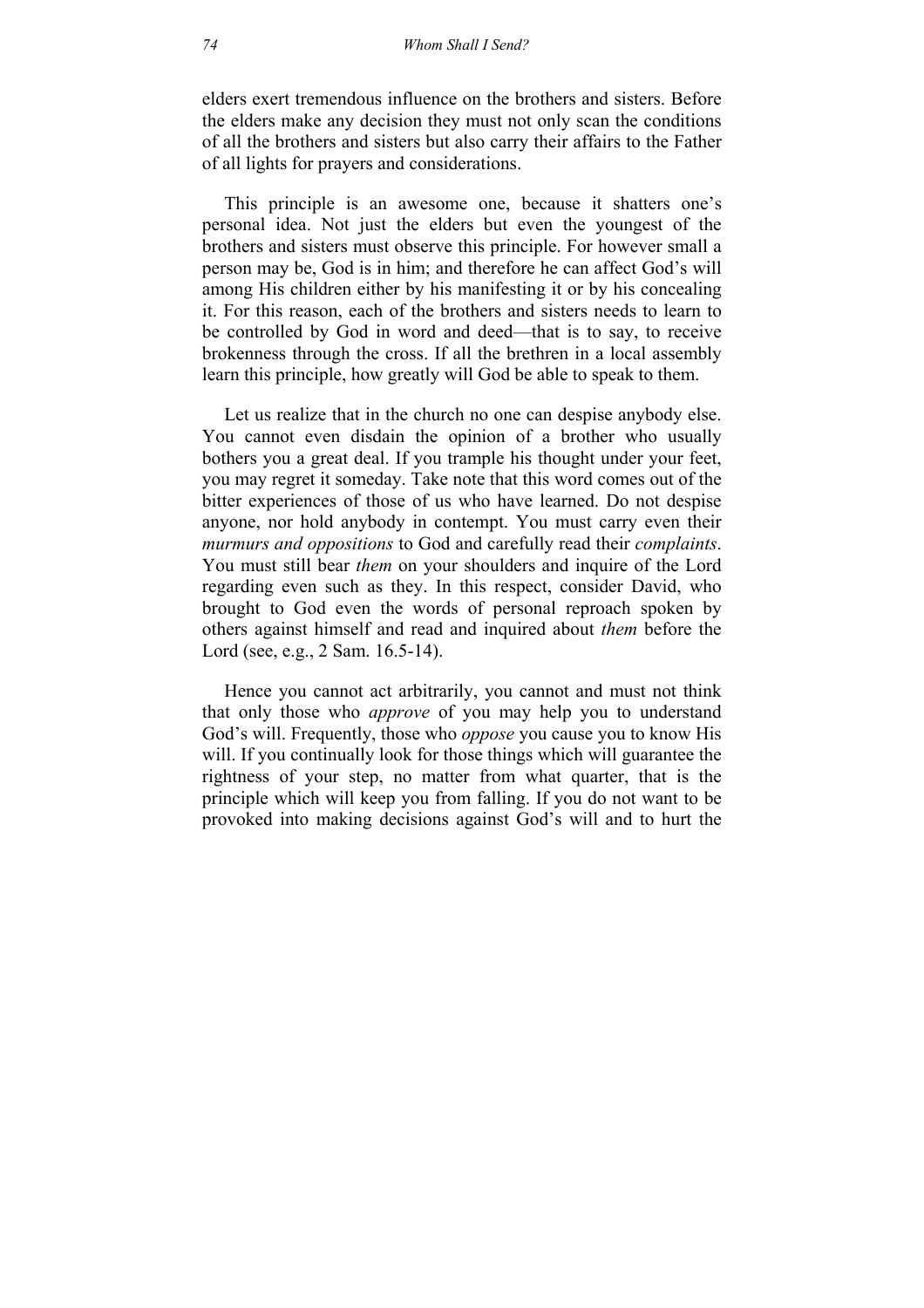elders exert tremendous influence on the brothers and sisters. Before the elders make any decision they must not only scan the conditions of all the brothers and sisters but also carry their affairs to the Father of all lights for prayers and considerations.

This principle is an awesome one, because it shatters one's personal idea. Not just the elders but even the youngest of the brothers and sisters must observe this principle. For however small a person may be, God is in him; and therefore he can affect God's will among His children either by his manifesting it or by his concealing it. For this reason, each of the brothers and sisters needs to learn to be controlled by God in word and deed—that is to say, to receive brokenness through the cross. If all the brethren in a local assembly learn this principle, how greatly will God be able to speak to them.

Let us realize that in the church no one can despise anybody else. You cannot even disdain the opinion of a brother who usually bothers you a great deal. If you trample his thought under your feet, you may regret it someday. Take note that this word comes out of the bitter experiences of those of us who have learned. Do not despise anyone, nor hold anybody in contempt. You must carry even their *murmurs and oppositions* to God and carefully read their *complaints*. You must still bear *them* on your shoulders and inquire of the Lord regarding even such as they. In this respect, consider David, who brought to God even the words of personal reproach spoken by others against himself and read and inquired about *them* before the Lord (see, e.g., 2 Sam. 16.5-14).

Hence you cannot act arbitrarily, you cannot and must not think that only those who *approve* of you may help you to understand God's will. Frequently, those who *oppose* you cause you to know His will. If you continually look for those things which will guarantee the rightness of your step, no matter from what quarter, that is the principle which will keep you from falling. If you do not want to be provoked into making decisions against God's will and to hurt the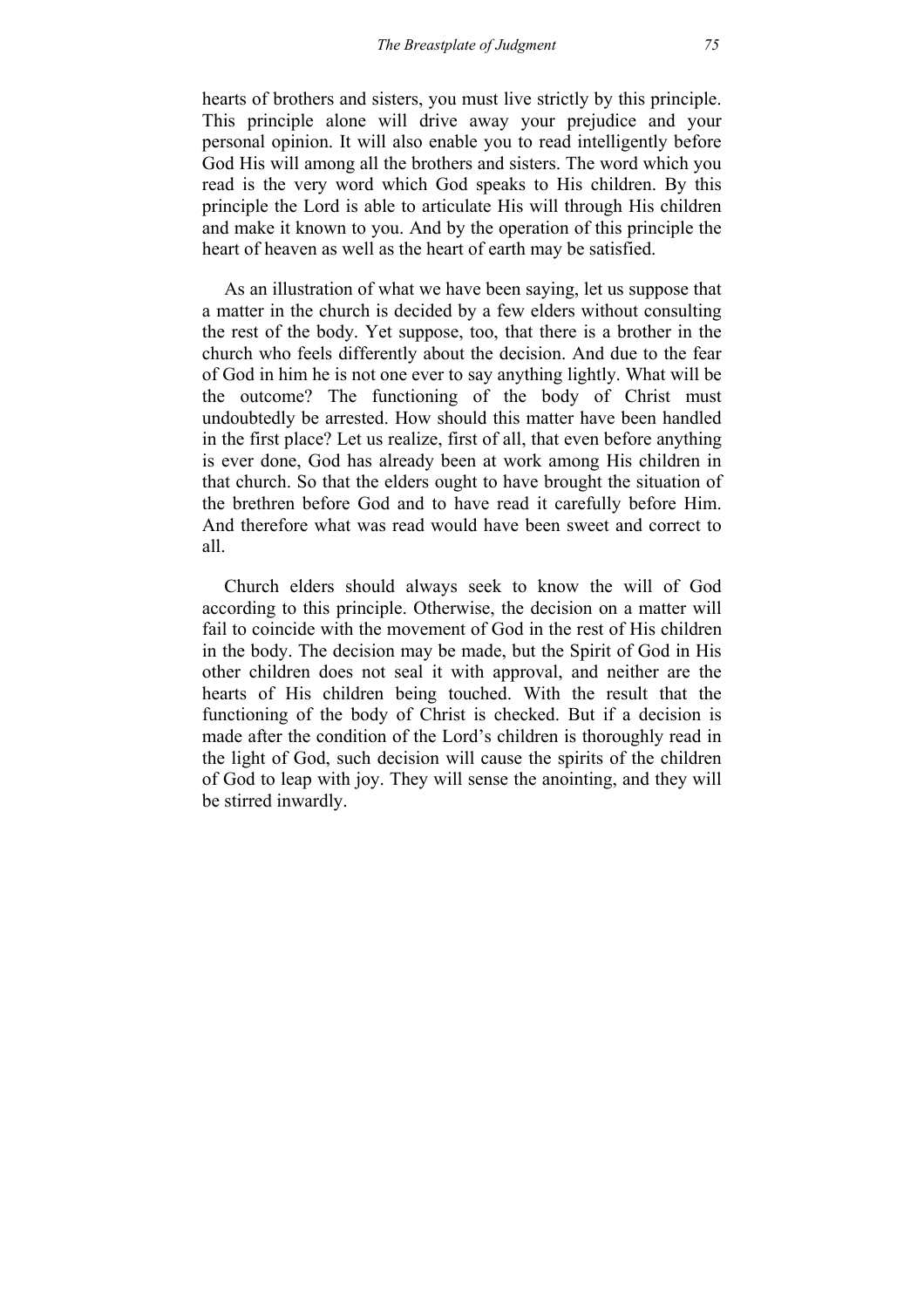hearts of brothers and sisters, you must live strictly by this principle. This principle alone will drive away your prejudice and your personal opinion. It will also enable you to read intelligently before God His will among all the brothers and sisters. The word which you read is the very word which God speaks to His children. By this principle the Lord is able to articulate His will through His children and make it known to you. And by the operation of this principle the heart of heaven as well as the heart of earth may be satisfied.

As an illustration of what we have been saying, let us suppose that a matter in the church is decided by a few elders without consulting the rest of the body. Yet suppose, too, that there is a brother in the church who feels differently about the decision. And due to the fear of God in him he is not one ever to say anything lightly. What will be the outcome? The functioning of the body of Christ must undoubtedly be arrested. How should this matter have been handled in the first place? Let us realize, first of all, that even before anything is ever done, God has already been at work among His children in that church. So that the elders ought to have brought the situation of the brethren before God and to have read it carefully before Him. And therefore what was read would have been sweet and correct to all.

Church elders should always seek to know the will of God according to this principle. Otherwise, the decision on a matter will fail to coincide with the movement of God in the rest of His children in the body. The decision may be made, but the Spirit of God in His other children does not seal it with approval, and neither are the hearts of His children being touched. With the result that the functioning of the body of Christ is checked. But if a decision is made after the condition of the Lord's children is thoroughly read in the light of God, such decision will cause the spirits of the children of God to leap with joy. They will sense the anointing, and they will be stirred inwardly.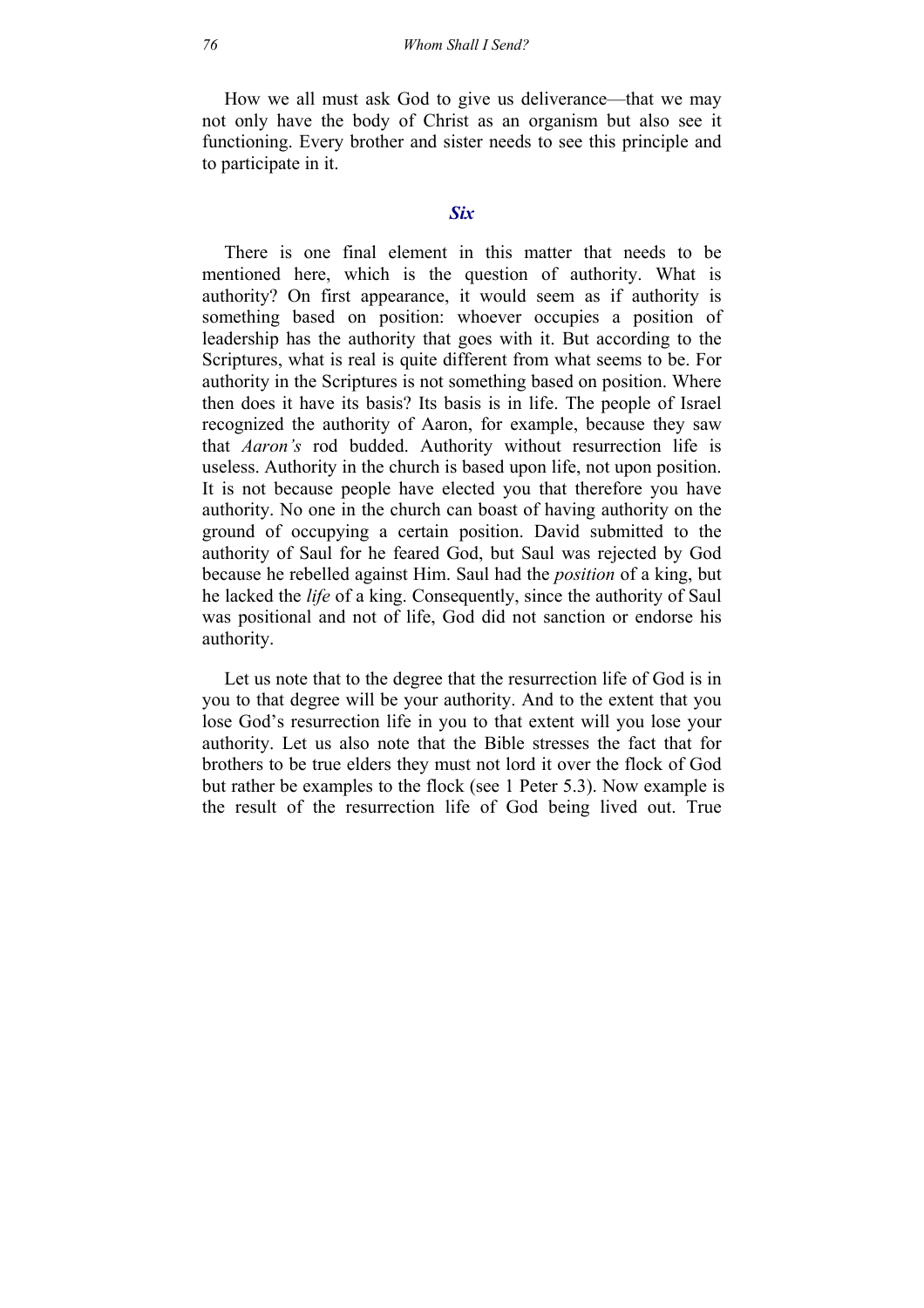How we all must ask God to give us deliverance—that we may not only have the body of Christ as an organism but also see it functioning. Every brother and sister needs to see this principle and to participate in it.

### *Six*

There is one final element in this matter that needs to be mentioned here, which is the question of authority. What is authority? On first appearance, it would seem as if authority is something based on position: whoever occupies a position of leadership has the authority that goes with it. But according to the Scriptures, what is real is quite different from what seems to be. For authority in the Scriptures is not something based on position. Where then does it have its basis? Its basis is in life. The people of Israel recognized the authority of Aaron, for example, because they saw that *Aaron's* rod budded. Authority without resurrection life is useless. Authority in the church is based upon life, not upon position. It is not because people have elected you that therefore you have authority. No one in the church can boast of having authority on the ground of occupying a certain position. David submitted to the authority of Saul for he feared God, but Saul was rejected by God because he rebelled against Him. Saul had the *position* of a king, but he lacked the *life* of a king. Consequently, since the authority of Saul was positional and not of life, God did not sanction or endorse his authority.

Let us note that to the degree that the resurrection life of God is in you to that degree will be your authority. And to the extent that you lose God's resurrection life in you to that extent will you lose your authority. Let us also note that the Bible stresses the fact that for brothers to be true elders they must not lord it over the flock of God but rather be examples to the flock (see 1 Peter 5.3). Now example is the result of the resurrection life of God being lived out. True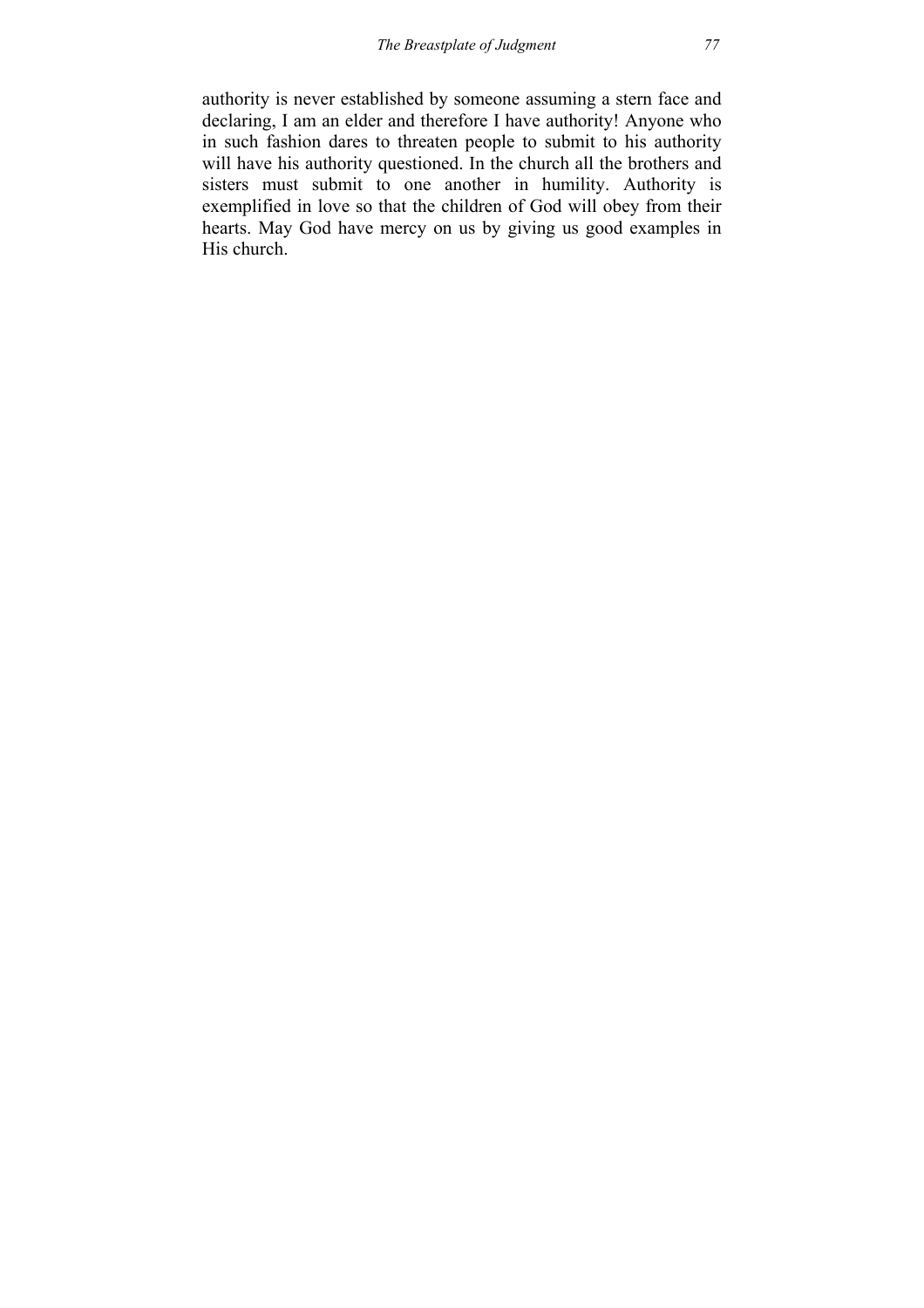authority is never established by someone assuming a stern face and declaring, I am an elder and therefore I have authority! Anyone who in such fashion dares to threaten people to submit to his authority will have his authority questioned. In the church all the brothers and sisters must submit to one another in humility. Authority is exemplified in love so that the children of God will obey from their hearts. May God have mercy on us by giving us good examples in His church.